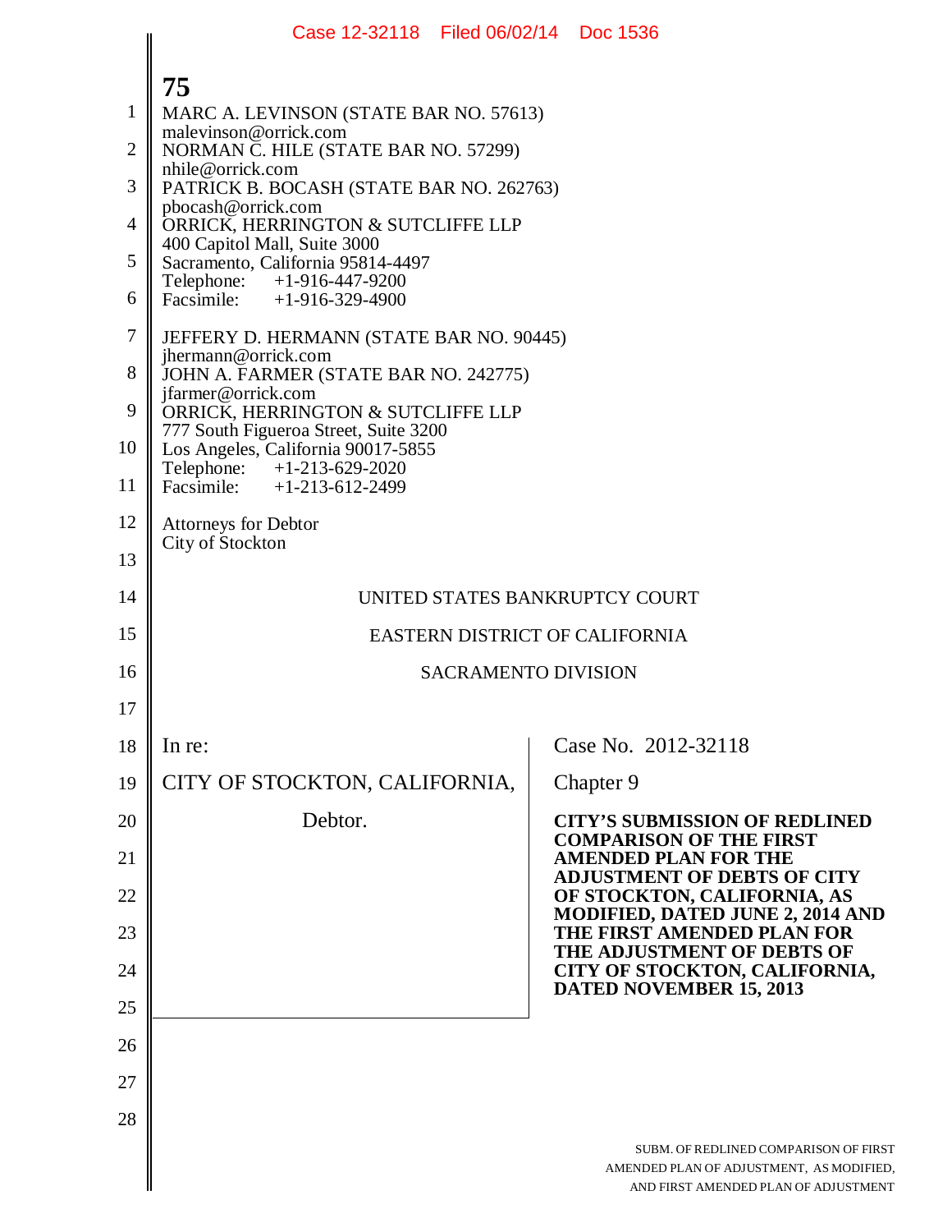MARC A. LEVINSON (STATE BAR NO. 57613)
malevinson@orrick.com
NORMAN C. HILE (STATE BAR NO. 57299)
nhile@orrick.com
PATRICK B. BOCASH (STATE BAR NO. 262763)
pbocash@orrick.com
ORRICK, HERRINGTON & SUTCLIFFE LLP
400 Capitol Mall, Suite 3000
Sacramento, California 95814-4497
Telephone: +1-916-447-9200
Facsimile: +1-916-329-4900

JEFFERY D. HERMANN (STATE BAR NO. 90445)
jhermann@orrick.com
JOHN A. FARMER (STATE BAR NO. 242775)
jfarmer@orrick.com
ORRICK, HERRINGTON & SUTCLIFFE LLP
777 South Figueroa Street, Suite 3200
Los Angeles, California 90017-5855
Telephone: +1-213-629-2020
Facsimile: +1-213-612-2499

Attorneys for Debtor
City of Stockton

UNITED STATES BANKRUPTCY COURT

EASTERN DISTRICT OF CALIFORNIA

SACRAMENTO DIVISION

| | |
|---|---|
| In re:<br><br>CITY OF STOCKTON, CALIFORNIA,<br><br>Debtor. | Case No. 2012-32118<br><br>Chapter 9<br><br>**CITY'S SUBMISSION OF REDLINED COMPARISON OF THE FIRST AMENDED PLAN FOR THE ADJUSTMENT OF DEBTS OF CITY OF STOCKTON, CALIFORNIA, AS MODIFIED, DATED JUNE 2, 2014 AND THE FIRST AMENDED PLAN FOR THE ADJUSTMENT OF DEBTS OF CITY OF STOCKTON, CALIFORNIA, DATED NOVEMBER 15, 2013** |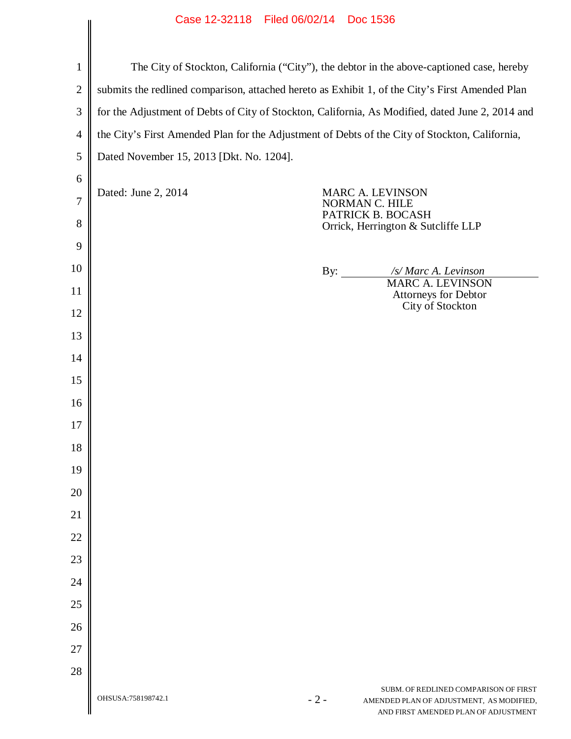The City of Stockton, California ("City"), the debtor in the above-captioned case, hereby submits the redlined comparison, attached hereto as Exhibit 1, of the City's First Amended Plan for the Adjustment of Debts of City of Stockton, California, As Modified, dated June 2, 2014 and the City's First Amended Plan for the Adjustment of Debts of the City of Stockton, California, Dated November 15, 2013 [Dkt. No. 1204].

Dated: June 2, 2014

MARC A. LEVINSON
NORMAN C. HILE
PATRICK B. BOCASH
Orrick, Herrington & Sutcliffe LLP

By: *_/s/ Marc A. Levinson_*
MARC A. LEVINSON
Attorneys for Debtor
City of Stockton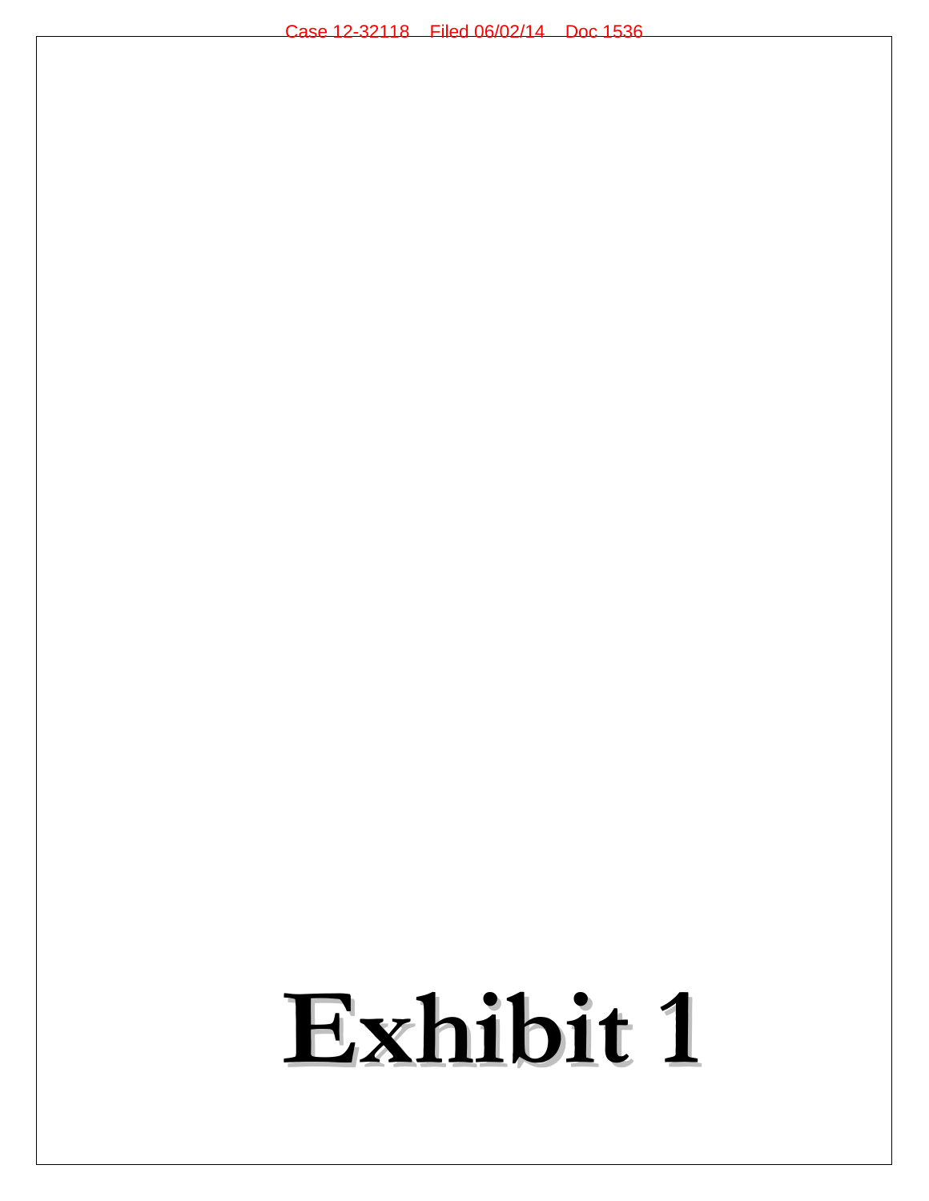# Exhibit 1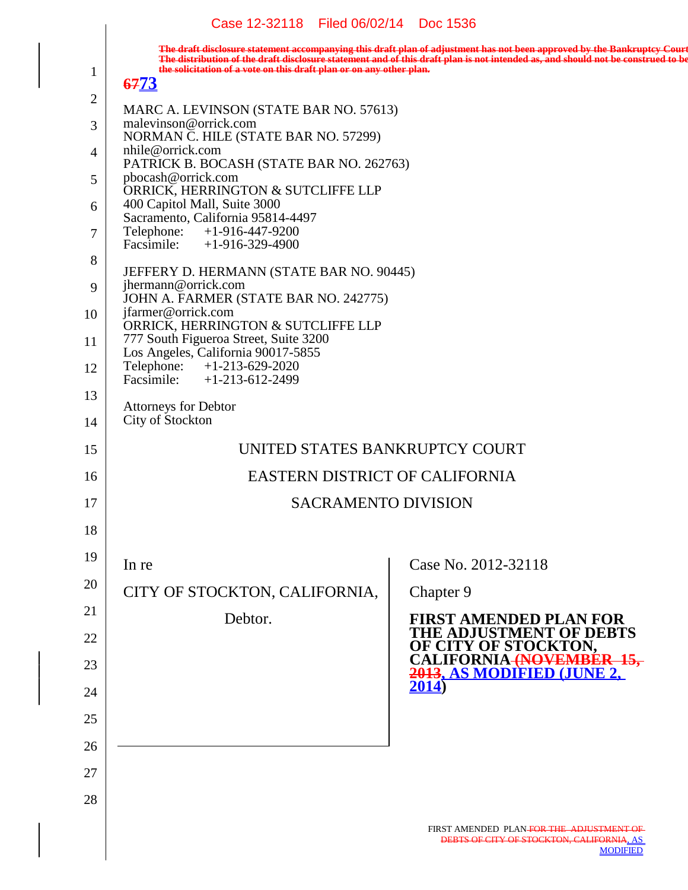The draft disclosure statement accompanying this draft plan of adjustment has not been approved by the Bankruptcy Court. The distribution of the draft disclosure statement and of this draft plan is not intended as, and should not be construed to be the solicitation of a vote on this draft plan or on any other plan.

~~67~~73

MARC A. LEVINSON (STATE BAR NO. 57613)
malevinson@orrick.com
NORMAN C. HILE (STATE BAR NO. 57299)
nhile@orrick.com
PATRICK B. BOCASH (STATE BAR NO. 262763)
pbocash@orrick.com
ORRICK, HERRINGTON & SUTCLIFFE LLP
400 Capitol Mall, Suite 3000
Sacramento, California 95814-4497
Telephone: +1-916-447-9200
Facsimile: +1-916-329-4900

JEFFERY D. HERMANN (STATE BAR NO. 90445)
jhermann@orrick.com
JOHN A. FARMER (STATE BAR NO. 242775)
jfarmer@orrick.com
ORRICK, HERRINGTON & SUTCLIFFE LLP
777 South Figueroa Street, Suite 3200
Los Angeles, California 90017-5855
Telephone: +1-213-629-2020
Facsimile: +1-213-612-2499

Attorneys for Debtor
City of Stockton

UNITED STATES BANKRUPTCY COURT

EASTERN DISTRICT OF CALIFORNIA

SACRAMENTO DIVISION

| | |
|---|---|
| In re<br><br>CITY OF STOCKTON, CALIFORNIA,<br><br>Debtor. | Case No. 2012-32118<br><br>Chapter 9<br><br>**FIRST AMENDED PLAN FOR THE ADJUSTMENT OF DEBTS OF CITY OF STOCKTON, CALIFORNIA ~~(NOVEMBER 15, 2013~~, AS MODIFIED (JUNE 2, 2014)** |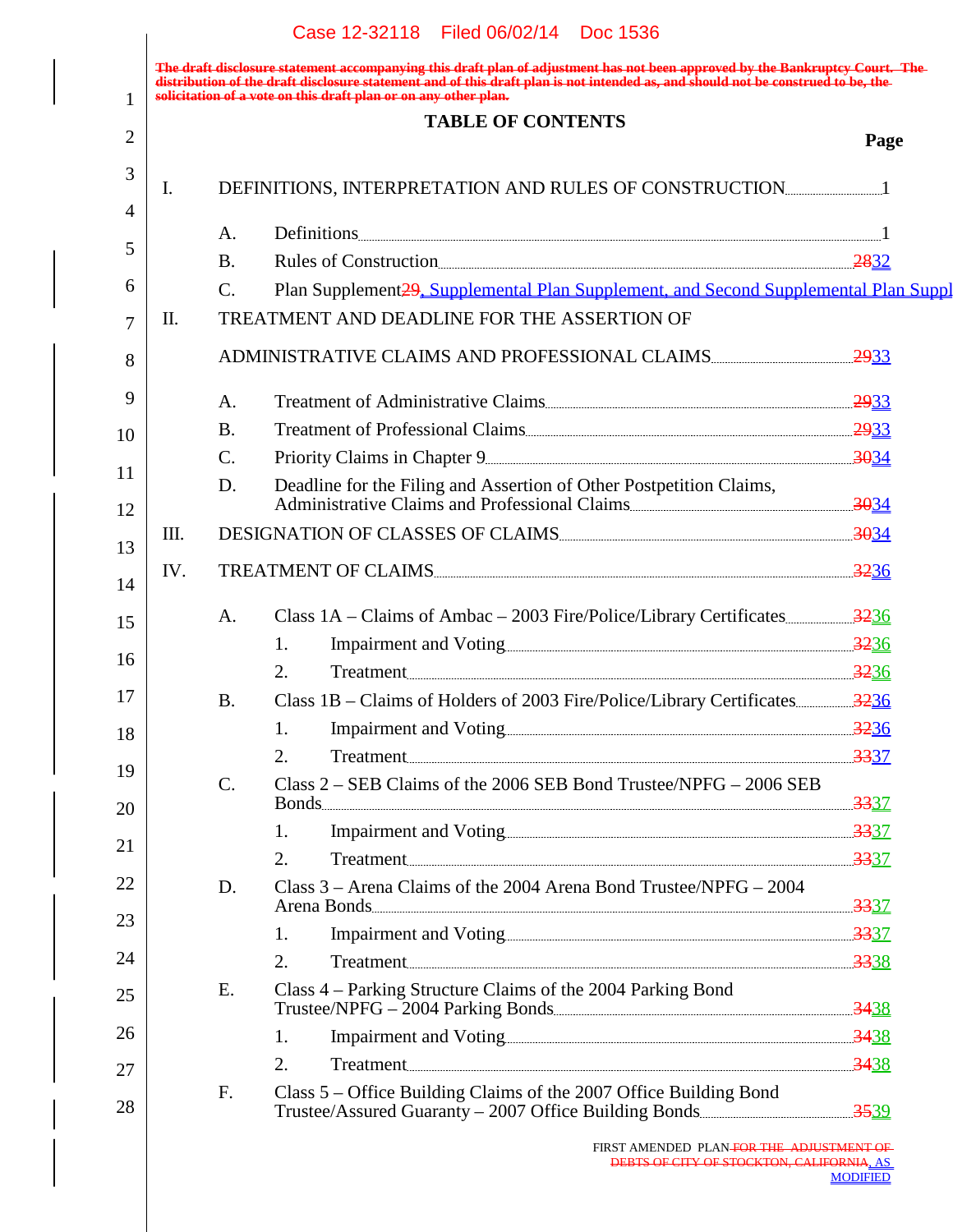~~The draft disclosure statement accompanying this draft plan of adjustment has not been approved by the Bankruptcy Court. The distribution of the draft disclosure statement and of this draft plan is not intended as, and should not be construed to be, the solicitation of a vote on this draft plan or on any other plan.~~

# TABLE OF CONTENTS

| | | | Page |
|---|---|---|---|
| I. | DEFINITIONS, INTERPRETATION AND RULES OF CONSTRUCTION | | 1 |
| | A. | Definitions | 1 |
| | B. | Rules of Construction | ~~28~~32 |
| | C. | Plan Supplement~~29~~, Supplemental Plan Supplement, and Second Supplemental Plan Suppl | |
| II. | TREATMENT AND DEADLINE FOR THE ASSERTION OF ADMINISTRATIVE CLAIMS AND PROFESSIONAL CLAIMS | | ~~29~~33 |
| | A. | Treatment of Administrative Claims | ~~29~~33 |
| | B. | Treatment of Professional Claims | ~~29~~33 |
| | C. | Priority Claims in Chapter 9 | ~~30~~34 |
| | D. | Deadline for the Filing and Assertion of Other Postpetition Claims, Administrative Claims and Professional Claims | ~~30~~34 |
| III. | DESIGNATION OF CLASSES OF CLAIMS | | ~~30~~34 |
| IV. | TREATMENT OF CLAIMS | | ~~32~~36 |
| | A. | Class 1A – Claims of Ambac – 2003 Fire/Police/Library Certificates | ~~32~~36 |
| | | 1. Impairment and Voting | ~~32~~36 |
| | | 2. Treatment | ~~32~~36 |
| | B. | Class 1B – Claims of Holders of 2003 Fire/Police/Library Certificates | ~~32~~36 |
| | | 1. Impairment and Voting | ~~32~~36 |
| | | 2. Treatment | ~~33~~37 |
| | C. | Class 2 – SEB Claims of the 2006 SEB Bond Trustee/NPFG – 2006 SEB Bonds | ~~33~~37 |
| | | 1. Impairment and Voting | ~~33~~37 |
| | | 2. Treatment | ~~33~~37 |
| | D. | Class 3 – Arena Claims of the 2004 Arena Bond Trustee/NPFG – 2004 Arena Bonds | ~~33~~37 |
| | | 1. Impairment and Voting | ~~33~~37 |
| | | 2. Treatment | ~~33~~38 |
| | E. | Class 4 – Parking Structure Claims of the 2004 Parking Bond Trustee/NPFG – 2004 Parking Bonds | ~~34~~38 |
| | | 1. Impairment and Voting | ~~34~~38 |
| | | 2. Treatment | ~~34~~38 |
| | F. | Class 5 – Office Building Claims of the 2007 Office Building Bond Trustee/Assured Guaranty – 2007 Office Building Bonds | ~~35~~39 |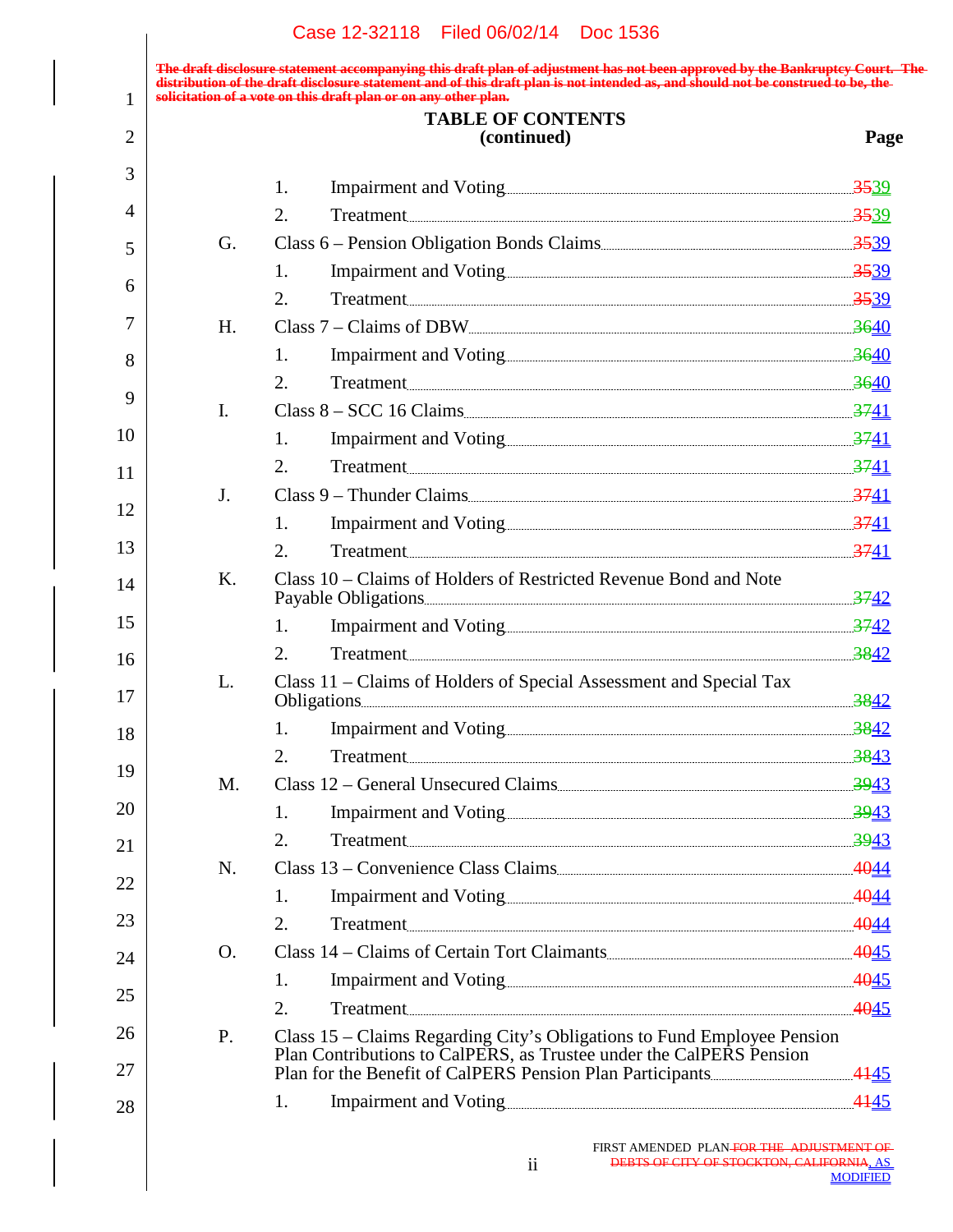The draft disclosure statement accompanying this draft plan of adjustment has not been approved by the Bankruptcy Court. The distribution of the draft disclosure statement and of this draft plan is not intended as, and should not be construed to be, the solicitation of a vote on this draft plan or on any other plan.

## TABLE OF CONTENTS (continued)

| | | | Page |
|---|---|---|---|
| | 1. | Impairment and Voting | ~~35~~39 |
| | 2. | Treatment | ~~35~~39 |
| G. | Class 6 – Pension Obligation Bonds Claims | | ~~35~~39 |
| | 1. | Impairment and Voting | ~~35~~39 |
| | 2. | Treatment | ~~35~~39 |
| H. | Class 7 – Claims of DBW | | ~~36~~40 |
| | 1. | Impairment and Voting | ~~36~~40 |
| | 2. | Treatment | ~~36~~40 |
| I. | Class 8 – SCC 16 Claims | | ~~37~~41 |
| | 1. | Impairment and Voting | ~~37~~41 |
| | 2. | Treatment | ~~37~~41 |
| J. | Class 9 – Thunder Claims | | ~~37~~41 |
| | 1. | Impairment and Voting | ~~37~~41 |
| | 2. | Treatment | ~~37~~41 |
| K. | Class 10 – Claims of Holders of Restricted Revenue Bond and Note Payable Obligations | | ~~37~~42 |
| | 1. | Impairment and Voting | ~~37~~42 |
| | 2. | Treatment | ~~38~~42 |
| L. | Class 11 – Claims of Holders of Special Assessment and Special Tax Obligations | | ~~38~~42 |
| | 1. | Impairment and Voting | ~~38~~42 |
| | 2. | Treatment | ~~38~~43 |
| M. | Class 12 – General Unsecured Claims | | ~~39~~43 |
| | 1. | Impairment and Voting | ~~39~~43 |
| | 2. | Treatment | ~~39~~43 |
| N. | Class 13 – Convenience Class Claims | | ~~40~~44 |
| | 1. | Impairment and Voting | ~~40~~44 |
| | 2. | Treatment | ~~40~~44 |
| O. | Class 14 – Claims of Certain Tort Claimants | | ~~40~~45 |
| | 1. | Impairment and Voting | ~~40~~45 |
| | 2. | Treatment | ~~40~~45 |
| P. | Class 15 – Claims Regarding City's Obligations to Fund Employee Pension Plan Contributions to CalPERS, as Trustee under the CalPERS Pension Plan for the Benefit of CalPERS Pension Plan Participants | | ~~41~~45 |
| | 1. | Impairment and Voting | ~~41~~45 |

FIRST AMENDED PLAN ~~FOR THE ADJUSTMENT OF DEBTS OF CITY OF STOCKTON, CALIFORNIA~~, AS MODIFIED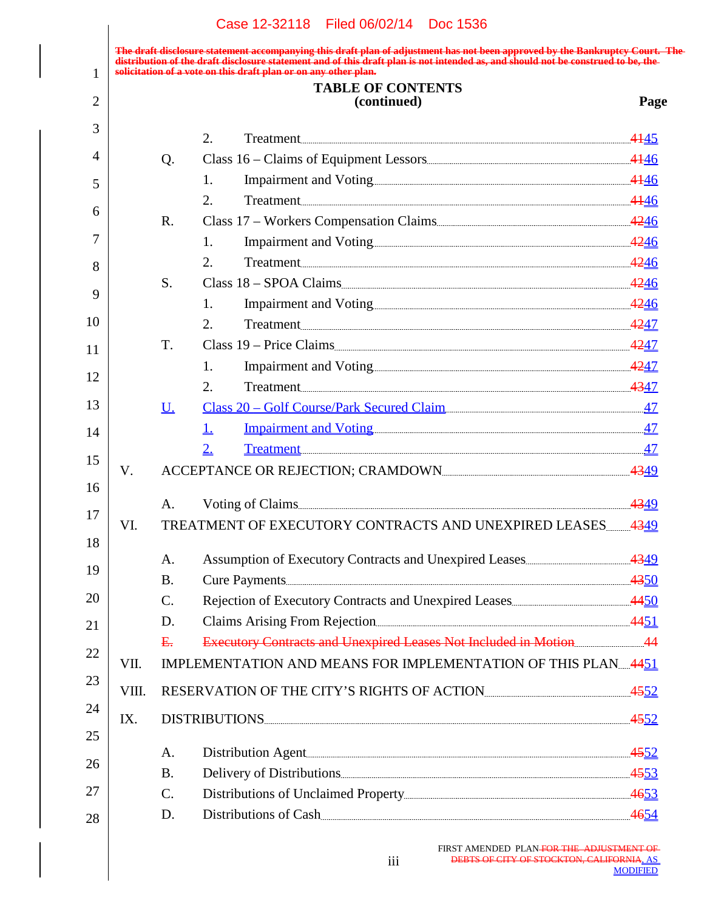The draft disclosure statement accompanying this draft plan of adjustment has not been approved by the Bankruptcy Court. The distribution of the draft disclosure statement and of this draft plan is not intended as, and should not be construed to be, the solicitation of a vote on this draft plan or on any other plan.

**TABLE OF CONTENTS**
**(continued)**

| | | | | **Page** |
|---|---|---|---|---|
| | | 2. | Treatment | ~~41~~45 |
| | Q. | Class 16 – Claims of Equipment Lessors | | ~~41~~46 |
| | | 1. | Impairment and Voting | ~~41~~46 |
| | | 2. | Treatment | ~~41~~46 |
| | R. | Class 17 – Workers Compensation Claims | | ~~42~~46 |
| | | 1. | Impairment and Voting | ~~42~~46 |
| | | 2. | Treatment | ~~42~~46 |
| | S. | Class 18 – SPOA Claims | | ~~42~~46 |
| | | 1. | Impairment and Voting | ~~42~~46 |
| | | 2. | Treatment | ~~42~~47 |
| | T. | Class 19 – Price Claims | | ~~42~~47 |
| | | 1. | Impairment and Voting | ~~42~~47 |
| | | 2. | Treatment | ~~43~~47 |
| | U. | Class 20 – Golf Course/Park Secured Claim | | 47 |
| | | 1. | Impairment and Voting | 47 |
| | | 2. | Treatment | 47 |
| V. | ACCEPTANCE OR REJECTION; CRAMDOWN | | | ~~43~~49 |
| | A. | Voting of Claims | | ~~43~~49 |
| VI. | TREATMENT OF EXECUTORY CONTRACTS AND UNEXPIRED LEASES | | | ~~43~~49 |
| | A. | Assumption of Executory Contracts and Unexpired Leases | | ~~43~~49 |
| | B. | Cure Payments | | ~~43~~50 |
| | C. | Rejection of Executory Contracts and Unexpired Leases | | ~~44~~50 |
| | D. | Claims Arising From Rejection | | ~~44~~51 |
| | ~~E.~~ | ~~Executory Contracts and Unexpired Leases Not Included in Motion~~ | | ~~44~~ |
| VII. | IMPLEMENTATION AND MEANS FOR IMPLEMENTATION OF THIS PLAN | | | ~~44~~51 |
| VIII. | RESERVATION OF THE CITY'S RIGHTS OF ACTION | | | ~~45~~52 |
| IX. | DISTRIBUTIONS | | | ~~45~~52 |
| | A. | Distribution Agent | | ~~45~~52 |
| | B. | Delivery of Distributions | | ~~45~~53 |
| | C. | Distributions of Unclaimed Property | | ~~46~~53 |
| | D. | Distributions of Cash | | ~~46~~54 |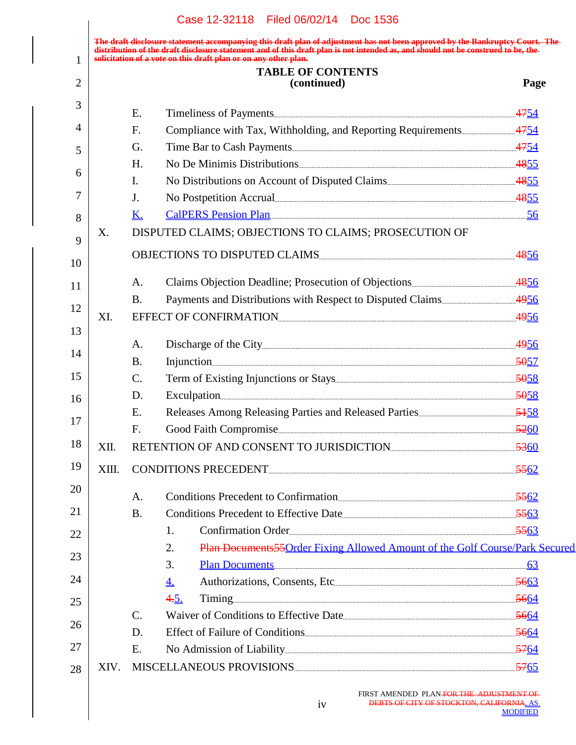The draft disclosure statement accompanying this draft plan of adjustment has not been approved by the Bankruptcy Court. The distribution of the draft disclosure statement and of this draft plan is not intended as, and should not be construed to be, the solicitation of a vote on this draft plan or on any other plan.

**TABLE OF CONTENTS**
**(continued)**

| | | | **Page** |
|---|---|---|---|
| | E. | Timeliness of Payments | 4754 |
| | F. | Compliance with Tax, Withholding, and Reporting Requirements | 4754 |
| | G. | Time Bar to Cash Payments | 4754 |
| | H. | No De Minimis Distributions | 4855 |
| | I. | No Distributions on Account of Disputed Claims | 4855 |
| | J. | No Postpetition Accrual | 4855 |
| | K. | CalPERS Pension Plan | 56 |
| X. | | DISPUTED CLAIMS; OBJECTIONS TO CLAIMS; PROSECUTION OF OBJECTIONS TO DISPUTED CLAIMS | 4856 |
| | A. | Claims Objection Deadline; Prosecution of Objections | 4856 |
| | B. | Payments and Distributions with Respect to Disputed Claims | 4956 |
| XI. | | EFFECT OF CONFIRMATION | 4956 |
| | A. | Discharge of the City | 4956 |
| | B. | Injunction | 5057 |
| | C. | Term of Existing Injunctions or Stays | 5058 |
| | D. | Exculpation | 5058 |
| | E. | Releases Among Releasing Parties and Released Parties | 5158 |
| | F. | Good Faith Compromise | 5260 |
| XII. | | RETENTION OF AND CONSENT TO JURISDICTION | 5360 |
| XIII. | | CONDITIONS PRECEDENT | 5562 |
| | A. | Conditions Precedent to Confirmation | 5562 |
| | B. | Conditions Precedent to Effective Date | 5563 |
| | | 1. Confirmation Order | 5563 |
| | | 2. Plan Documents55Order Fixing Allowed Amount of the Golf Course/Park Secured | |
| | | 3. Plan Documents | 63 |
| | | 4. Authorizations, Consents, Etc | 5663 |
| | | 4.5. Timing | 5664 |
| | C. | Waiver of Conditions to Effective Date | 5664 |
| | D. | Effect of Failure of Conditions | 5664 |
| | E. | No Admission of Liability | 5764 |
| XIV. | | MISCELLANEOUS PROVISIONS | 5765 |

FIRST AMENDED PLAN FOR THE ADJUSTMENT OF DEBTS OF CITY OF STOCKTON, CALIFORNIA, AS MODIFIED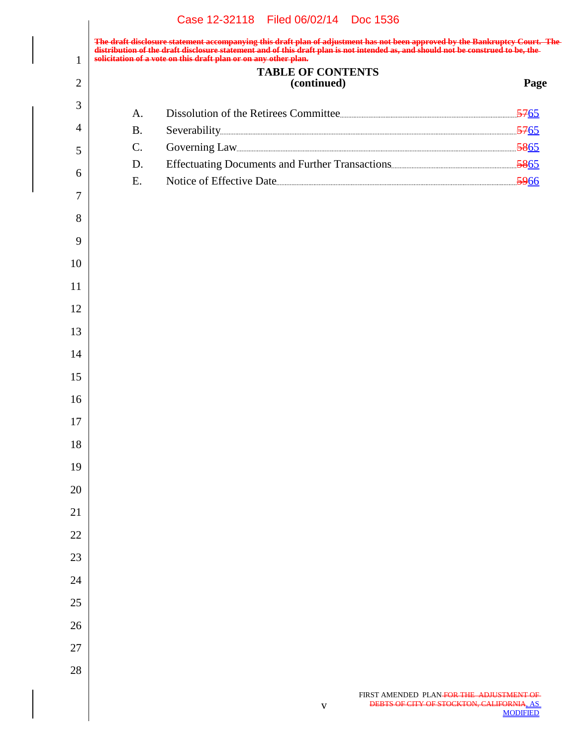~~The draft disclosure statement accompanying this draft plan of adjustment has not been approved by the Bankruptcy Court. The distribution of the draft disclosure statement and of this draft plan is not intended as, and should not be construed to be, the solicitation of a vote on this draft plan or on any other plan.~~

**TABLE OF CONTENTS**
**(continued)**

| | | Page |
|---|---|---|
| A. | Dissolution of the Retirees Committee | ~~57~~65 |
| B. | Severability | ~~57~~65 |
| C. | Governing Law | ~~58~~65 |
| D. | Effectuating Documents and Further Transactions | ~~58~~65 |
| E. | Notice of Effective Date | ~~59~~66 |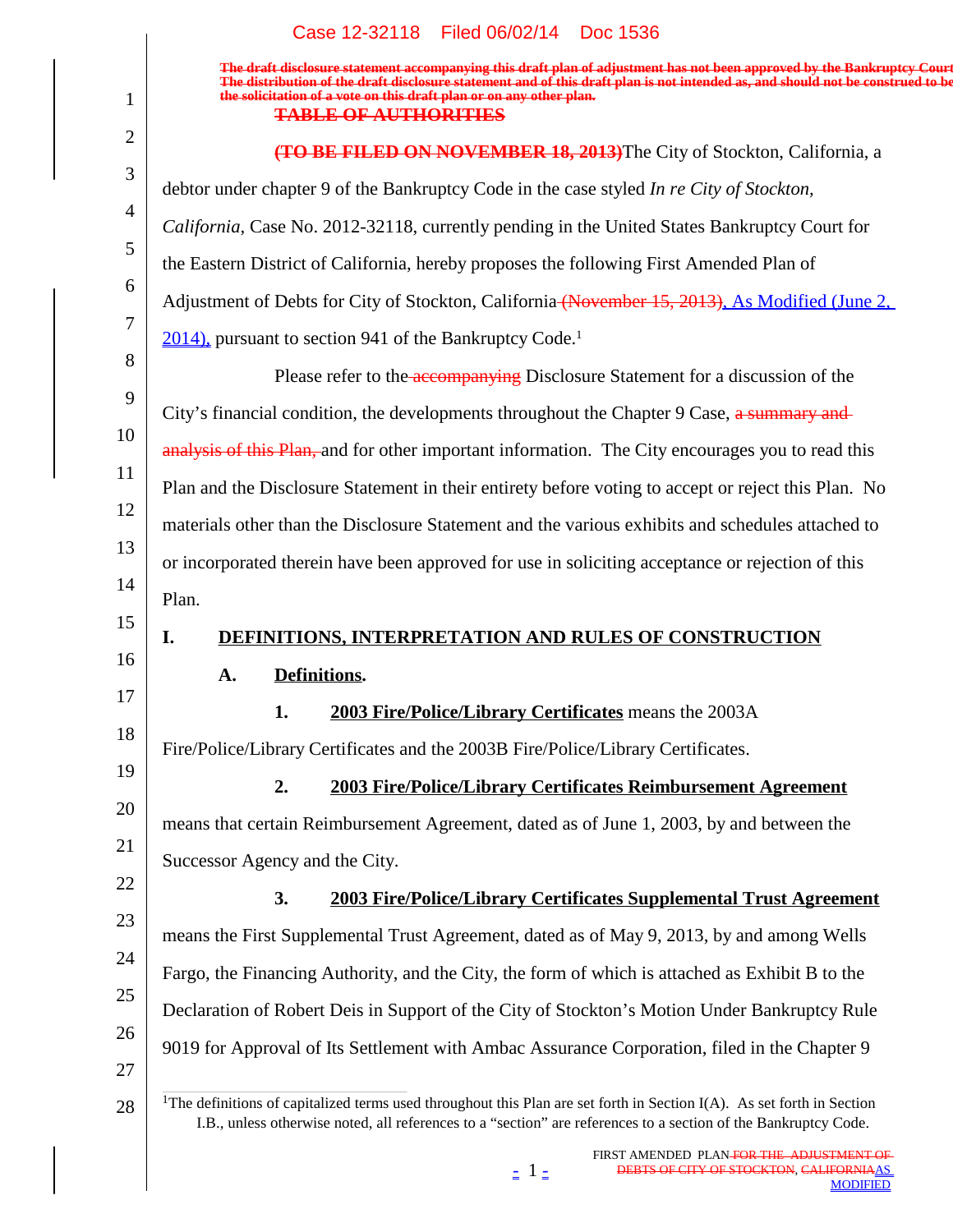The draft disclosure statement accompanying this draft plan of adjustment has not been approved by the Bankruptcy Court. The distribution of the draft disclosure statement and of this draft plan is not intended as, and should not be construed to be the solicitation of a vote on this draft plan or on any other plan.

TABLE OF AUTHORITIES

(TO BE FILED ON NOVEMBER 18, 2013)The City of Stockton, California, a debtor under chapter 9 of the Bankruptcy Code in the case styled *In re City of Stockton, California*, Case No. 2012-32118, currently pending in the United States Bankruptcy Court for the Eastern District of California, hereby proposes the following First Amended Plan of Adjustment of Debts for City of Stockton, California (November 15, 2013), As Modified (June 2, 2014), pursuant to section 941 of the Bankruptcy Code.[1]

Please refer to the accompanying Disclosure Statement for a discussion of the City's financial condition, the developments throughout the Chapter 9 Case, a summary and analysis of this Plan, and for other important information. The City encourages you to read this Plan and the Disclosure Statement in their entirety before voting to accept or reject this Plan. No materials other than the Disclosure Statement and the various exhibits and schedules attached to or incorporated therein have been approved for use in soliciting acceptance or rejection of this Plan.

# I. DEFINITIONS, INTERPRETATION AND RULES OF CONSTRUCTION

## A. Definitions.

1. **2003 Fire/Police/Library Certificates** means the 2003A Fire/Police/Library Certificates and the 2003B Fire/Police/Library Certificates.

2. **2003 Fire/Police/Library Certificates Reimbursement Agreement** means that certain Reimbursement Agreement, dated as of June 1, 2003, by and between the Successor Agency and the City.

3. **2003 Fire/Police/Library Certificates Supplemental Trust Agreement** means the First Supplemental Trust Agreement, dated as of May 9, 2013, by and among Wells Fargo, the Financing Authority, and the City, the form of which is attached as Exhibit B to the Declaration of Robert Deis in Support of the City of Stockton's Motion Under Bankruptcy Rule 9019 for Approval of Its Settlement with Ambac Assurance Corporation, filed in the Chapter 9

[1] The definitions of capitalized terms used throughout this Plan are set forth in Section I(A). As set forth in Section I.B., unless otherwise noted, all references to a "section" are references to a section of the Bankruptcy Code.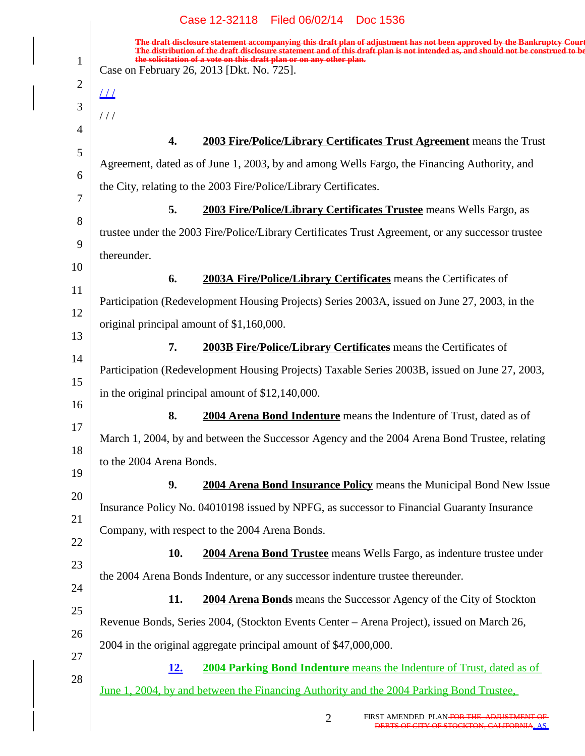~~The draft disclosure statement accompanying this draft plan of adjustment has not been approved by the Bankruptcy Court. The distribution of the draft disclosure statement and of this draft plan is not intended as, and should not be construed to be the solicitation of a vote on this draft plan or on any other plan.~~

Case on February 26, 2013 [Dkt. No. 725].

/ / /

/ / /

**4. 2003 Fire/Police/Library Certificates Trust Agreement** means the Trust Agreement, dated as of June 1, 2003, by and among Wells Fargo, the Financing Authority, and the City, relating to the 2003 Fire/Police/Library Certificates.

**5. 2003 Fire/Police/Library Certificates Trustee** means Wells Fargo, as trustee under the 2003 Fire/Police/Library Certificates Trust Agreement, or any successor trustee thereunder.

**6. 2003A Fire/Police/Library Certificates** means the Certificates of Participation (Redevelopment Housing Projects) Series 2003A, issued on June 27, 2003, in the original principal amount of $1,160,000.

**7. 2003B Fire/Police/Library Certificates** means the Certificates of Participation (Redevelopment Housing Projects) Taxable Series 2003B, issued on June 27, 2003, in the original principal amount of $12,140,000.

**8. 2004 Arena Bond Indenture** means the Indenture of Trust, dated as of March 1, 2004, by and between the Successor Agency and the 2004 Arena Bond Trustee, relating to the 2004 Arena Bonds.

**9. 2004 Arena Bond Insurance Policy** means the Municipal Bond New Issue Insurance Policy No. 04010198 issued by NPFG, as successor to Financial Guaranty Insurance Company, with respect to the 2004 Arena Bonds.

**10. 2004 Arena Bond Trustee** means Wells Fargo, as indenture trustee under the 2004 Arena Bonds Indenture, or any successor indenture trustee thereunder.

**11. 2004 Arena Bonds** means the Successor Agency of the City of Stockton Revenue Bonds, Series 2004, (Stockton Events Center – Arena Project), issued on March 26, 2004 in the original aggregate principal amount of $47,000,000.

**12. 2004 Parking Bond Indenture** means the Indenture of Trust, dated as of June 1, 2004, by and between the Financing Authority and the 2004 Parking Bond Trustee,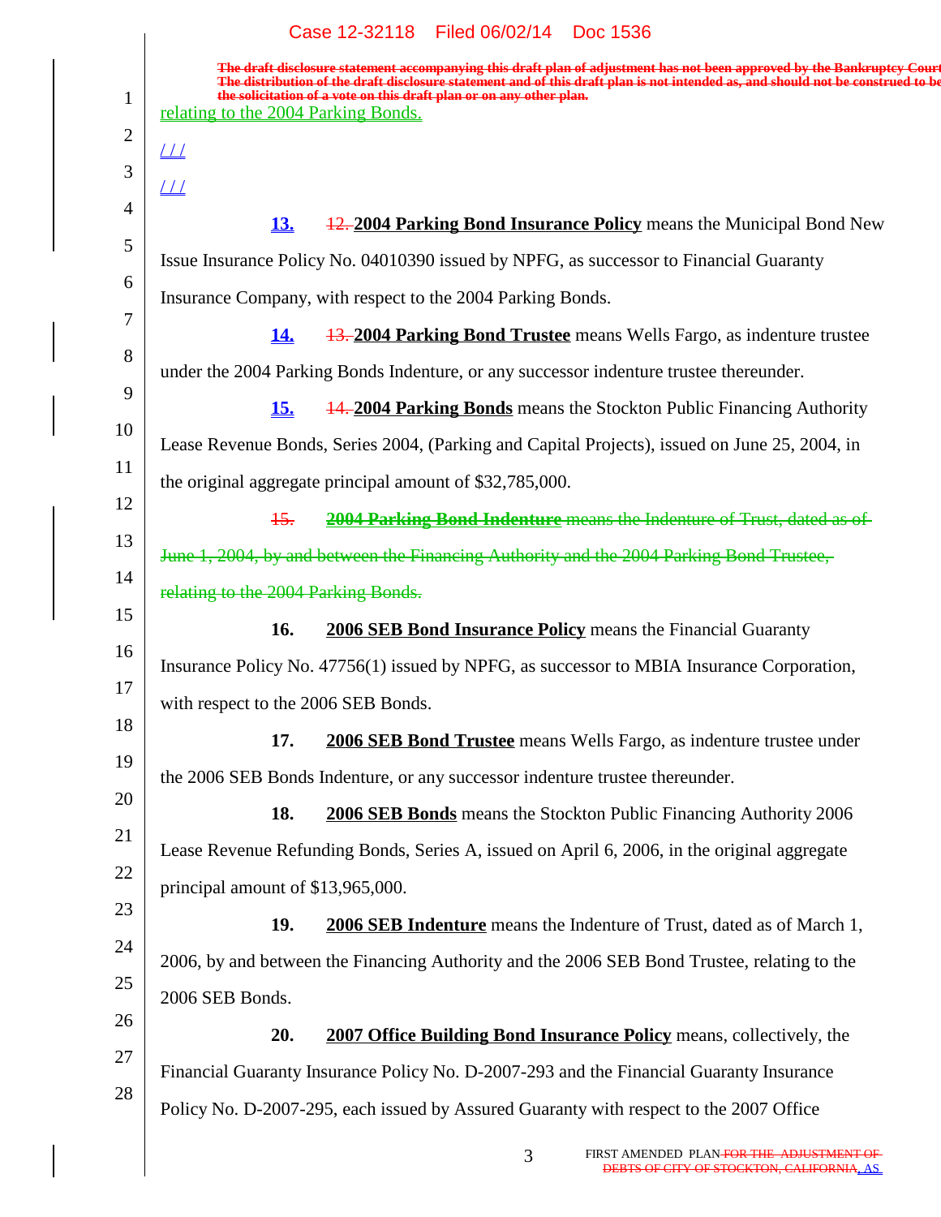The draft disclosure statement accompanying this draft plan of adjustment has not been approved by the Bankruptcy Court. The distribution of the draft disclosure statement and of this draft plan is not intended as, and should not be construed to be the solicitation of a vote on this draft plan or on any other plan.

relating to the 2004 Parking Bonds.

/ / /

/ / /

**13.** ~~12.~~ **2004 Parking Bond Insurance Policy** means the Municipal Bond New Issue Insurance Policy No. 04010390 issued by NPFG, as successor to Financial Guaranty Insurance Company, with respect to the 2004 Parking Bonds.

**14.** ~~13.~~ **2004 Parking Bond Trustee** means Wells Fargo, as indenture trustee under the 2004 Parking Bonds Indenture, or any successor indenture trustee thereunder.

**15.** ~~14.~~ **2004 Parking Bonds** means the Stockton Public Financing Authority Lease Revenue Bonds, Series 2004, (Parking and Capital Projects), issued on June 25, 2004, in the original aggregate principal amount of $32,785,000.

~~15. **2004 Parking Bond Indenture** means the Indenture of Trust, dated as of June 1, 2004, by and between the Financing Authority and the 2004 Parking Bond Trustee, relating to the 2004 Parking Bonds.~~

**16.** **2006 SEB Bond Insurance Policy** means the Financial Guaranty Insurance Policy No. 47756(1) issued by NPFG, as successor to MBIA Insurance Corporation, with respect to the 2006 SEB Bonds.

**17.** **2006 SEB Bond Trustee** means Wells Fargo, as indenture trustee under the 2006 SEB Bonds Indenture, or any successor indenture trustee thereunder.

**18.** **2006 SEB Bonds** means the Stockton Public Financing Authority 2006 Lease Revenue Refunding Bonds, Series A, issued on April 6, 2006, in the original aggregate principal amount of $13,965,000.

**19.** **2006 SEB Indenture** means the Indenture of Trust, dated as of March 1, 2006, by and between the Financing Authority and the 2006 SEB Bond Trustee, relating to the 2006 SEB Bonds.

**20.** **2007 Office Building Bond Insurance Policy** means, collectively, the Financial Guaranty Insurance Policy No. D-2007-293 and the Financial Guaranty Insurance Policy No. D-2007-295, each issued by Assured Guaranty with respect to the 2007 Office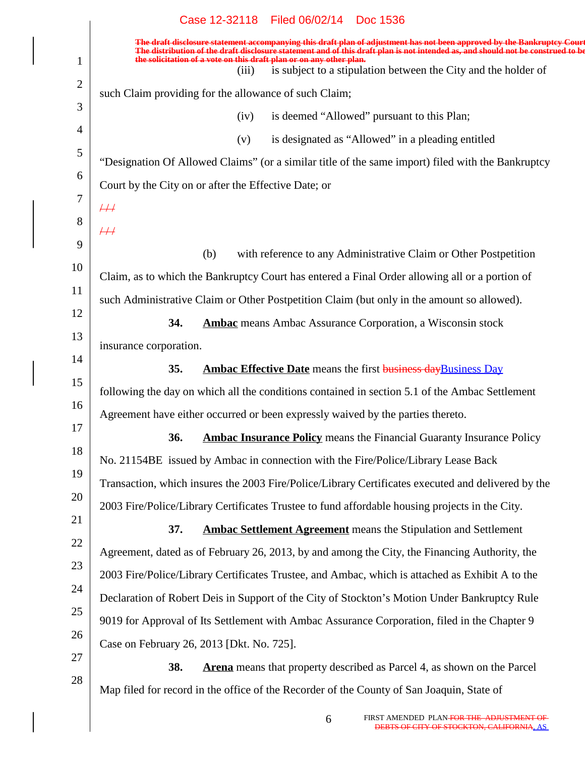(iii) is subject to a stipulation between the City and the holder of such Claim providing for the allowance of such Claim;

(iv) is deemed "Allowed" pursuant to this Plan;

(v) is designated as "Allowed" in a pleading entitled "Designation Of Allowed Claims" (or a similar title of the same import) filed with the Bankruptcy Court by the City on or after the Effective Date; or

(b) with reference to any Administrative Claim or Other Postpetition Claim, as to which the Bankruptcy Court has entered a Final Order allowing all or a portion of such Administrative Claim or Other Postpetition Claim (but only in the amount so allowed).

**34.** **Ambac** means Ambac Assurance Corporation, a Wisconsin stock insurance corporation.

**35.** **Ambac Effective Date** means the first Business Day following the day on which all the conditions contained in section 5.1 of the Ambac Settlement Agreement have either occurred or been expressly waived by the parties thereto.

**36.** **Ambac Insurance Policy** means the Financial Guaranty Insurance Policy No. 21154BE issued by Ambac in connection with the Fire/Police/Library Lease Back Transaction, which insures the 2003 Fire/Police/Library Certificates executed and delivered by the 2003 Fire/Police/Library Certificates Trustee to fund affordable housing projects in the City.

**37.** **Ambac Settlement Agreement** means the Stipulation and Settlement Agreement, dated as of February 26, 2013, by and among the City, the Financing Authority, the 2003 Fire/Police/Library Certificates Trustee, and Ambac, which is attached as Exhibit A to the Declaration of Robert Deis in Support of the City of Stockton's Motion Under Bankruptcy Rule 9019 for Approval of Its Settlement with Ambac Assurance Corporation, filed in the Chapter 9 Case on February 26, 2013 [Dkt. No. 725].

**38.** **Arena** means that property described as Parcel 4, as shown on the Parcel Map filed for record in the office of the Recorder of the County of San Joaquin, State of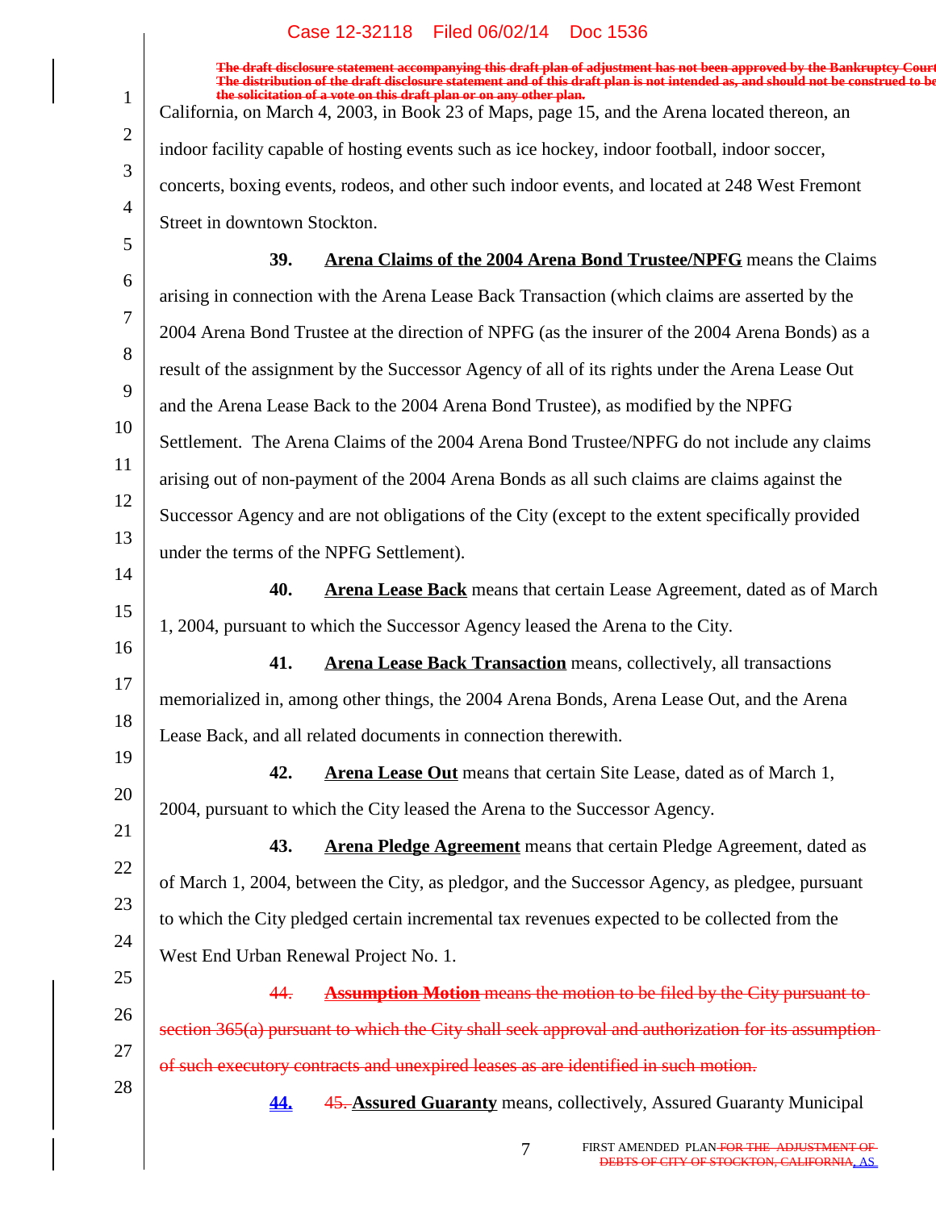California, on March 4, 2003, in Book 23 of Maps, page 15, and the Arena located thereon, an indoor facility capable of hosting events such as ice hockey, indoor football, indoor soccer, concerts, boxing events, rodeos, and other such indoor events, and located at 248 West Fremont Street in downtown Stockton.

**39.** **Arena Claims of the 2004 Arena Bond Trustee/NPFG** means the Claims arising in connection with the Arena Lease Back Transaction (which claims are asserted by the 2004 Arena Bond Trustee at the direction of NPFG (as the insurer of the 2004 Arena Bonds) as a result of the assignment by the Successor Agency of all of its rights under the Arena Lease Out and the Arena Lease Back to the 2004 Arena Bond Trustee), as modified by the NPFG Settlement. The Arena Claims of the 2004 Arena Bond Trustee/NPFG do not include any claims arising out of non-payment of the 2004 Arena Bonds as all such claims are claims against the Successor Agency and are not obligations of the City (except to the extent specifically provided under the terms of the NPFG Settlement).

**40.** **Arena Lease Back** means that certain Lease Agreement, dated as of March 1, 2004, pursuant to which the Successor Agency leased the Arena to the City.

**41.** **Arena Lease Back Transaction** means, collectively, all transactions memorialized in, among other things, the 2004 Arena Bonds, Arena Lease Out, and the Arena Lease Back, and all related documents in connection therewith.

**42.** **Arena Lease Out** means that certain Site Lease, dated as of March 1, 2004, pursuant to which the City leased the Arena to the Successor Agency.

**43.** **Arena Pledge Agreement** means that certain Pledge Agreement, dated as of March 1, 2004, between the City, as pledgor, and the Successor Agency, as pledgee, pursuant to which the City pledged certain incremental tax revenues expected to be collected from the West End Urban Renewal Project No. 1.

~~44. **Assumption Motion** means the motion to be filed by the City pursuant to section 365(a) pursuant to which the City shall seek approval and authorization for its assumption of such executory contracts and unexpired leases as are identified in such motion.~~

**44.** ~~45.~~ **Assured Guaranty** means, collectively, Assured Guaranty Municipal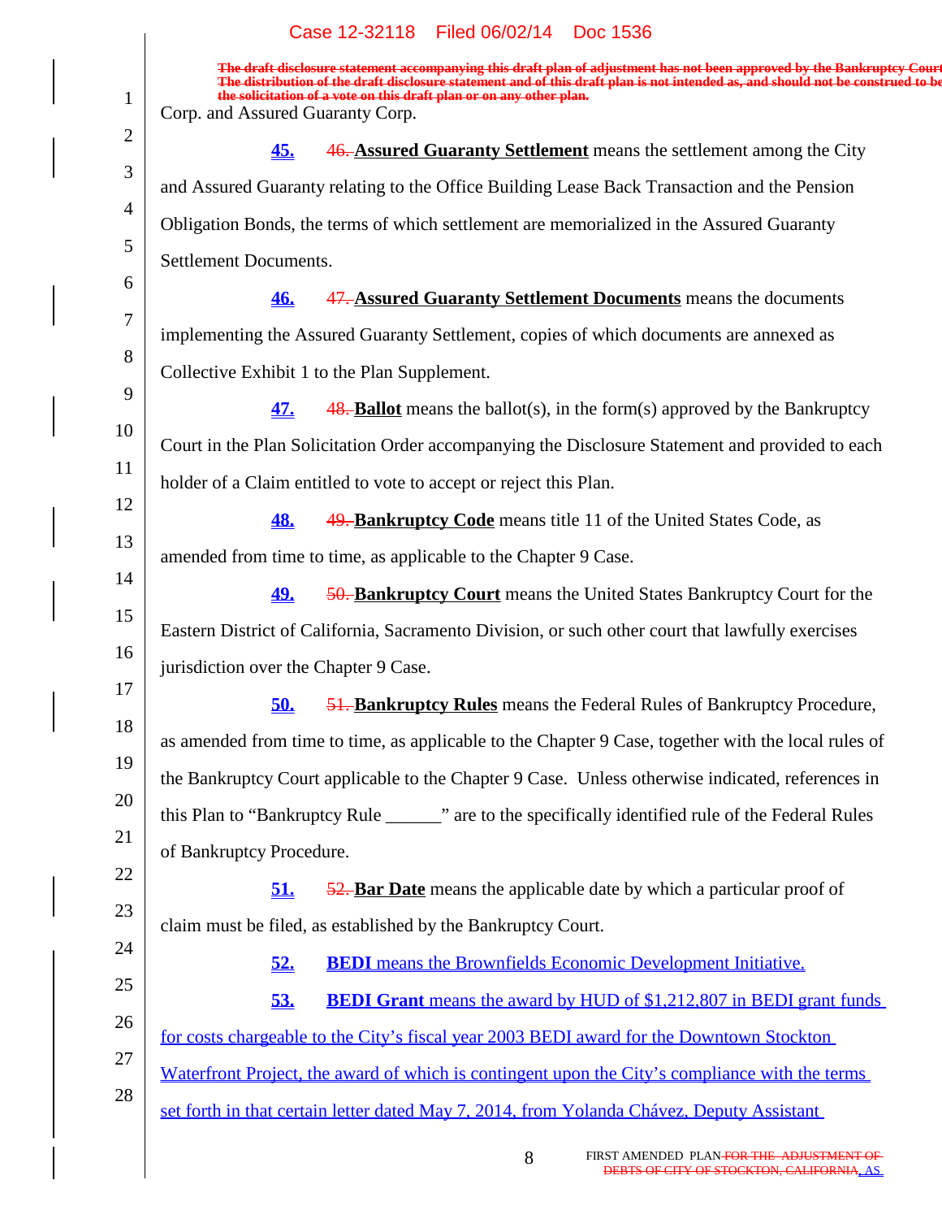Corp. and Assured Guaranty Corp.

**45.** ~~46.~~ **Assured Guaranty Settlement** means the settlement among the City and Assured Guaranty relating to the Office Building Lease Back Transaction and the Pension Obligation Bonds, the terms of which settlement are memorialized in the Assured Guaranty Settlement Documents.

**46.** ~~47.~~ **Assured Guaranty Settlement Documents** means the documents implementing the Assured Guaranty Settlement, copies of which documents are annexed as Collective Exhibit 1 to the Plan Supplement.

**47.** ~~48.~~ **Ballot** means the ballot(s), in the form(s) approved by the Bankruptcy Court in the Plan Solicitation Order accompanying the Disclosure Statement and provided to each holder of a Claim entitled to vote to accept or reject this Plan.

**48.** ~~49.~~ **Bankruptcy Code** means title 11 of the United States Code, as amended from time to time, as applicable to the Chapter 9 Case.

**49.** ~~50.~~ **Bankruptcy Court** means the United States Bankruptcy Court for the Eastern District of California, Sacramento Division, or such other court that lawfully exercises jurisdiction over the Chapter 9 Case.

**50.** ~~51.~~ **Bankruptcy Rules** means the Federal Rules of Bankruptcy Procedure, as amended from time to time, as applicable to the Chapter 9 Case, together with the local rules of the Bankruptcy Court applicable to the Chapter 9 Case. Unless otherwise indicated, references in this Plan to "Bankruptcy Rule ______" are to the specifically identified rule of the Federal Rules of Bankruptcy Procedure.

**51.** ~~52.~~ **Bar Date** means the applicable date by which a particular proof of claim must be filed, as established by the Bankruptcy Court.

**52.** **BEDI** means the Brownfields Economic Development Initiative.

**53.** **BEDI Grant** means the award by HUD of $1,212,807 in BEDI grant funds for costs chargeable to the City's fiscal year 2003 BEDI award for the Downtown Stockton Waterfront Project, the award of which is contingent upon the City's compliance with the terms set forth in that certain letter dated May 7, 2014, from Yolanda Chávez, Deputy Assistant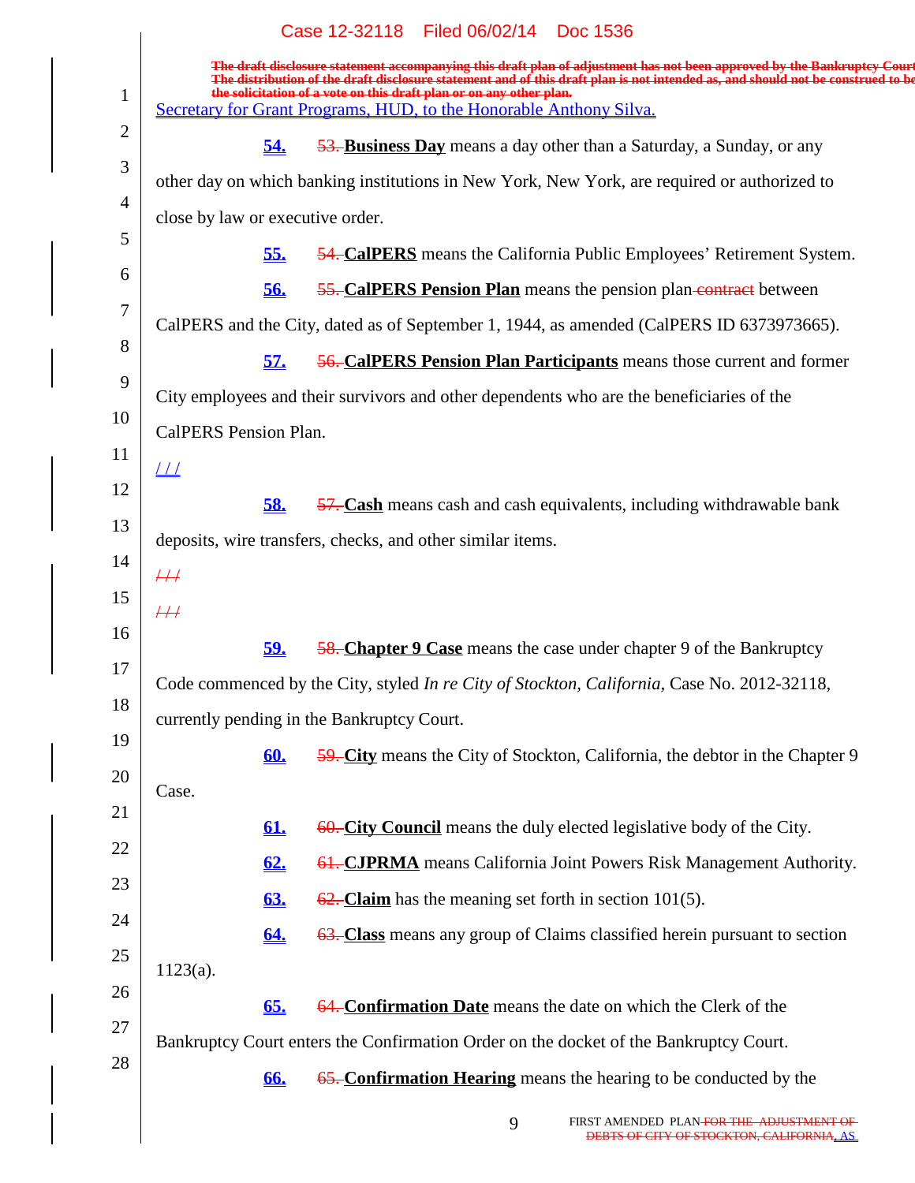Secretary for Grant Programs, HUD, to the Honorable Anthony Silva.

**54.** ~~53.~~ **Business Day** means a day other than a Saturday, a Sunday, or any other day on which banking institutions in New York, New York, are required or authorized to close by law or executive order.

**55.** ~~54.~~ **CalPERS** means the California Public Employees' Retirement System.

**56.** ~~55.~~ **CalPERS Pension Plan** means the pension plan ~~contract~~ between CalPERS and the City, dated as of September 1, 1944, as amended (CalPERS ID 6373973665).

**57.** ~~56.~~ **CalPERS Pension Plan Participants** means those current and former City employees and their survivors and other dependents who are the beneficiaries of the CalPERS Pension Plan.

/ / /

**58.** ~~57.~~ **Cash** means cash and cash equivalents, including withdrawable bank deposits, wire transfers, checks, and other similar items.

~~/ / /~~

~~/ / /~~

**59.** ~~58.~~ **Chapter 9 Case** means the case under chapter 9 of the Bankruptcy Code commenced by the City, styled *In re City of Stockton, California*, Case No. 2012-32118, currently pending in the Bankruptcy Court.

**60.** ~~59.~~ **City** means the City of Stockton, California, the debtor in the Chapter 9 Case.

**61.** ~~60.~~ **City Council** means the duly elected legislative body of the City.

**62.** ~~61.~~ **CJPRMA** means California Joint Powers Risk Management Authority.

**63.** ~~62.~~ **Claim** has the meaning set forth in section 101(5).

**64.** ~~63.~~ **Class** means any group of Claims classified herein pursuant to section 1123(a).

**65.** ~~64.~~ **Confirmation Date** means the date on which the Clerk of the Bankruptcy Court enters the Confirmation Order on the docket of the Bankruptcy Court.

**66.** ~~65.~~ **Confirmation Hearing** means the hearing to be conducted by the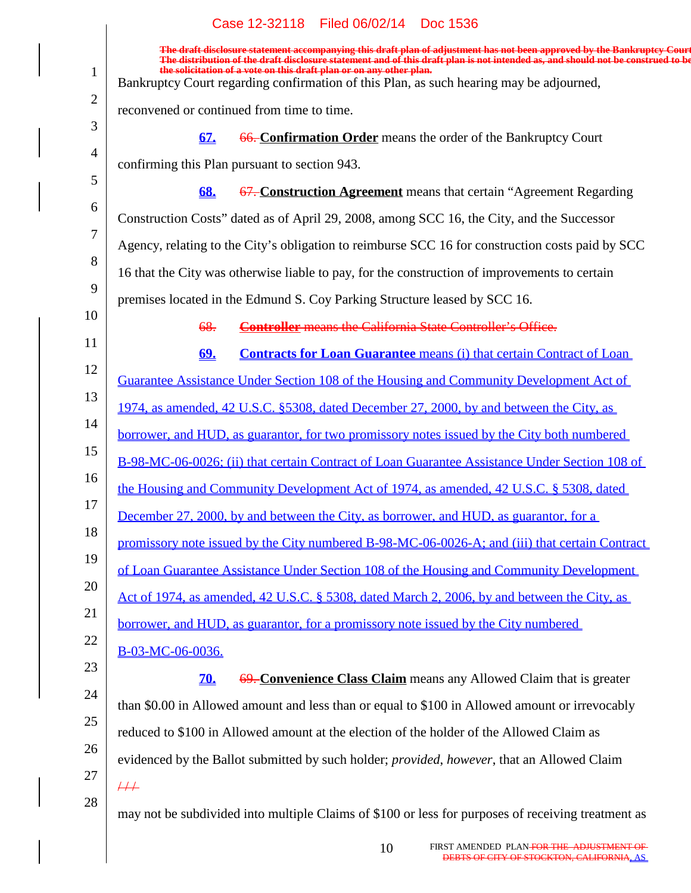The draft disclosure statement accompanying this draft plan of adjustment has not been approved by the Bankruptcy Court. The distribution of the draft disclosure statement and of this draft plan is not intended as, and should not be construed to be the solicitation of a vote on this draft plan or on any other plan.

Bankruptcy Court regarding confirmation of this Plan, as such hearing may be adjourned, reconvened or continued from time to time.

**67.** ~~66.~~ **Confirmation Order** means the order of the Bankruptcy Court confirming this Plan pursuant to section 943.

**68.** ~~67.~~ **Construction Agreement** means that certain "Agreement Regarding Construction Costs" dated as of April 29, 2008, among SCC 16, the City, and the Successor Agency, relating to the City's obligation to reimburse SCC 16 for construction costs paid by SCC 16 that the City was otherwise liable to pay, for the construction of improvements to certain premises located in the Edmund S. Coy Parking Structure leased by SCC 16.

~~68. **Controller** means the California State Controller's Office.~~

**69.** **Contracts for Loan Guarantee** means (i) that certain Contract of Loan Guarantee Assistance Under Section 108 of the Housing and Community Development Act of 1974, as amended, 42 U.S.C. §5308, dated December 27, 2000, by and between the City, as borrower, and HUD, as guarantor, for two promissory notes issued by the City both numbered B-98-MC-06-0026; (ii) that certain Contract of Loan Guarantee Assistance Under Section 108 of the Housing and Community Development Act of 1974, as amended, 42 U.S.C. § 5308, dated December 27, 2000, by and between the City, as borrower, and HUD, as guarantor, for a promissory note issued by the City numbered B-98-MC-06-0026-A; and (iii) that certain Contract of Loan Guarantee Assistance Under Section 108 of the Housing and Community Development Act of 1974, as amended, 42 U.S.C. § 5308, dated March 2, 2006, by and between the City, as borrower, and HUD, as guarantor, for a promissory note issued by the City numbered B-03-MC-06-0036.

**70.** ~~69.~~ **Convenience Class Claim** means any Allowed Claim that is greater than $0.00 in Allowed amount and less than or equal to $100 in Allowed amount or irrevocably reduced to $100 in Allowed amount at the election of the holder of the Allowed Claim as evidenced by the Ballot submitted by such holder; *provided*, *however*, that an Allowed Claim ~~/ / /~~

may not be subdivided into multiple Claims of $100 or less for purposes of receiving treatment as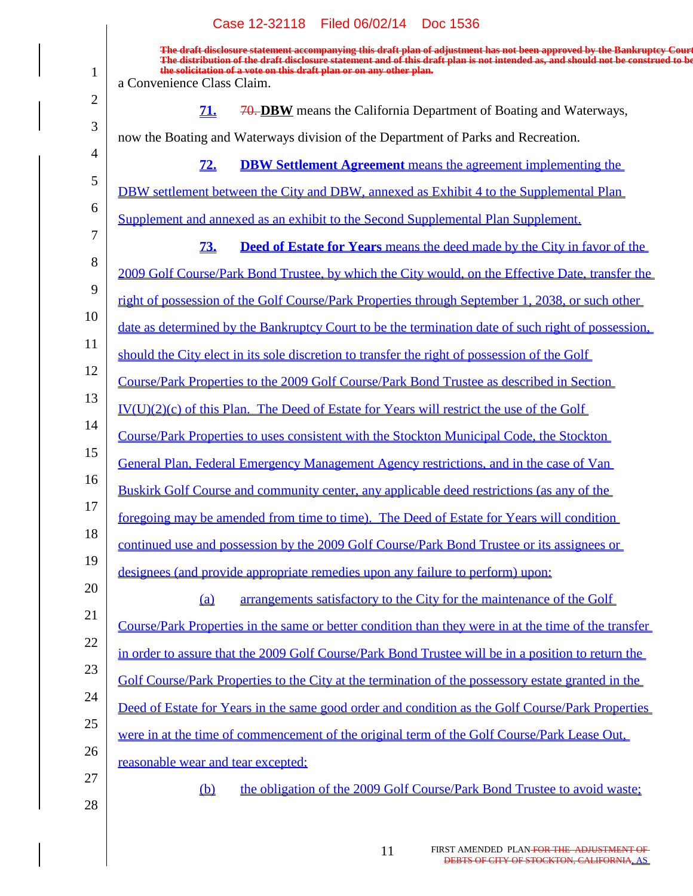The draft disclosure statement accompanying this draft plan of adjustment has not been approved by the Bankruptcy Court. The distribution of the draft disclosure statement and of this draft plan is not intended as, and should not be construed to be the solicitation of a vote on this draft plan or on any other plan.

a Convenience Class Claim.

71. ~~70.~~ **DBW** means the California Department of Boating and Waterways, now the Boating and Waterways division of the Department of Parks and Recreation.

72. **DBW Settlement Agreement** means the agreement implementing the DBW settlement between the City and DBW, annexed as Exhibit 4 to the Supplemental Plan Supplement and annexed as an exhibit to the Second Supplemental Plan Supplement.

73. **Deed of Estate for Years** means the deed made by the City in favor of the 2009 Golf Course/Park Bond Trustee, by which the City would, on the Effective Date, transfer the right of possession of the Golf Course/Park Properties through September 1, 2038, or such other date as determined by the Bankruptcy Court to be the termination date of such right of possession, should the City elect in its sole discretion to transfer the right of possession of the Golf Course/Park Properties to the 2009 Golf Course/Park Bond Trustee as described in Section IV(U)(2)(c) of this Plan. The Deed of Estate for Years will restrict the use of the Golf Course/Park Properties to uses consistent with the Stockton Municipal Code, the Stockton General Plan, Federal Emergency Management Agency restrictions, and in the case of Van Buskirk Golf Course and community center, any applicable deed restrictions (as any of the foregoing may be amended from time to time). The Deed of Estate for Years will condition continued use and possession by the 2009 Golf Course/Park Bond Trustee or its assignees or designees (and provide appropriate remedies upon any failure to perform) upon:

(a) arrangements satisfactory to the City for the maintenance of the Golf Course/Park Properties in the same or better condition than they were in at the time of the transfer in order to assure that the 2009 Golf Course/Park Bond Trustee will be in a position to return the Golf Course/Park Properties to the City at the termination of the possessory estate granted in the Deed of Estate for Years in the same good order and condition as the Golf Course/Park Properties were in at the time of commencement of the original term of the Golf Course/Park Lease Out, reasonable wear and tear excepted;

(b) the obligation of the 2009 Golf Course/Park Bond Trustee to avoid waste;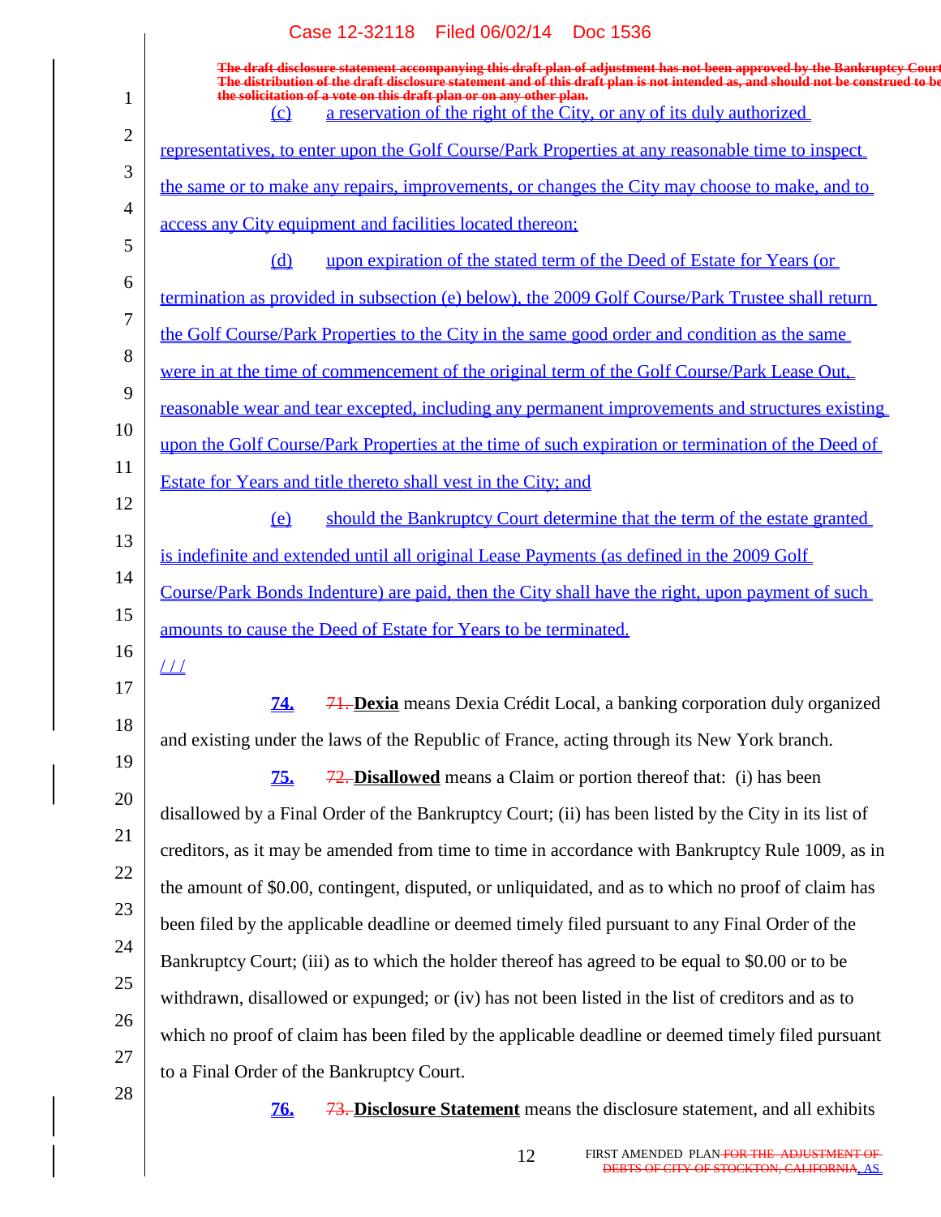The draft disclosure statement accompanying this draft plan of adjustment has not been approved by the Bankruptcy Court. The distribution of the draft disclosure statement and of this draft plan is not intended as, and should not be construed to be the solicitation of a vote on this draft plan or on any other plan.

(c) a reservation of the right of the City, or any of its duly authorized representatives, to enter upon the Golf Course/Park Properties at any reasonable time to inspect the same or to make any repairs, improvements, or changes the City may choose to make, and to access any City equipment and facilities located thereon;

(d) upon expiration of the stated term of the Deed of Estate for Years (or termination as provided in subsection (e) below), the 2009 Golf Course/Park Trustee shall return the Golf Course/Park Properties to the City in the same good order and condition as the same were in at the time of commencement of the original term of the Golf Course/Park Lease Out, reasonable wear and tear excepted, including any permanent improvements and structures existing upon the Golf Course/Park Properties at the time of such expiration or termination of the Deed of Estate for Years and title thereto shall vest in the City; and

(e) should the Bankruptcy Court determine that the term of the estate granted is indefinite and extended until all original Lease Payments (as defined in the 2009 Golf Course/Park Bonds Indenture) are paid, then the City shall have the right, upon payment of such amounts to cause the Deed of Estate for Years to be terminated.

/ / /

**74.** ~~71.~~ **Dexia** means Dexia Crédit Local, a banking corporation duly organized and existing under the laws of the Republic of France, acting through its New York branch.

**75.** ~~72.~~ **Disallowed** means a Claim or portion thereof that: (i) has been disallowed by a Final Order of the Bankruptcy Court; (ii) has been listed by the City in its list of creditors, as it may be amended from time to time in accordance with Bankruptcy Rule 1009, as in the amount of \$0.00, contingent, disputed, or unliquidated, and as to which no proof of claim has been filed by the applicable deadline or deemed timely filed pursuant to any Final Order of the Bankruptcy Court; (iii) as to which the holder thereof has agreed to be equal to \$0.00 or to be withdrawn, disallowed or expunged; or (iv) has not been listed in the list of creditors and as to which no proof of claim has been filed by the applicable deadline or deemed timely filed pursuant to a Final Order of the Bankruptcy Court.

**76.** ~~73.~~ **Disclosure Statement** means the disclosure statement, and all exhibits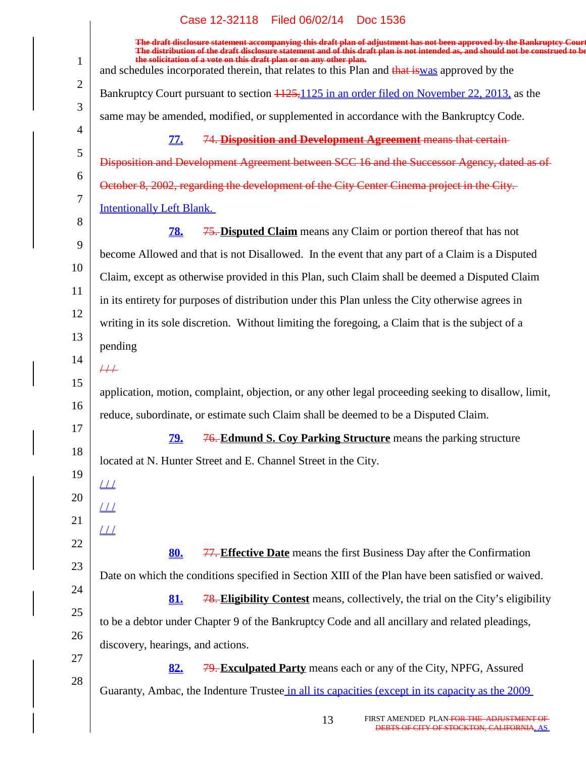The draft disclosure statement accompanying this draft plan of adjustment has not been approved by the Bankruptcy Court. The distribution of the draft disclosure statement and of this draft plan is not intended as, and should not be construed to be the solicitation of a vote on this draft plan or on any other plan.

and schedules incorporated therein, that relates to this Plan and ~~that is~~was approved by the Bankruptcy Court pursuant to section ~~1125,~~1125 in an order filed on November 22, 2013, as the same may be amended, modified, or supplemented in accordance with the Bankruptcy Code.

**77.** ~~74.~~ ~~**Disposition and Development Agreement** means that certain Disposition and Development Agreement between SCC 16 and the Successor Agency, dated as of October 8, 2002, regarding the development of the City Center Cinema project in the City.~~ Intentionally Left Blank.

**78.** ~~75.~~ **Disputed Claim** means any Claim or portion thereof that has not become Allowed and that is not Disallowed. In the event that any part of a Claim is a Disputed Claim, except as otherwise provided in this Plan, such Claim shall be deemed a Disputed Claim in its entirety for purposes of distribution under this Plan unless the City otherwise agrees in writing in its sole discretion. Without limiting the foregoing, a Claim that is the subject of a pending

~~/ / /~~

application, motion, complaint, objection, or any other legal proceeding seeking to disallow, limit, reduce, subordinate, or estimate such Claim shall be deemed to be a Disputed Claim.

**79.** ~~76.~~ **Edmund S. Coy Parking Structure** means the parking structure located at N. Hunter Street and E. Channel Street in the City.

/ / /

/ / /

/ / /

**80.** ~~77.~~ **Effective Date** means the first Business Day after the Confirmation Date on which the conditions specified in Section XIII of the Plan have been satisfied or waived.

**81.** ~~78.~~ **Eligibility Contest** means, collectively, the trial on the City's eligibility to be a debtor under Chapter 9 of the Bankruptcy Code and all ancillary and related pleadings, discovery, hearings, and actions.

**82.** ~~79.~~ **Exculpated Party** means each or any of the City, NPFG, Assured Guaranty, Ambac, the Indenture Trustee in all its capacities (except in its capacity as the 2009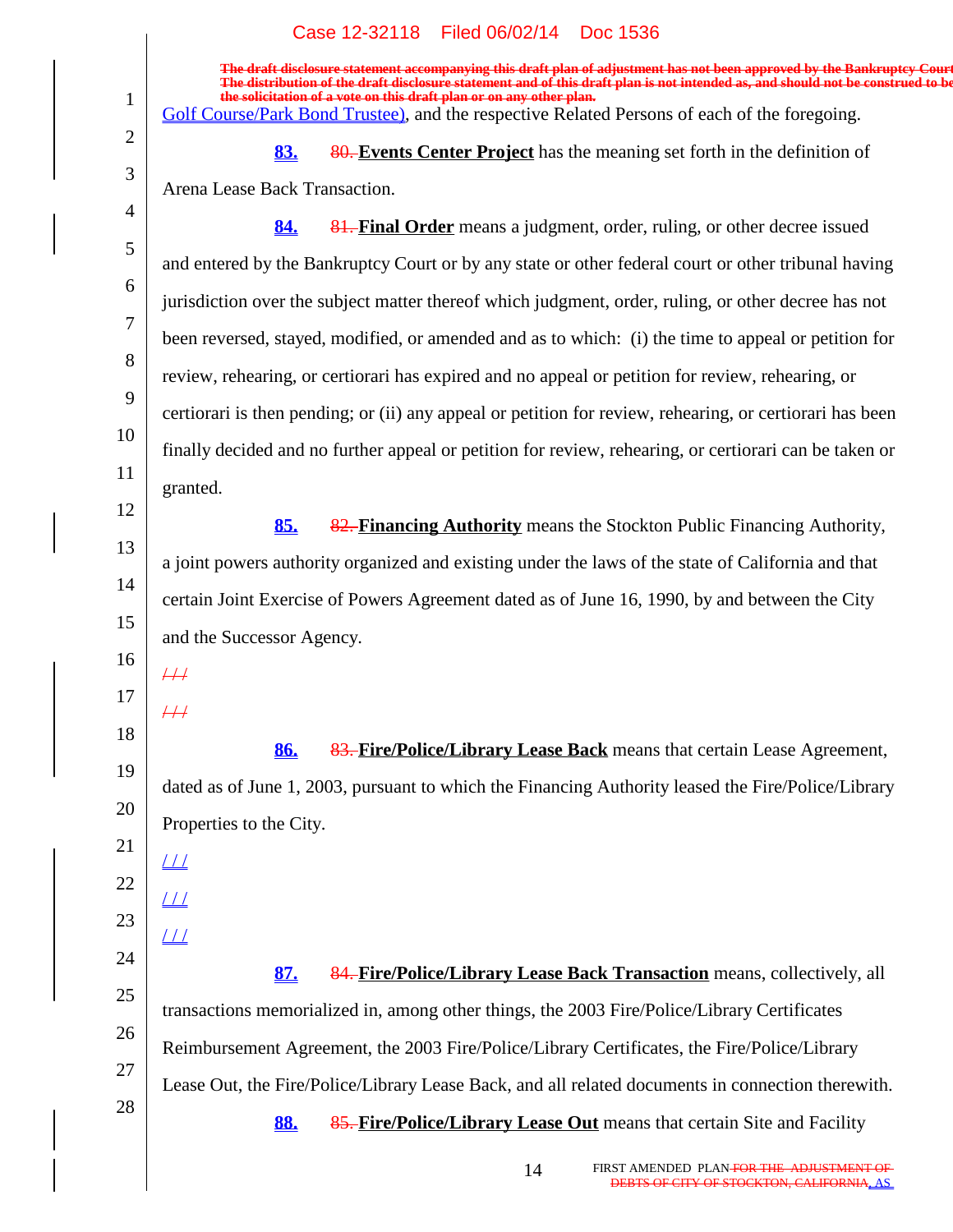The draft disclosure statement accompanying this draft plan of adjustment has not been approved by the Bankruptcy Court. The distribution of the draft disclosure statement and of this draft plan is not intended as, and should not be construed to be the solicitation of a vote on this draft plan or on any other plan.

Golf Course/Park Bond Trustee), and the respective Related Persons of each of the foregoing.

**83.** ~~80.~~ **Events Center Project** has the meaning set forth in the definition of Arena Lease Back Transaction.

**84.** ~~81.~~ **Final Order** means a judgment, order, ruling, or other decree issued and entered by the Bankruptcy Court or by any state or other federal court or other tribunal having jurisdiction over the subject matter thereof which judgment, order, ruling, or other decree has not been reversed, stayed, modified, or amended and as to which: (i) the time to appeal or petition for review, rehearing, or certiorari has expired and no appeal or petition for review, rehearing, or certiorari is then pending; or (ii) any appeal or petition for review, rehearing, or certiorari has been finally decided and no further appeal or petition for review, rehearing, or certiorari can be taken or granted.

**85.** ~~82.~~ **Financing Authority** means the Stockton Public Financing Authority, a joint powers authority organized and existing under the laws of the state of California and that certain Joint Exercise of Powers Agreement dated as of June 16, 1990, by and between the City and the Successor Agency.

~~/ / /~~

~~/ / /~~

**86.** ~~83.~~ **Fire/Police/Library Lease Back** means that certain Lease Agreement, dated as of June 1, 2003, pursuant to which the Financing Authority leased the Fire/Police/Library Properties to the City.

/ / /

/ / /

/ / /

**87.** ~~84.~~ **Fire/Police/Library Lease Back Transaction** means, collectively, all transactions memorialized in, among other things, the 2003 Fire/Police/Library Certificates Reimbursement Agreement, the 2003 Fire/Police/Library Certificates, the Fire/Police/Library Lease Out, the Fire/Police/Library Lease Back, and all related documents in connection therewith.

**88.** ~~85.~~ **Fire/Police/Library Lease Out** means that certain Site and Facility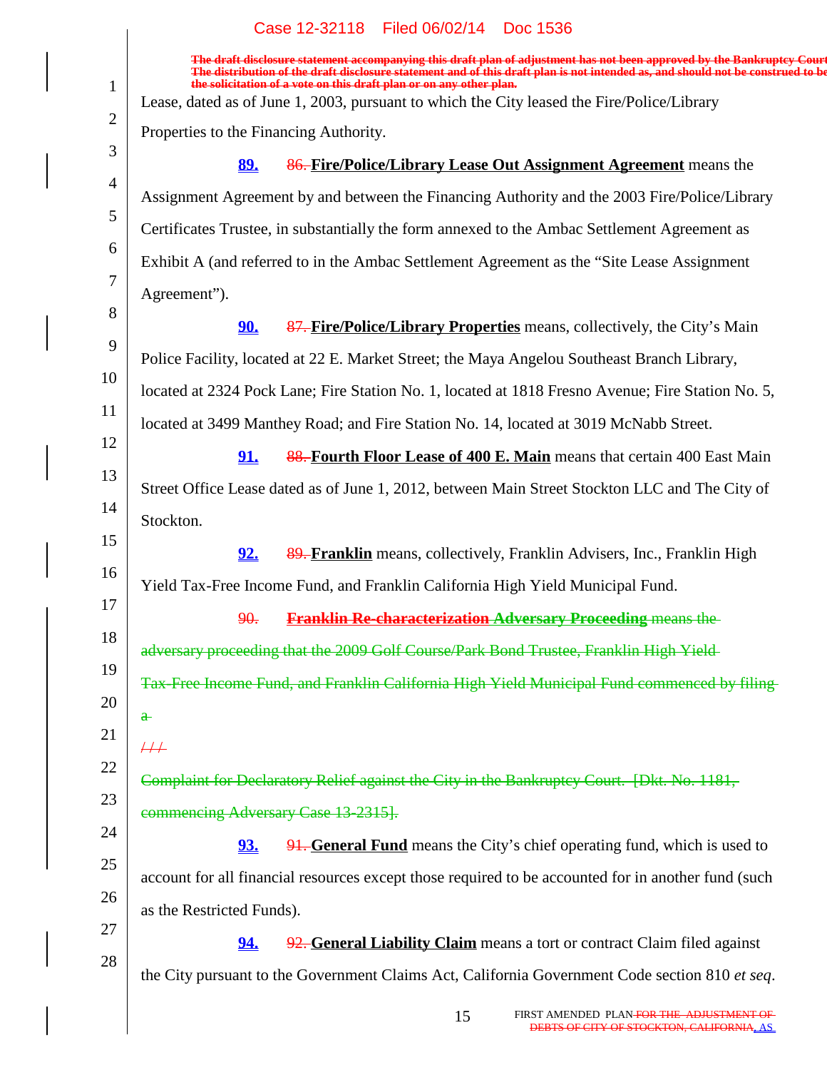The draft disclosure statement accompanying this draft plan of adjustment has not been approved by the Bankruptcy Court. The distribution of the draft disclosure statement and of this draft plan is not intended as, and should not be construed to be the solicitation of a vote on this draft plan or on any other plan.

Lease, dated as of June 1, 2003, pursuant to which the City leased the Fire/Police/Library Properties to the Financing Authority.

**89.** ~~86.~~ **Fire/Police/Library Lease Out Assignment Agreement** means the Assignment Agreement by and between the Financing Authority and the 2003 Fire/Police/Library Certificates Trustee, in substantially the form annexed to the Ambac Settlement Agreement as Exhibit A (and referred to in the Ambac Settlement Agreement as the "Site Lease Assignment Agreement").

**90.** ~~87.~~ **Fire/Police/Library Properties** means, collectively, the City's Main Police Facility, located at 22 E. Market Street; the Maya Angelou Southeast Branch Library, located at 2324 Pock Lane; Fire Station No. 1, located at 1818 Fresno Avenue; Fire Station No. 5, located at 3499 Manthey Road; and Fire Station No. 14, located at 3019 McNabb Street.

**91.** ~~88.~~ **Fourth Floor Lease of 400 E. Main** means that certain 400 East Main Street Office Lease dated as of June 1, 2012, between Main Street Stockton LLC and The City of Stockton.

**92.** ~~89.~~ **Franklin** means, collectively, Franklin Advisers, Inc., Franklin High Yield Tax-Free Income Fund, and Franklin California High Yield Municipal Fund.

~~90. **Franklin Re-characterization Adversary Proceeding** means the adversary proceeding that the 2009 Golf Course/Park Bond Trustee, Franklin High Yield Tax-Free Income Fund, and Franklin California High Yield Municipal Fund commenced by filing a~~

~~///~~

~~Complaint for Declaratory Relief against the City in the Bankruptcy Court. [Dkt. No. 1181, commencing Adversary Case 13-2315].~~

**93.** ~~91.~~ **General Fund** means the City's chief operating fund, which is used to account for all financial resources except those required to be accounted for in another fund (such as the Restricted Funds).

**94.** ~~92.~~ **General Liability Claim** means a tort or contract Claim filed against the City pursuant to the Government Claims Act, California Government Code section 810 *et seq*.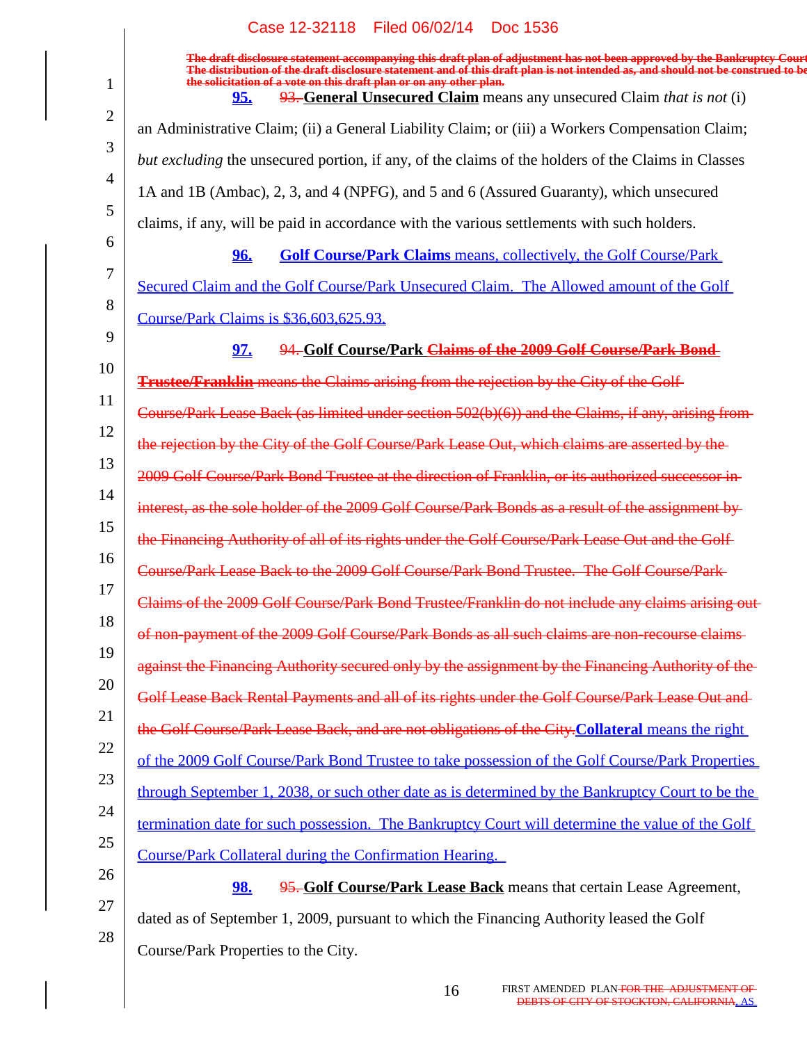The draft disclosure statement accompanying this draft plan of adjustment has not been approved by the Bankruptcy Court. The distribution of the draft disclosure statement and of this draft plan is not intended as, and should not be construed to be the solicitation of a vote on this draft plan or on any other plan.

**95.** ~~93.~~ **General Unsecured Claim** means any unsecured Claim *that is not* (i) an Administrative Claim; (ii) a General Liability Claim; or (iii) a Workers Compensation Claim; *but excluding* the unsecured portion, if any, of the claims of the holders of the Claims in Classes 1A and 1B (Ambac), 2, 3, and 4 (NPFG), and 5 and 6 (Assured Guaranty), which unsecured claims, if any, will be paid in accordance with the various settlements with such holders.

**96.** **Golf Course/Park Claims** means, collectively, the Golf Course/Park Secured Claim and the Golf Course/Park Unsecured Claim. The Allowed amount of the Golf Course/Park Claims is $36,603,625.93.

**97.** ~~94.~~ **Golf Course/Park** ~~**Claims of the 2009 Golf Course/Park Bond Trustee/Franklin** means the Claims arising from the rejection by the City of the Golf Course/Park Lease Back (as limited under section 502(b)(6)) and the Claims, if any, arising from the rejection by the City of the Golf Course/Park Lease Out, which claims are asserted by the 2009 Golf Course/Park Bond Trustee at the direction of Franklin, or its authorized successor in interest, as the sole holder of the 2009 Golf Course/Park Bonds as a result of the assignment by the Financing Authority of all of its rights under the Golf Course/Park Lease Out and the Golf Course/Park Lease Back to the 2009 Golf Course/Park Bond Trustee. The Golf Course/Park Claims of the 2009 Golf Course/Park Bond Trustee/Franklin do not include any claims arising out of non-payment of the 2009 Golf Course/Park Bonds as all such claims are non-recourse claims against the Financing Authority secured only by the assignment by the Financing Authority of the Golf Lease Back Rental Payments and all of its rights under the Golf Course/Park Lease Out and the Golf Course/Park Lease Back, and are not obligations of the City.~~ **Collateral** means the right of the 2009 Golf Course/Park Bond Trustee to take possession of the Golf Course/Park Properties through September 1, 2038, or such other date as is determined by the Bankruptcy Court to be the termination date for such possession. The Bankruptcy Court will determine the value of the Golf Course/Park Collateral during the Confirmation Hearing.

**98.** ~~95.~~ **Golf Course/Park Lease Back** means that certain Lease Agreement, dated as of September 1, 2009, pursuant to which the Financing Authority leased the Golf Course/Park Properties to the City.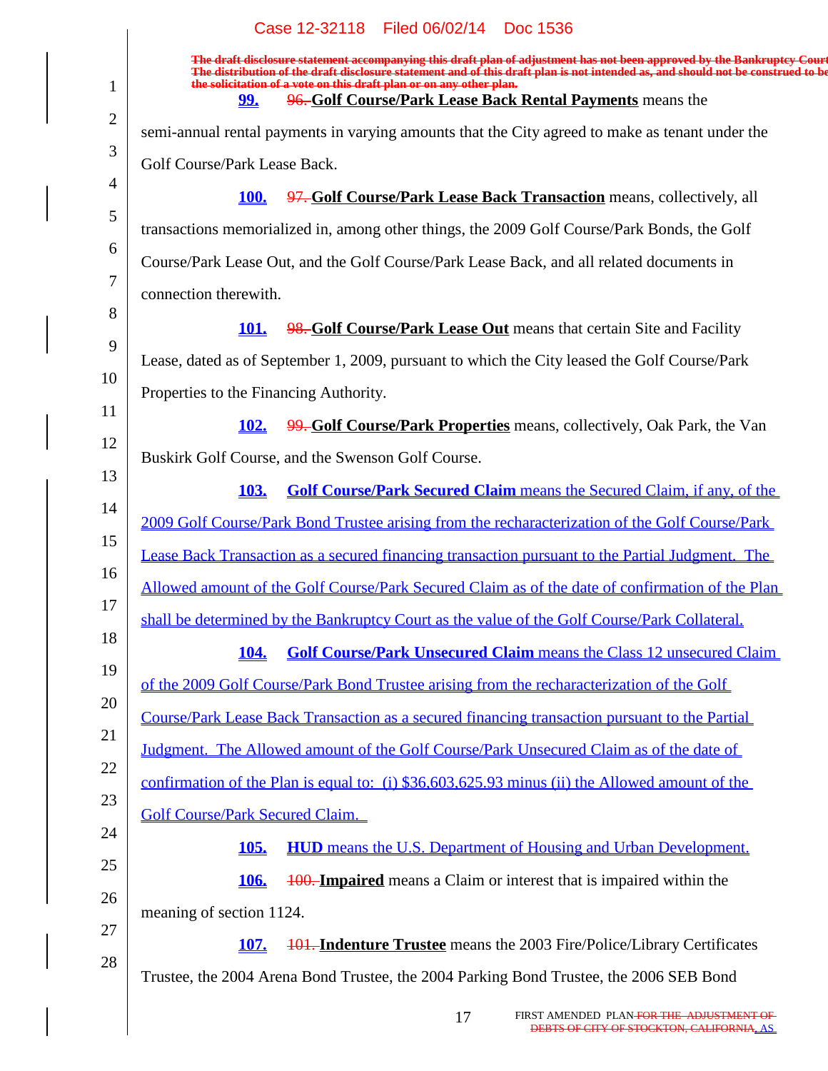The draft disclosure statement accompanying this draft plan of adjustment has not been approved by the Bankruptcy Court. The distribution of the draft disclosure statement and of this draft plan is not intended as, and should not be construed to be the solicitation of a vote on this draft plan or on any other plan.

99. ~~96.~~ **Golf Course/Park Lease Back Rental Payments** means the semi-annual rental payments in varying amounts that the City agreed to make as tenant under the Golf Course/Park Lease Back.

100. ~~97.~~ **Golf Course/Park Lease Back Transaction** means, collectively, all transactions memorialized in, among other things, the 2009 Golf Course/Park Bonds, the Golf Course/Park Lease Out, and the Golf Course/Park Lease Back, and all related documents in connection therewith.

101. ~~98.~~ **Golf Course/Park Lease Out** means that certain Site and Facility Lease, dated as of September 1, 2009, pursuant to which the City leased the Golf Course/Park Properties to the Financing Authority.

102. ~~99.~~ **Golf Course/Park Properties** means, collectively, Oak Park, the Van Buskirk Golf Course, and the Swenson Golf Course.

103. **Golf Course/Park Secured Claim** means the Secured Claim, if any, of the 2009 Golf Course/Park Bond Trustee arising from the recharacterization of the Golf Course/Park Lease Back Transaction as a secured financing transaction pursuant to the Partial Judgment. The Allowed amount of the Golf Course/Park Secured Claim as of the date of confirmation of the Plan shall be determined by the Bankruptcy Court as the value of the Golf Course/Park Collateral.

104. **Golf Course/Park Unsecured Claim** means the Class 12 unsecured Claim of the 2009 Golf Course/Park Bond Trustee arising from the recharacterization of the Golf Course/Park Lease Back Transaction as a secured financing transaction pursuant to the Partial Judgment. The Allowed amount of the Golf Course/Park Unsecured Claim as of the date of confirmation of the Plan is equal to: (i) $36,603,625.93 minus (ii) the Allowed amount of the Golf Course/Park Secured Claim.

105. **HUD** means the U.S. Department of Housing and Urban Development.

106. ~~100.~~ **Impaired** means a Claim or interest that is impaired within the meaning of section 1124.

107. ~~101.~~ **Indenture Trustee** means the 2003 Fire/Police/Library Certificates Trustee, the 2004 Arena Bond Trustee, the 2004 Parking Bond Trustee, the 2006 SEB Bond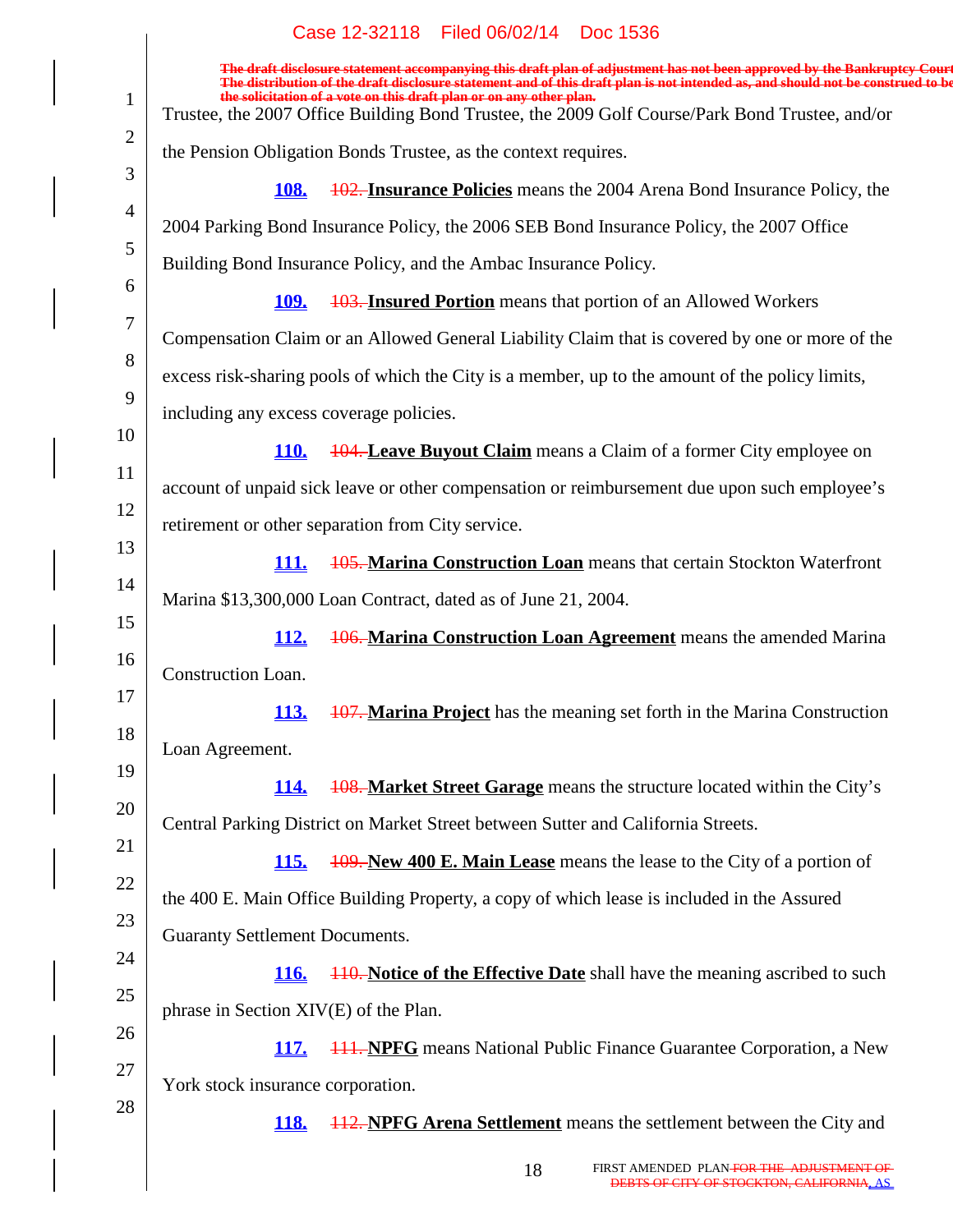The draft disclosure statement accompanying this draft plan of adjustment has not been approved by the Bankruptcy Court. The distribution of the draft disclosure statement and of this draft plan is not intended as, and should not be construed to be the solicitation of a vote on this draft plan or on any other plan.

Trustee, the 2007 Office Building Bond Trustee, the 2009 Golf Course/Park Bond Trustee, and/or the Pension Obligation Bonds Trustee, as the context requires.

**108.** 102. **Insurance Policies** means the 2004 Arena Bond Insurance Policy, the 2004 Parking Bond Insurance Policy, the 2006 SEB Bond Insurance Policy, the 2007 Office Building Bond Insurance Policy, and the Ambac Insurance Policy.

**109.** 103. **Insured Portion** means that portion of an Allowed Workers Compensation Claim or an Allowed General Liability Claim that is covered by one or more of the excess risk-sharing pools of which the City is a member, up to the amount of the policy limits, including any excess coverage policies.

**110.** 104. **Leave Buyout Claim** means a Claim of a former City employee on account of unpaid sick leave or other compensation or reimbursement due upon such employee's retirement or other separation from City service.

**111.** 105. **Marina Construction Loan** means that certain Stockton Waterfront Marina $13,300,000 Loan Contract, dated as of June 21, 2004.

**112.** 106. **Marina Construction Loan Agreement** means the amended Marina Construction Loan.

**113.** 107. **Marina Project** has the meaning set forth in the Marina Construction Loan Agreement.

**114.** 108. **Market Street Garage** means the structure located within the City's Central Parking District on Market Street between Sutter and California Streets.

**115.** 109. **New 400 E. Main Lease** means the lease to the City of a portion of the 400 E. Main Office Building Property, a copy of which lease is included in the Assured Guaranty Settlement Documents.

**116.** 110. **Notice of the Effective Date** shall have the meaning ascribed to such phrase in Section XIV(E) of the Plan.

**117.** 111. **NPFG** means National Public Finance Guarantee Corporation, a New York stock insurance corporation.

**118.** 112. **NPFG Arena Settlement** means the settlement between the City and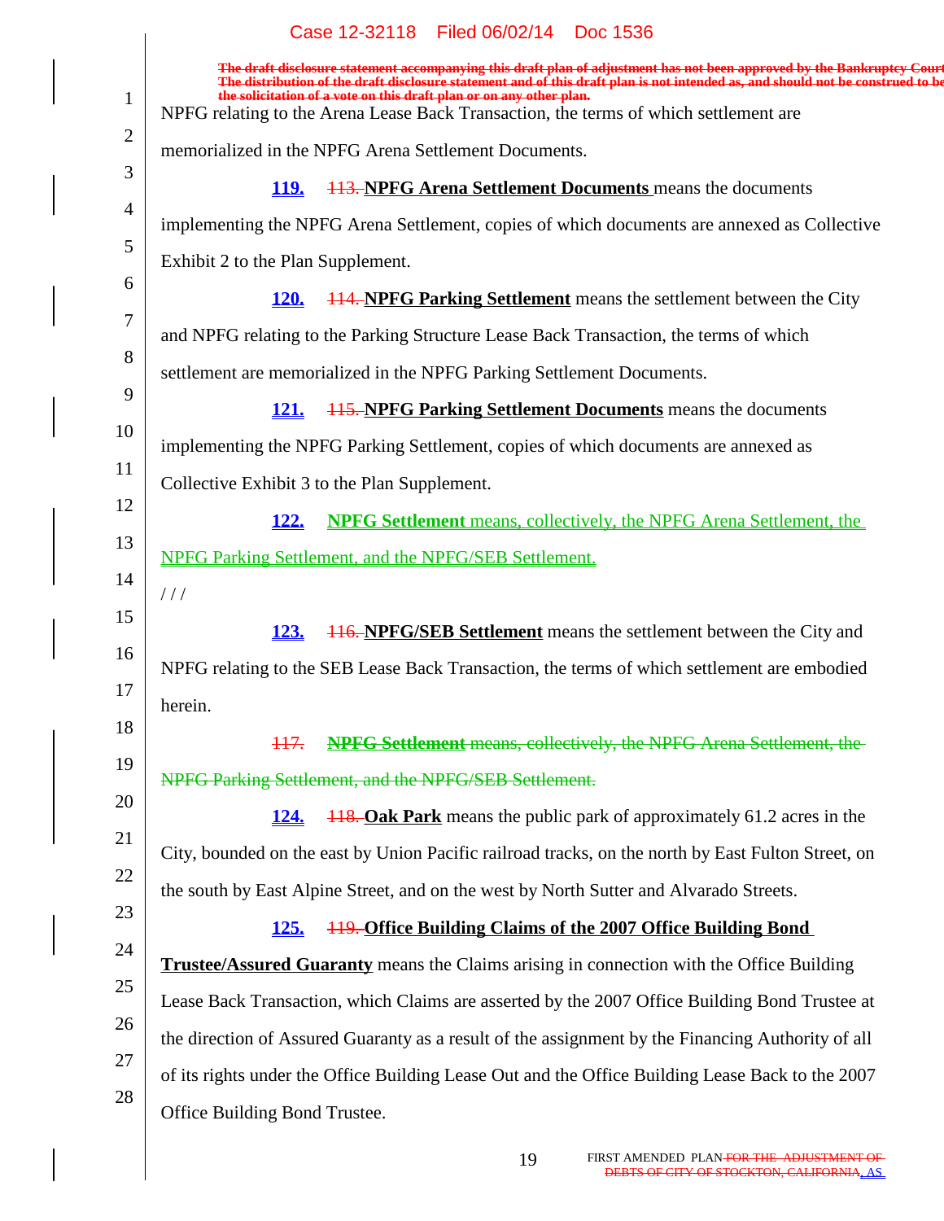The draft disclosure statement accompanying this draft plan of adjustment has not been approved by the Bankruptcy Court. The distribution of the draft disclosure statement and of this draft plan is not intended as, and should not be construed to be the solicitation of a vote on this draft plan or on any other plan.

NPFG relating to the Arena Lease Back Transaction, the terms of which settlement are memorialized in the NPFG Arena Settlement Documents.

**119.** ~~113.~~ **NPFG Arena Settlement Documents** means the documents implementing the NPFG Arena Settlement, copies of which documents are annexed as Collective Exhibit 2 to the Plan Supplement.

**120.** ~~114.~~ **NPFG Parking Settlement** means the settlement between the City and NPFG relating to the Parking Structure Lease Back Transaction, the terms of which settlement are memorialized in the NPFG Parking Settlement Documents.

**121.** ~~115.~~ **NPFG Parking Settlement Documents** means the documents implementing the NPFG Parking Settlement, copies of which documents are annexed as Collective Exhibit 3 to the Plan Supplement.

**122.** **NPFG Settlement** means, collectively, the NPFG Arena Settlement, the NPFG Parking Settlement, and the NPFG/SEB Settlement.

/ / /

**123.** ~~116.~~ **NPFG/SEB Settlement** means the settlement between the City and NPFG relating to the SEB Lease Back Transaction, the terms of which settlement are embodied herein.

~~117. **NPFG Settlement** means, collectively, the NPFG Arena Settlement, the NPFG Parking Settlement, and the NPFG/SEB Settlement.~~

**124.** ~~118.~~ **Oak Park** means the public park of approximately 61.2 acres in the City, bounded on the east by Union Pacific railroad tracks, on the north by East Fulton Street, on the south by East Alpine Street, and on the west by North Sutter and Alvarado Streets.

**125.** ~~119.~~ **Office Building Claims of the 2007 Office Building Bond Trustee/Assured Guaranty** means the Claims arising in connection with the Office Building Lease Back Transaction, which Claims are asserted by the 2007 Office Building Bond Trustee at the direction of Assured Guaranty as a result of the assignment by the Financing Authority of all of its rights under the Office Building Lease Out and the Office Building Lease Back to the 2007 Office Building Bond Trustee.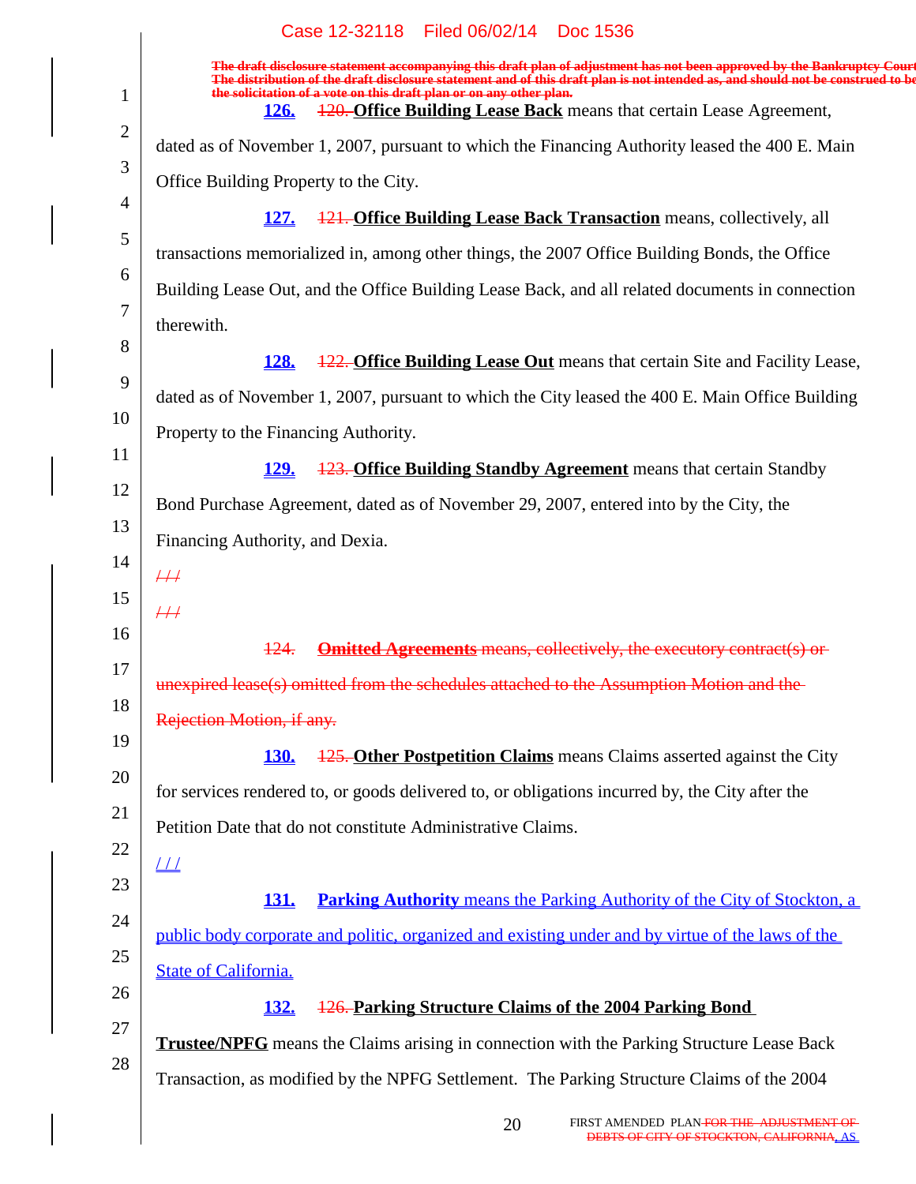The draft disclosure statement accompanying this draft plan of adjustment has not been approved by the Bankruptcy Court. The distribution of the draft disclosure statement and of this draft plan is not intended as, and should not be construed to be the solicitation of a vote on this draft plan or on any other plan.

126. ~~120.~~ **Office Building Lease Back** means that certain Lease Agreement, dated as of November 1, 2007, pursuant to which the Financing Authority leased the 400 E. Main Office Building Property to the City.

127. ~~121.~~ **Office Building Lease Back Transaction** means, collectively, all transactions memorialized in, among other things, the 2007 Office Building Bonds, the Office Building Lease Out, and the Office Building Lease Back, and all related documents in connection therewith.

128. ~~122.~~ **Office Building Lease Out** means that certain Site and Facility Lease, dated as of November 1, 2007, pursuant to which the City leased the 400 E. Main Office Building Property to the Financing Authority.

129. ~~123.~~ **Office Building Standby Agreement** means that certain Standby Bond Purchase Agreement, dated as of November 29, 2007, entered into by the City, the Financing Authority, and Dexia.

~~/ / /~~

~~/ / /~~

~~124. **Omitted Agreements** means, collectively, the executory contract(s) or unexpired lease(s) omitted from the schedules attached to the Assumption Motion and the Rejection Motion, if any.~~

130. ~~125.~~ **Other Postpetition Claims** means Claims asserted against the City for services rendered to, or goods delivered to, or obligations incurred by, the City after the Petition Date that do not constitute Administrative Claims.

/ / /

131. **Parking Authority** means the Parking Authority of the City of Stockton, a public body corporate and politic, organized and existing under and by virtue of the laws of the State of California.

132. ~~126.~~ **Parking Structure Claims of the 2004 Parking Bond Trustee/NPFG** means the Claims arising in connection with the Parking Structure Lease Back Transaction, as modified by the NPFG Settlement. The Parking Structure Claims of the 2004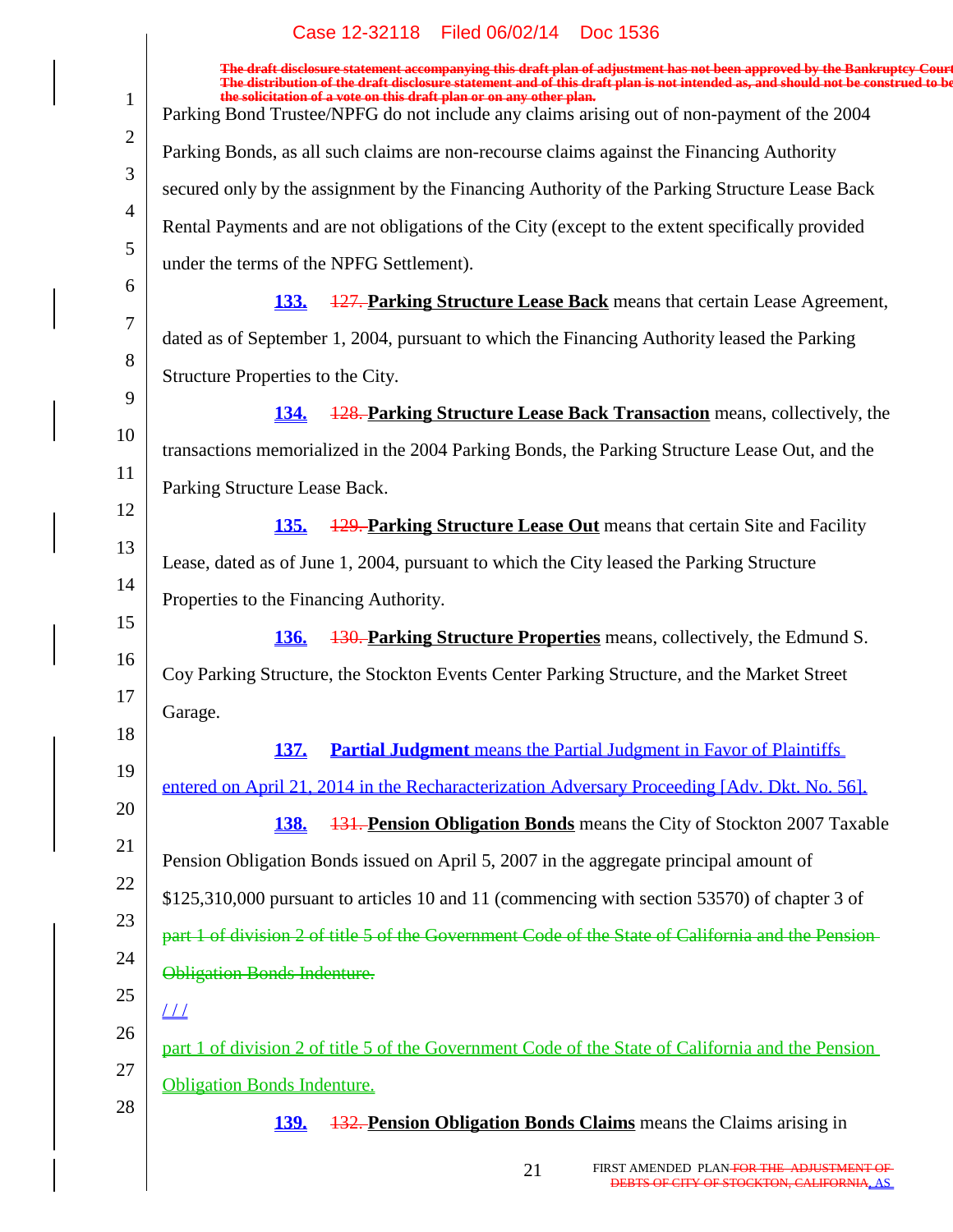Parking Bond Trustee/NPFG do not include any claims arising out of non-payment of the 2004 Parking Bonds, as all such claims are non-recourse claims against the Financing Authority secured only by the assignment by the Financing Authority of the Parking Structure Lease Back Rental Payments and are not obligations of the City (except to the extent specifically provided under the terms of the NPFG Settlement).

133. ~~127.~~ **Parking Structure Lease Back** means that certain Lease Agreement, dated as of September 1, 2004, pursuant to which the Financing Authority leased the Parking Structure Properties to the City.

134. ~~128.~~ **Parking Structure Lease Back Transaction** means, collectively, the transactions memorialized in the 2004 Parking Bonds, the Parking Structure Lease Out, and the Parking Structure Lease Back.

135. ~~129.~~ **Parking Structure Lease Out** means that certain Site and Facility Lease, dated as of June 1, 2004, pursuant to which the City leased the Parking Structure Properties to the Financing Authority.

136. ~~130.~~ **Parking Structure Properties** means, collectively, the Edmund S. Coy Parking Structure, the Stockton Events Center Parking Structure, and the Market Street Garage.

137. **Partial Judgment** means the Partial Judgment in Favor of Plaintiffs entered on April 21, 2014 in the Recharacterization Adversary Proceeding [Adv. Dkt. No. 56].

138. ~~131.~~ **Pension Obligation Bonds** means the City of Stockton 2007 Taxable Pension Obligation Bonds issued on April 5, 2007 in the aggregate principal amount of $125,310,000 pursuant to articles 10 and 11 (commencing with section 53570) of chapter 3 of ~~part 1 of division 2 of title 5 of the Government Code of the State of California and the Pension Obligation Bonds Indenture.~~

/ / /

part 1 of division 2 of title 5 of the Government Code of the State of California and the Pension Obligation Bonds Indenture.

139. ~~132.~~ **Pension Obligation Bonds Claims** means the Claims arising in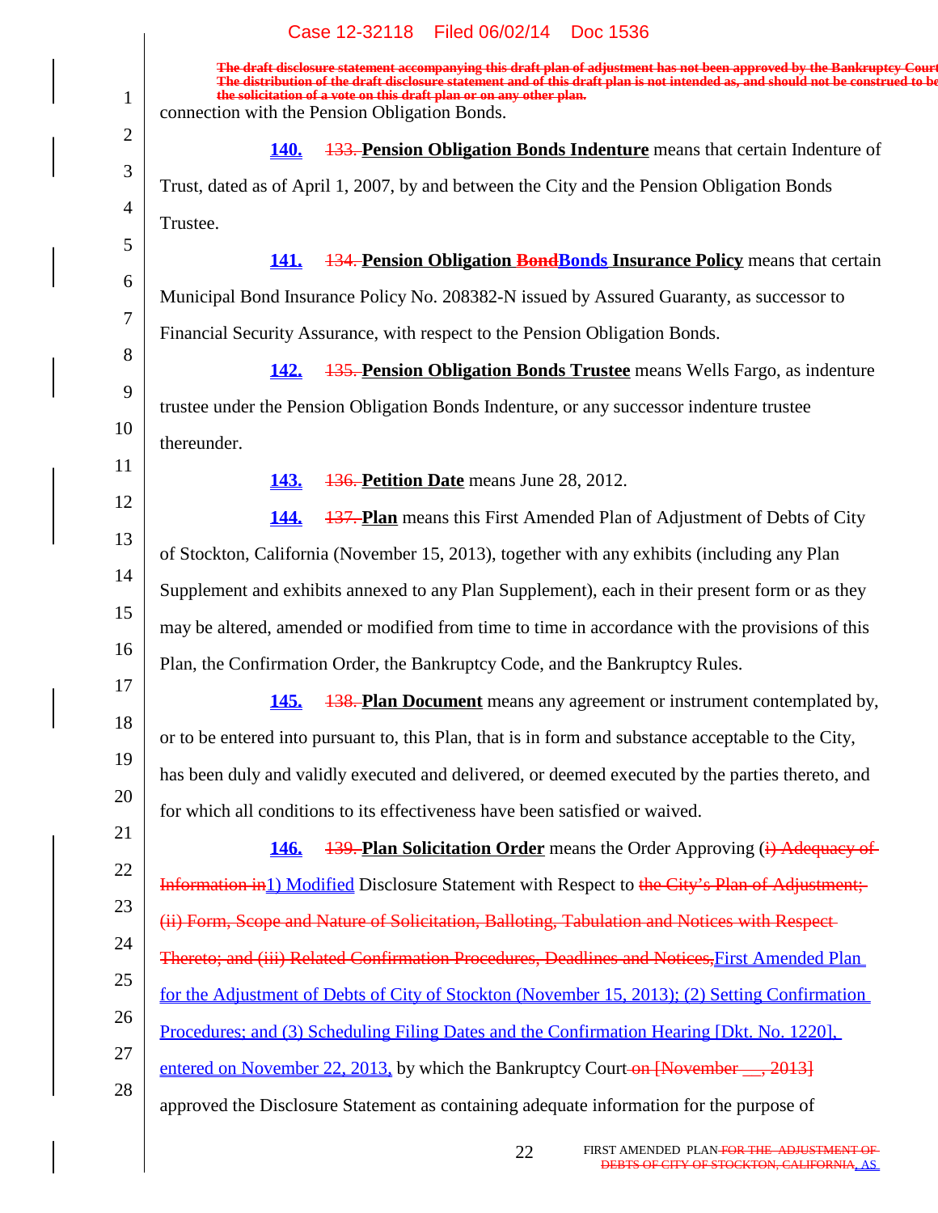connection with the Pension Obligation Bonds.

**140.** ~~133.~~ **Pension Obligation Bonds Indenture** means that certain Indenture of Trust, dated as of April 1, 2007, by and between the City and the Pension Obligation Bonds Trustee.

**141.** ~~134.~~ **Pension Obligation ~~Bond~~Bonds Insurance Policy** means that certain Municipal Bond Insurance Policy No. 208382-N issued by Assured Guaranty, as successor to Financial Security Assurance, with respect to the Pension Obligation Bonds.

**142.** ~~135.~~ **Pension Obligation Bonds Trustee** means Wells Fargo, as indenture trustee under the Pension Obligation Bonds Indenture, or any successor indenture trustee thereunder.

**143.** ~~136.~~ **Petition Date** means June 28, 2012.

**144.** ~~137.~~ **Plan** means this First Amended Plan of Adjustment of Debts of City of Stockton, California (November 15, 2013), together with any exhibits (including any Plan Supplement and exhibits annexed to any Plan Supplement), each in their present form or as they may be altered, amended or modified from time to time in accordance with the provisions of this Plan, the Confirmation Order, the Bankruptcy Code, and the Bankruptcy Rules.

**145.** ~~138.~~ **Plan Document** means any agreement or instrument contemplated by, or to be entered into pursuant to, this Plan, that is in form and substance acceptable to the City, has been duly and validly executed and delivered, or deemed executed by the parties thereto, and for which all conditions to its effectiveness have been satisfied or waived.

**146.** ~~139.~~ **Plan Solicitation Order** means the Order Approving (~~i) Adequacy of Information in~~1) Modified Disclosure Statement with Respect to ~~the City's Plan of Adjustment; (ii) Form, Scope and Nature of Solicitation, Balloting, Tabulation and Notices with Respect Thereto; and (iii) Related Confirmation Procedures, Deadlines and Notices,~~First Amended Plan for the Adjustment of Debts of City of Stockton (November 15, 2013); (2) Setting Confirmation Procedures; and (3) Scheduling Filing Dates and the Confirmation Hearing [Dkt. No. 1220], entered on November 22, 2013, by which the Bankruptcy Court ~~on [November \_\_, 2013]~~ approved the Disclosure Statement as containing adequate information for the purpose of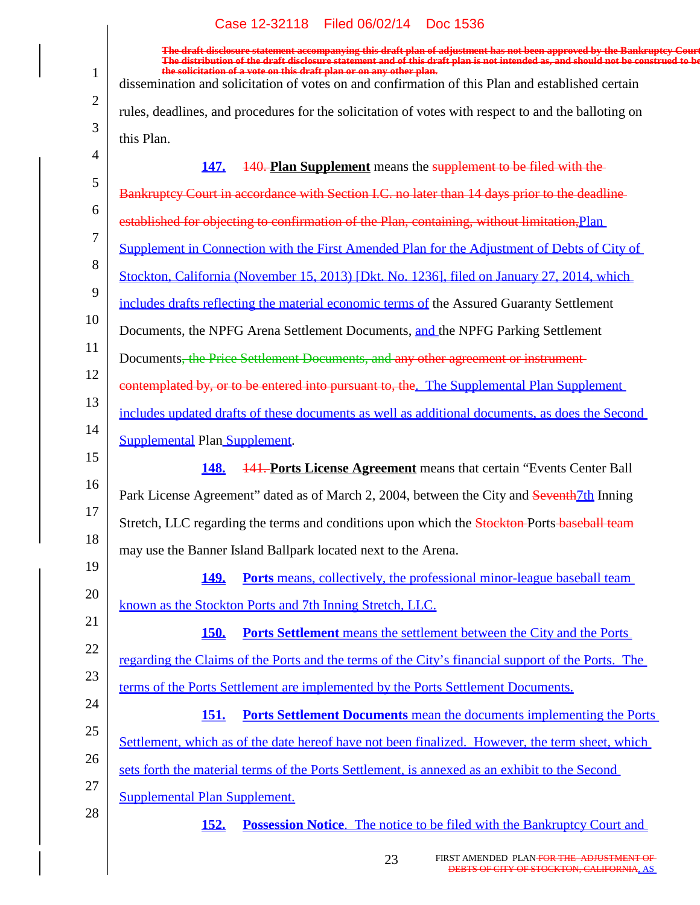The draft disclosure statement accompanying this draft plan of adjustment has not been approved by the Bankruptcy Court. The distribution of the draft disclosure statement and of this draft plan is not intended as, and should not be construed to be the solicitation of a vote on this draft plan or on any other plan.

dissemination and solicitation of votes on and confirmation of this Plan and established certain rules, deadlines, and procedures for the solicitation of votes with respect to and the balloting on this Plan.

**147.** 140. **Plan Supplement** means the supplement to be filed with the Bankruptcy Court in accordance with Section I.C. no later than 14 days prior to the deadline established for objecting to confirmation of the Plan, containing, without limitation,Plan Supplement in Connection with the First Amended Plan for the Adjustment of Debts of City of Stockton, California (November 15, 2013) [Dkt. No. 1236], filed on January 27, 2014, which includes drafts reflecting the material economic terms of the Assured Guaranty Settlement Documents, the NPFG Arena Settlement Documents, and the NPFG Parking Settlement Documents, the Price Settlement Documents, and any other agreement or instrument contemplated by, or to be entered into pursuant to, the. The Supplemental Plan Supplement includes updated drafts of these documents as well as additional documents, as does the Second Supplemental Plan Supplement.

**148.** 141. **Ports License Agreement** means that certain "Events Center Ball Park License Agreement" dated as of March 2, 2004, between the City and Seventh7th Inning Stretch, LLC regarding the terms and conditions upon which the Stockton Ports baseball team may use the Banner Island Ballpark located next to the Arena.

**149. Ports** means, collectively, the professional minor-league baseball team known as the Stockton Ports and 7th Inning Stretch, LLC.

**150. Ports Settlement** means the settlement between the City and the Ports regarding the Claims of the Ports and the terms of the City's financial support of the Ports. The terms of the Ports Settlement are implemented by the Ports Settlement Documents.

**151. Ports Settlement Documents** mean the documents implementing the Ports Settlement, which as of the date hereof have not been finalized. However, the term sheet, which sets forth the material terms of the Ports Settlement, is annexed as an exhibit to the Second Supplemental Plan Supplement.

**152. Possession Notice**. The notice to be filed with the Bankruptcy Court and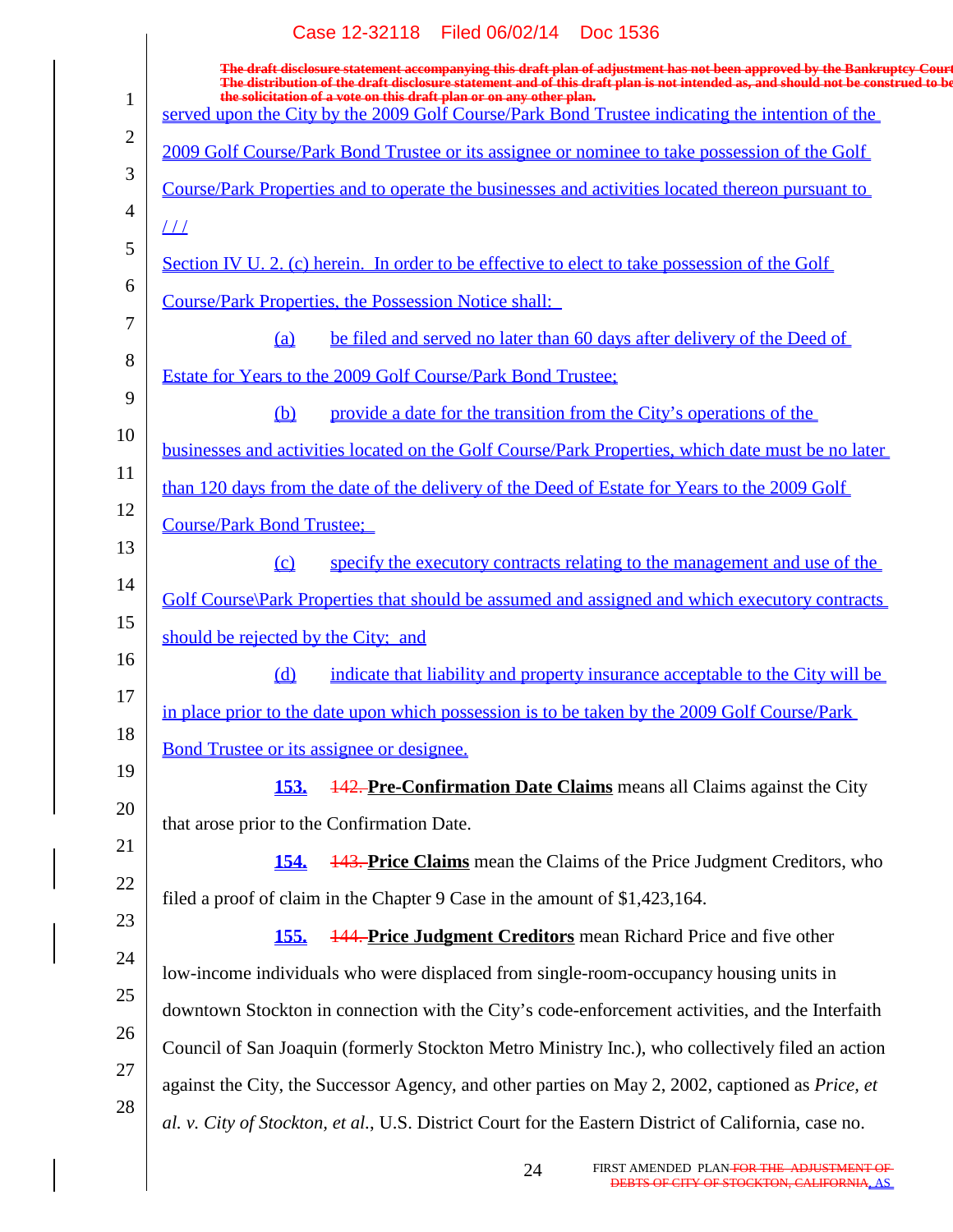served upon the City by the 2009 Golf Course/Park Bond Trustee indicating the intention of the 2009 Golf Course/Park Bond Trustee or its assignee or nominee to take possession of the Golf Course/Park Properties and to operate the businesses and activities located thereon pursuant to / / /

Section IV U. 2. (c) herein. In order to be effective to elect to take possession of the Golf Course/Park Properties, the Possession Notice shall:

(a) be filed and served no later than 60 days after delivery of the Deed of Estate for Years to the 2009 Golf Course/Park Bond Trustee;

(b) provide a date for the transition from the City's operations of the businesses and activities located on the Golf Course/Park Properties, which date must be no later than 120 days from the date of the delivery of the Deed of Estate for Years to the 2009 Golf Course/Park Bond Trustee;

(c) specify the executory contracts relating to the management and use of the Golf Course\Park Properties that should be assumed and assigned and which executory contracts should be rejected by the City; and

(d) indicate that liability and property insurance acceptable to the City will be in place prior to the date upon which possession is to be taken by the 2009 Golf Course/Park Bond Trustee or its assignee or designee.

**153.** ~~142.~~ **Pre-Confirmation Date Claims** means all Claims against the City that arose prior to the Confirmation Date.

**154.** ~~143.~~ **Price Claims** mean the Claims of the Price Judgment Creditors, who filed a proof of claim in the Chapter 9 Case in the amount of $1,423,164.

**155.** ~~144.~~ **Price Judgment Creditors** mean Richard Price and five other low-income individuals who were displaced from single-room-occupancy housing units in downtown Stockton in connection with the City's code-enforcement activities, and the Interfaith Council of San Joaquin (formerly Stockton Metro Ministry Inc.), who collectively filed an action against the City, the Successor Agency, and other parties on May 2, 2002, captioned as *Price, et al. v. City of Stockton, et al.*, U.S. District Court for the Eastern District of California, case no.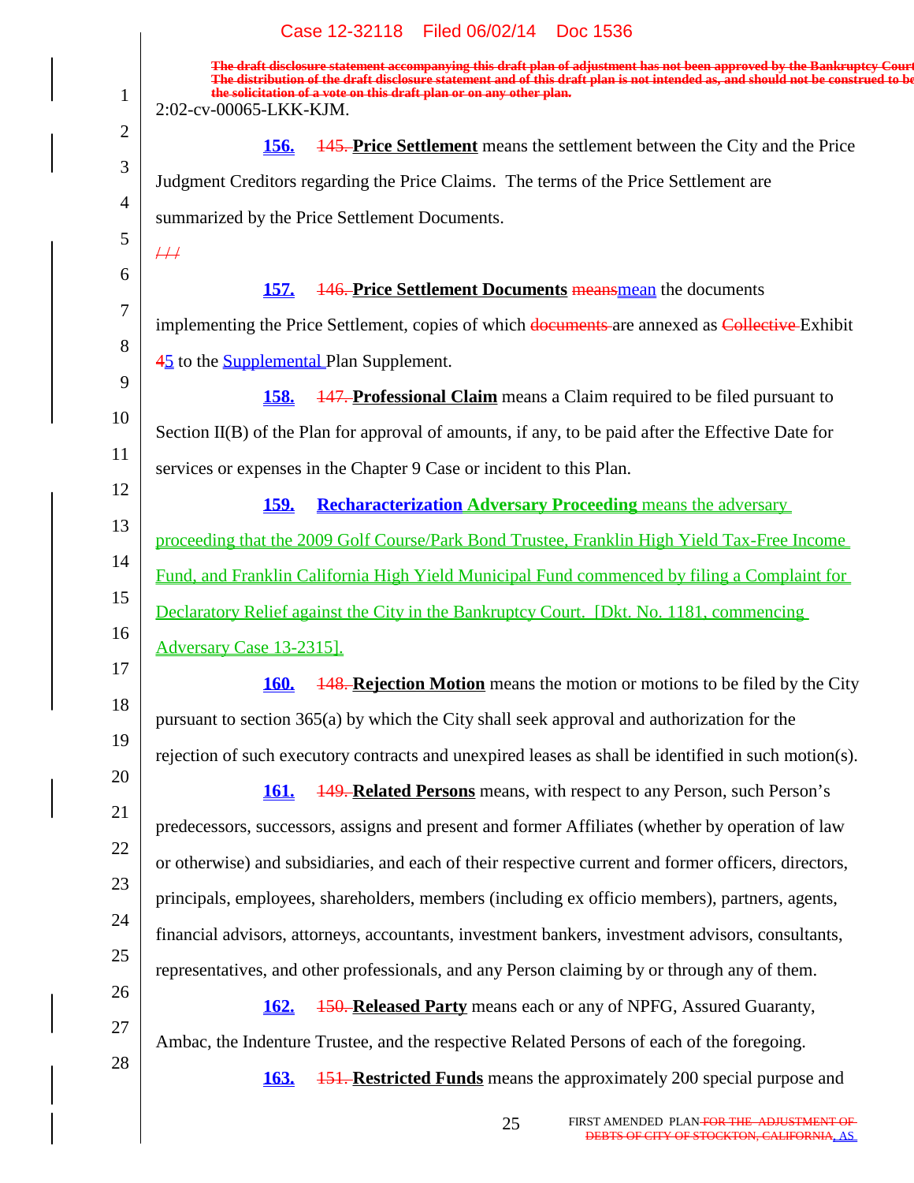The draft disclosure statement accompanying this draft plan of adjustment has not been approved by the Bankruptcy Court. The distribution of the draft disclosure statement and of this draft plan is not intended as, and should not be construed to be the solicitation of a vote on this draft plan or on any other plan.

2:02-cv-00065-LKK-KJM.

156. 145. **Price Settlement** means the settlement between the City and the Price Judgment Creditors regarding the Price Claims. The terms of the Price Settlement are summarized by the Price Settlement Documents.

/ / /

157. 146. **Price Settlement Documents** meansmean the documents implementing the Price Settlement, copies of which documents are annexed as Collective Exhibit 45 to the Supplemental Plan Supplement.

158. 147. **Professional Claim** means a Claim required to be filed pursuant to Section II(B) of the Plan for approval of amounts, if any, to be paid after the Effective Date for services or expenses in the Chapter 9 Case or incident to this Plan.

159. **Recharacterization Adversary Proceeding** means the adversary proceeding that the 2009 Golf Course/Park Bond Trustee, Franklin High Yield Tax-Free Income Fund, and Franklin California High Yield Municipal Fund commenced by filing a Complaint for Declaratory Relief against the City in the Bankruptcy Court. [Dkt. No. 1181, commencing Adversary Case 13-2315].

160. 148. **Rejection Motion** means the motion or motions to be filed by the City pursuant to section 365(a) by which the City shall seek approval and authorization for the rejection of such executory contracts and unexpired leases as shall be identified in such motion(s).

161. 149. **Related Persons** means, with respect to any Person, such Person's predecessors, successors, assigns and present and former Affiliates (whether by operation of law or otherwise) and subsidiaries, and each of their respective current and former officers, directors, principals, employees, shareholders, members (including ex officio members), partners, agents, financial advisors, attorneys, accountants, investment bankers, investment advisors, consultants, representatives, and other professionals, and any Person claiming by or through any of them.

162. 150. **Released Party** means each or any of NPFG, Assured Guaranty, Ambac, the Indenture Trustee, and the respective Related Persons of each of the foregoing.

163. 151. **Restricted Funds** means the approximately 200 special purpose and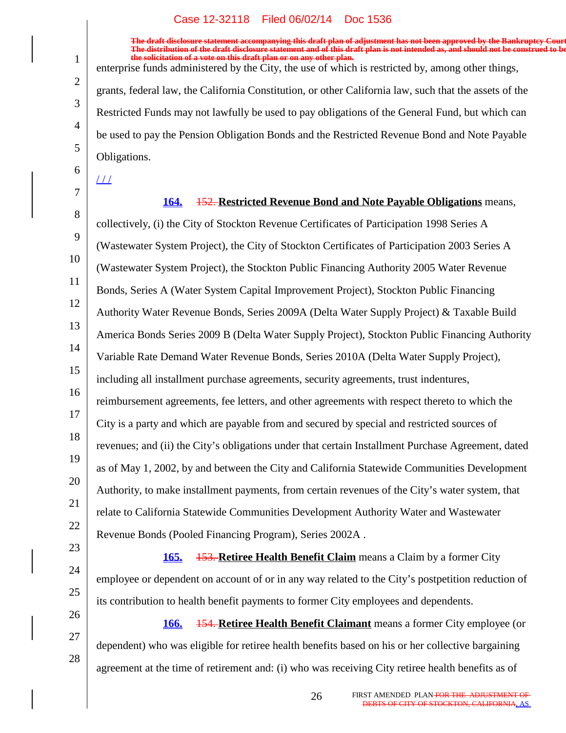enterprise funds administered by the City, the use of which is restricted by, among other things, grants, federal law, the California Constitution, or other California law, such that the assets of the Restricted Funds may not lawfully be used to pay obligations of the General Fund, but which can be used to pay the Pension Obligation Bonds and the Restricted Revenue Bond and Note Payable Obligations.

/ / /

**164.** ~~152.~~ **Restricted Revenue Bond and Note Payable Obligations** means, collectively, (i) the City of Stockton Revenue Certificates of Participation 1998 Series A (Wastewater System Project), the City of Stockton Certificates of Participation 2003 Series A (Wastewater System Project), the Stockton Public Financing Authority 2005 Water Revenue Bonds, Series A (Water System Capital Improvement Project), Stockton Public Financing Authority Water Revenue Bonds, Series 2009A (Delta Water Supply Project) & Taxable Build America Bonds Series 2009 B (Delta Water Supply Project), Stockton Public Financing Authority Variable Rate Demand Water Revenue Bonds, Series 2010A (Delta Water Supply Project), including all installment purchase agreements, security agreements, trust indentures, reimbursement agreements, fee letters, and other agreements with respect thereto to which the City is a party and which are payable from and secured by special and restricted sources of revenues; and (ii) the City's obligations under that certain Installment Purchase Agreement, dated as of May 1, 2002, by and between the City and California Statewide Communities Development Authority, to make installment payments, from certain revenues of the City's water system, that relate to California Statewide Communities Development Authority Water and Wastewater Revenue Bonds (Pooled Financing Program), Series 2002A .

**165.** ~~153.~~ **Retiree Health Benefit Claim** means a Claim by a former City employee or dependent on account of or in any way related to the City's postpetition reduction of its contribution to health benefit payments to former City employees and dependents.

**166.** ~~154.~~ **Retiree Health Benefit Claimant** means a former City employee (or dependent) who was eligible for retiree health benefits based on his or her collective bargaining agreement at the time of retirement and: (i) who was receiving City retiree health benefits as of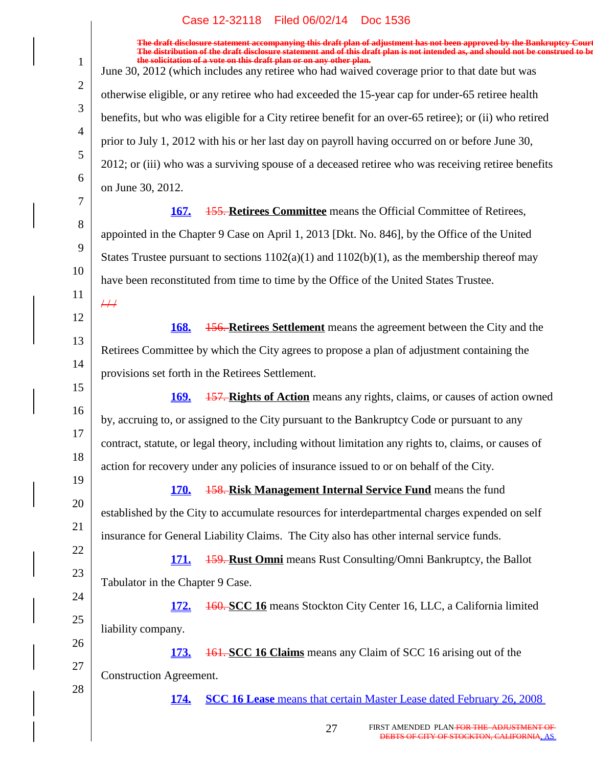~~The draft disclosure statement accompanying this draft plan of adjustment has not been approved by the Bankruptcy Court. The distribution of the draft disclosure statement and of this draft plan is not intended as, and should not be construed to be the solicitation of a vote on this draft plan or on any other plan.~~

June 30, 2012 (which includes any retiree who had waived coverage prior to that date but was otherwise eligible, or any retiree who had exceeded the 15-year cap for under-65 retiree health benefits, but who was eligible for a City retiree benefit for an over-65 retiree); or (ii) who retired prior to July 1, 2012 with his or her last day on payroll having occurred on or before June 30, 2012; or (iii) who was a surviving spouse of a deceased retiree who was receiving retiree benefits on June 30, 2012.

**167.** ~~155.~~ **Retirees Committee** means the Official Committee of Retirees, appointed in the Chapter 9 Case on April 1, 2013 [Dkt. No. 846], by the Office of the United States Trustee pursuant to sections 1102(a)(1) and 1102(b)(1), as the membership thereof may have been reconstituted from time to time by the Office of the United States Trustee.

~~///~~

**168.** ~~156.~~ **Retirees Settlement** means the agreement between the City and the Retirees Committee by which the City agrees to propose a plan of adjustment containing the provisions set forth in the Retirees Settlement.

**169.** ~~157.~~ **Rights of Action** means any rights, claims, or causes of action owned by, accruing to, or assigned to the City pursuant to the Bankruptcy Code or pursuant to any contract, statute, or legal theory, including without limitation any rights to, claims, or causes of action for recovery under any policies of insurance issued to or on behalf of the City.

**170.** ~~158.~~ **Risk Management Internal Service Fund** means the fund established by the City to accumulate resources for interdepartmental charges expended on self insurance for General Liability Claims. The City also has other internal service funds.

**171.** ~~159.~~ **Rust Omni** means Rust Consulting/Omni Bankruptcy, the Ballot Tabulator in the Chapter 9 Case.

**172.** ~~160.~~ **SCC 16** means Stockton City Center 16, LLC, a California limited liability company.

**173.** ~~161.~~ **SCC 16 Claims** means any Claim of SCC 16 arising out of the Construction Agreement.

**174.** **SCC 16 Lease** means that certain Master Lease dated February 26, 2008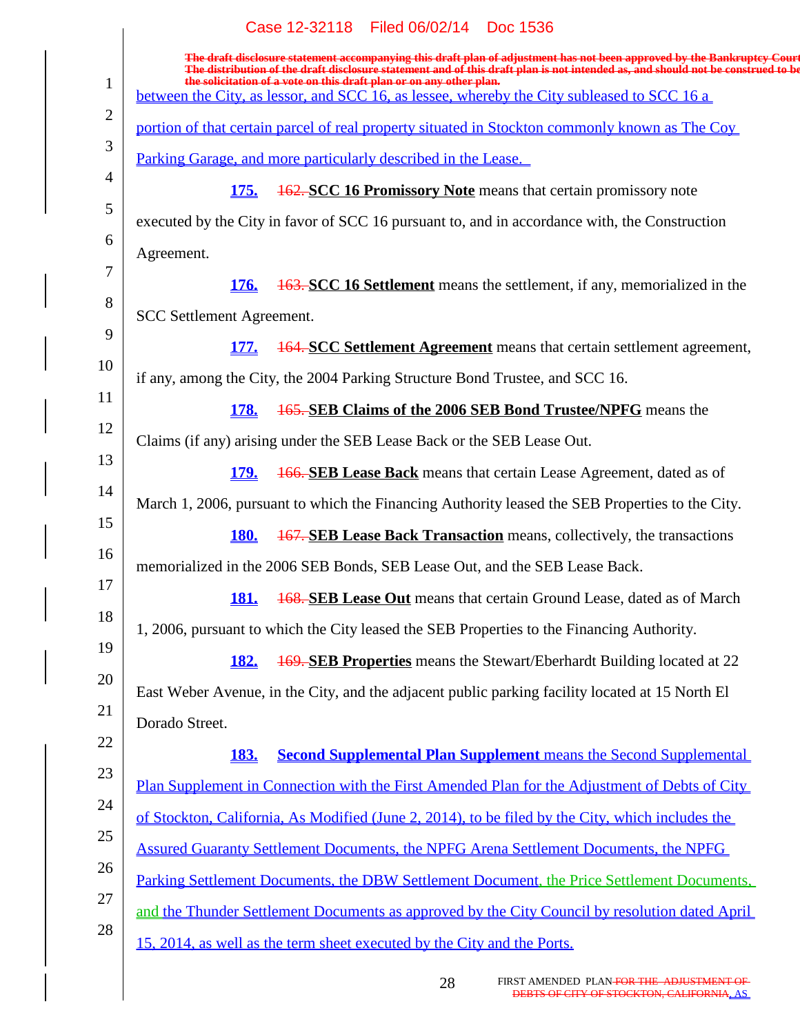The draft disclosure statement accompanying this draft plan of adjustment has not been approved by the Bankruptcy Court. The distribution of the draft disclosure statement and of this draft plan is not intended as, and should not be construed to be, the solicitation of a vote on this draft plan or on any other plan.

between the City, as lessor, and SCC 16, as lessee, whereby the City subleased to SCC 16 a portion of that certain parcel of real property situated in Stockton commonly known as The Coy Parking Garage, and more particularly described in the Lease.

**175.** ~~162.~~ **SCC 16 Promissory Note** means that certain promissory note executed by the City in favor of SCC 16 pursuant to, and in accordance with, the Construction Agreement.

**176.** ~~163.~~ **SCC 16 Settlement** means the settlement, if any, memorialized in the SCC Settlement Agreement.

**177.** ~~164.~~ **SCC Settlement Agreement** means that certain settlement agreement, if any, among the City, the 2004 Parking Structure Bond Trustee, and SCC 16.

**178.** ~~165.~~ **SEB Claims of the 2006 SEB Bond Trustee/NPFG** means the Claims (if any) arising under the SEB Lease Back or the SEB Lease Out.

**179.** ~~166.~~ **SEB Lease Back** means that certain Lease Agreement, dated as of March 1, 2006, pursuant to which the Financing Authority leased the SEB Properties to the City.

**180.** ~~167.~~ **SEB Lease Back Transaction** means, collectively, the transactions memorialized in the 2006 SEB Bonds, SEB Lease Out, and the SEB Lease Back.

**181.** ~~168.~~ **SEB Lease Out** means that certain Ground Lease, dated as of March 1, 2006, pursuant to which the City leased the SEB Properties to the Financing Authority.

**182.** ~~169.~~ **SEB Properties** means the Stewart/Eberhardt Building located at 22 East Weber Avenue, in the City, and the adjacent public parking facility located at 15 North El Dorado Street.

**183.** **Second Supplemental Plan Supplement** means the Second Supplemental Plan Supplement in Connection with the First Amended Plan for the Adjustment of Debts of City of Stockton, California, As Modified (June 2, 2014), to be filed by the City, which includes the Assured Guaranty Settlement Documents, the NPFG Arena Settlement Documents, the NPFG Parking Settlement Documents, the DBW Settlement Document, the Price Settlement Documents, and the Thunder Settlement Documents as approved by the City Council by resolution dated April 15, 2014, as well as the term sheet executed by the City and the Ports.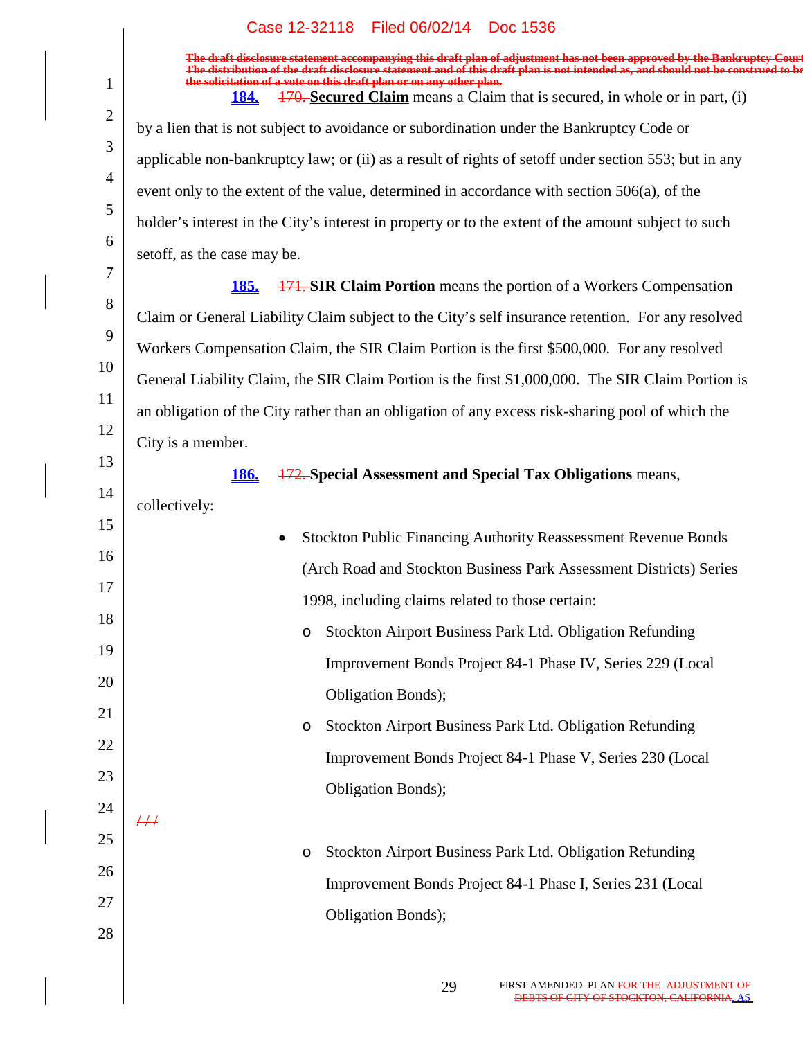The draft disclosure statement accompanying this draft plan of adjustment has not been approved by the Bankruptcy Court. The distribution of the draft disclosure statement and of this draft plan is not intended as, and should not be construed to be the solicitation of a vote on this draft plan or on any other plan.

**184.** ~~170.~~ **Secured Claim** means a Claim that is secured, in whole or in part, (i) by a lien that is not subject to avoidance or subordination under the Bankruptcy Code or applicable non-bankruptcy law; or (ii) as a result of rights of setoff under section 553; but in any event only to the extent of the value, determined in accordance with section 506(a), of the holder's interest in the City's interest in property or to the extent of the amount subject to such setoff, as the case may be.

**185.** ~~171.~~ **SIR Claim Portion** means the portion of a Workers Compensation Claim or General Liability Claim subject to the City's self insurance retention. For any resolved Workers Compensation Claim, the SIR Claim Portion is the first $500,000. For any resolved General Liability Claim, the SIR Claim Portion is the first $1,000,000. The SIR Claim Portion is an obligation of the City rather than an obligation of any excess risk-sharing pool of which the City is a member.

**186.** ~~172.~~ **Special Assessment and Special Tax Obligations** means, collectively:

- Stockton Public Financing Authority Reassessment Revenue Bonds (Arch Road and Stockton Business Park Assessment Districts) Series 1998, including claims related to those certain:
  - Stockton Airport Business Park Ltd. Obligation Refunding Improvement Bonds Project 84-1 Phase IV, Series 229 (Local Obligation Bonds);
  - Stockton Airport Business Park Ltd. Obligation Refunding Improvement Bonds Project 84-1 Phase V, Series 230 (Local Obligation Bonds);

~~///~~

  - Stockton Airport Business Park Ltd. Obligation Refunding Improvement Bonds Project 84-1 Phase I, Series 231 (Local Obligation Bonds);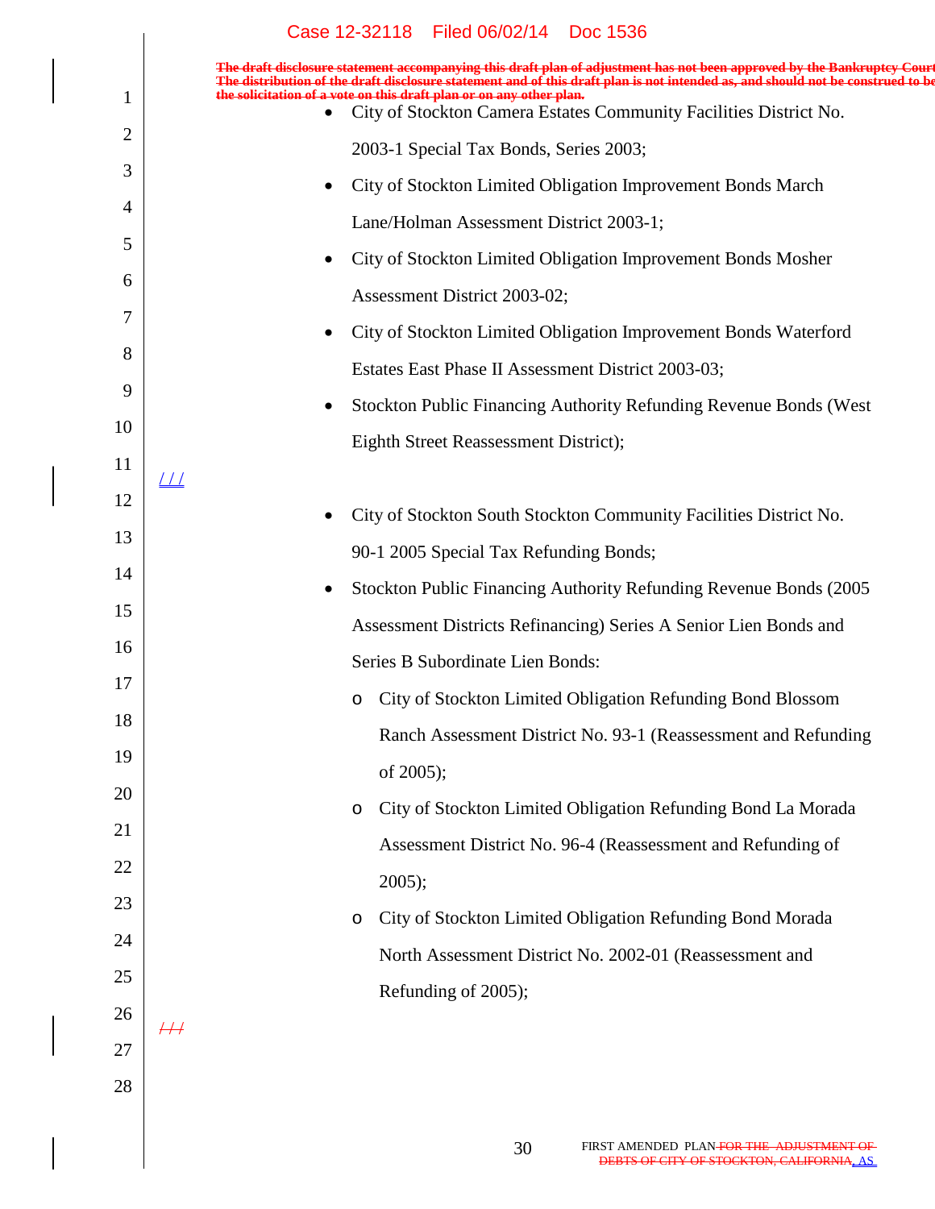- City of Stockton Camera Estates Community Facilities District No. 2003-1 Special Tax Bonds, Series 2003;
- City of Stockton Limited Obligation Improvement Bonds March Lane/Holman Assessment District 2003-1;
- City of Stockton Limited Obligation Improvement Bonds Mosher Assessment District 2003-02;
- City of Stockton Limited Obligation Improvement Bonds Waterford Estates East Phase II Assessment District 2003-03;
- Stockton Public Financing Authority Refunding Revenue Bonds (West Eighth Street Reassessment District);

/ / /

- City of Stockton South Stockton Community Facilities District No. 90-1 2005 Special Tax Refunding Bonds;
- Stockton Public Financing Authority Refunding Revenue Bonds (2005 Assessment Districts Refinancing) Series A Senior Lien Bonds and Series B Subordinate Lien Bonds:
  - City of Stockton Limited Obligation Refunding Bond Blossom Ranch Assessment District No. 93-1 (Reassessment and Refunding of 2005);
  - City of Stockton Limited Obligation Refunding Bond La Morada Assessment District No. 96-4 (Reassessment and Refunding of 2005);
  - City of Stockton Limited Obligation Refunding Bond Morada North Assessment District No. 2002-01 (Reassessment and Refunding of 2005);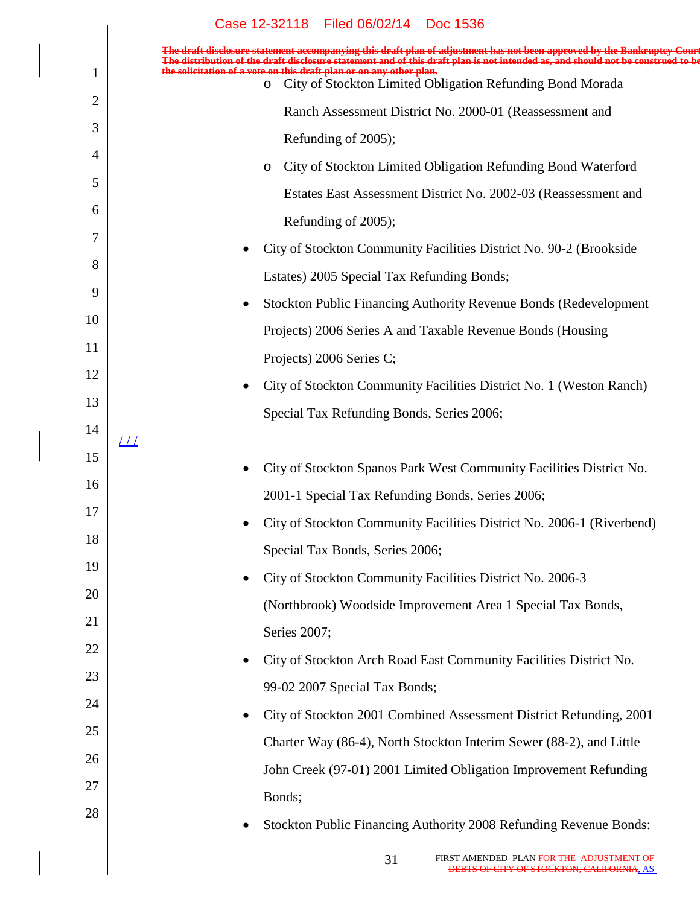The draft disclosure statement accompanying this draft plan of adjustment has not been approved by the Bankruptcy Court. The distribution of the draft disclosure statement and of this draft plan is not intended as, and should not be construed to be the solicitation of a vote on this draft plan or on any other plan.

- City of Stockton Limited Obligation Refunding Bond Morada Ranch Assessment District No. 2000-01 (Reassessment and Refunding of 2005);
- City of Stockton Limited Obligation Refunding Bond Waterford Estates East Assessment District No. 2002-03 (Reassessment and Refunding of 2005);

- City of Stockton Community Facilities District No. 90-2 (Brookside Estates) 2005 Special Tax Refunding Bonds;
- Stockton Public Financing Authority Revenue Bonds (Redevelopment Projects) 2006 Series A and Taxable Revenue Bonds (Housing Projects) 2006 Series C;
- City of Stockton Community Facilities District No. 1 (Weston Ranch) Special Tax Refunding Bonds, Series 2006;

/ / /

- City of Stockton Spanos Park West Community Facilities District No. 2001-1 Special Tax Refunding Bonds, Series 2006;
- City of Stockton Community Facilities District No. 2006-1 (Riverbend) Special Tax Bonds, Series 2006;
- City of Stockton Community Facilities District No. 2006-3 (Northbrook) Woodside Improvement Area 1 Special Tax Bonds, Series 2007;
- City of Stockton Arch Road East Community Facilities District No. 99-02 2007 Special Tax Bonds;
- City of Stockton 2001 Combined Assessment District Refunding, 2001 Charter Way (86-4), North Stockton Interim Sewer (88-2), and Little John Creek (97-01) 2001 Limited Obligation Improvement Refunding Bonds;
- Stockton Public Financing Authority 2008 Refunding Revenue Bonds: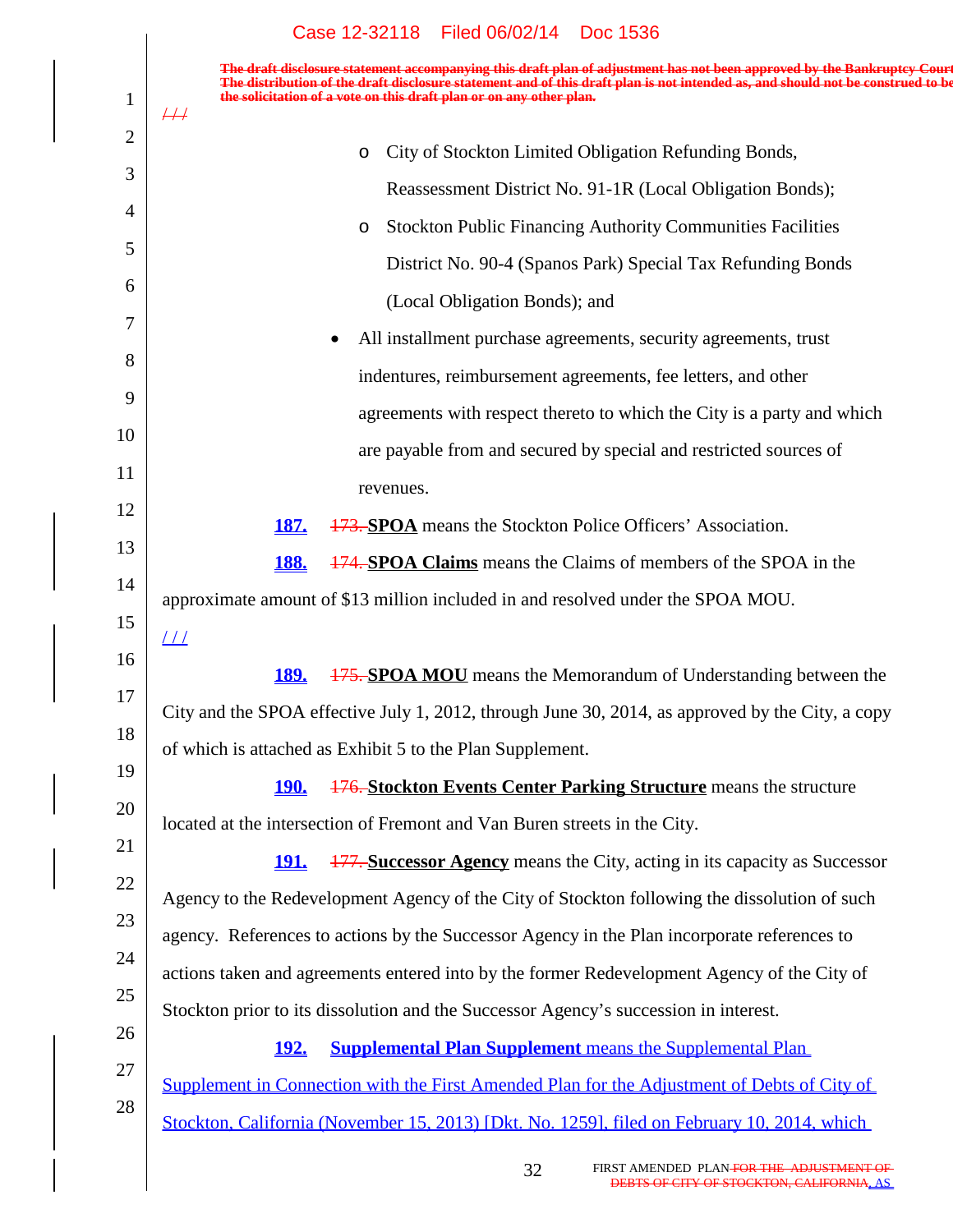The draft disclosure statement accompanying this draft plan of adjustment has not been approved by the Bankruptcy Court. The distribution of the draft disclosure statement and of this draft plan is not intended as, and should not be construed to be the solicitation of a vote on this draft plan or on any other plan.

/ / /

- City of Stockton Limited Obligation Refunding Bonds, Reassessment District No. 91-1R (Local Obligation Bonds);
- Stockton Public Financing Authority Communities Facilities District No. 90-4 (Spanos Park) Special Tax Refunding Bonds (Local Obligation Bonds); and

- All installment purchase agreements, security agreements, trust indentures, reimbursement agreements, fee letters, and other agreements with respect thereto to which the City is a party and which are payable from and secured by special and restricted sources of revenues.

**187.** ~~173.~~ **SPOA** means the Stockton Police Officers' Association.

**188.** ~~174.~~ **SPOA Claims** means the Claims of members of the SPOA in the approximate amount of $13 million included in and resolved under the SPOA MOU.

/ / /

**189.** ~~175.~~ **SPOA MOU** means the Memorandum of Understanding between the City and the SPOA effective July 1, 2012, through June 30, 2014, as approved by the City, a copy of which is attached as Exhibit 5 to the Plan Supplement.

**190.** ~~176.~~ **Stockton Events Center Parking Structure** means the structure located at the intersection of Fremont and Van Buren streets in the City.

**191.** ~~177.~~ **Successor Agency** means the City, acting in its capacity as Successor Agency to the Redevelopment Agency of the City of Stockton following the dissolution of such agency. References to actions by the Successor Agency in the Plan incorporate references to actions taken and agreements entered into by the former Redevelopment Agency of the City of Stockton prior to its dissolution and the Successor Agency's succession in interest.

**192.** **Supplemental Plan Supplement** means the Supplemental Plan Supplement in Connection with the First Amended Plan for the Adjustment of Debts of City of Stockton, California (November 15, 2013) [Dkt. No. 1259], filed on February 10, 2014, which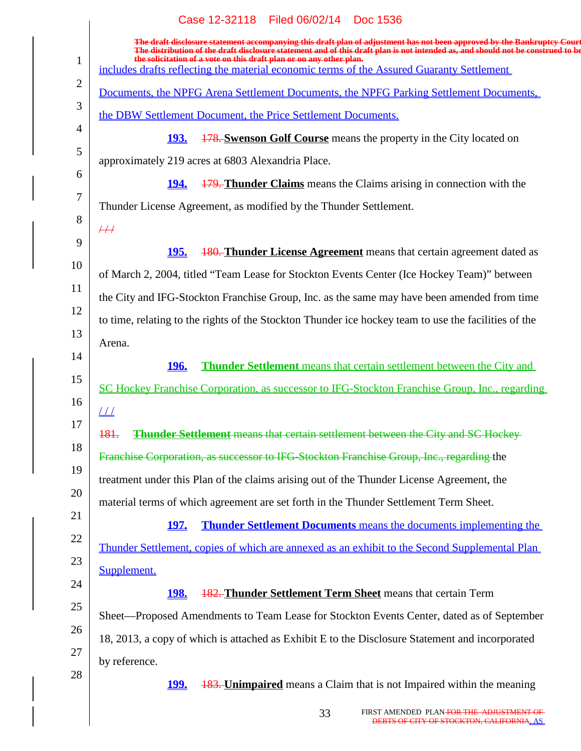The draft disclosure statement accompanying this draft plan of adjustment has not been approved by the Bankruptcy Court. The distribution of the draft disclosure statement and of this draft plan is not intended as, and should not be construed to be the solicitation of a vote on this draft plan or on any other plan.

includes drafts reflecting the material economic terms of the Assured Guaranty Settlement Documents, the NPFG Arena Settlement Documents, the NPFG Parking Settlement Documents, the DBW Settlement Document, the Price Settlement Documents.

**193.** ~~178.~~ **Swenson Golf Course** means the property in the City located on approximately 219 acres at 6803 Alexandria Place.

**194.** ~~179.~~ **Thunder Claims** means the Claims arising in connection with the Thunder License Agreement, as modified by the Thunder Settlement.

~~/ / /~~

**195.** ~~180.~~ **Thunder License Agreement** means that certain agreement dated as of March 2, 2004, titled "Team Lease for Stockton Events Center (Ice Hockey Team)" between the City and IFG-Stockton Franchise Group, Inc. as the same may have been amended from time to time, relating to the rights of the Stockton Thunder ice hockey team to use the facilities of the Arena.

**196.** **Thunder Settlement** means that certain settlement between the City and SC Hockey Franchise Corporation, as successor to IFG-Stockton Franchise Group, Inc., regarding

/ / /

~~181. **Thunder Settlement** means that certain settlement between the City and SC Hockey Franchise Corporation, as successor to IFG-Stockton Franchise Group, Inc., regarding~~ the treatment under this Plan of the claims arising out of the Thunder License Agreement, the material terms of which agreement are set forth in the Thunder Settlement Term Sheet.

**197.** **Thunder Settlement Documents** means the documents implementing the Thunder Settlement, copies of which are annexed as an exhibit to the Second Supplemental Plan Supplement.

**198.** ~~182.~~ **Thunder Settlement Term Sheet** means that certain Term Sheet—Proposed Amendments to Team Lease for Stockton Events Center, dated as of September 18, 2013, a copy of which is attached as Exhibit E to the Disclosure Statement and incorporated by reference.

**199.** ~~183.~~ **Unimpaired** means a Claim that is not Impaired within the meaning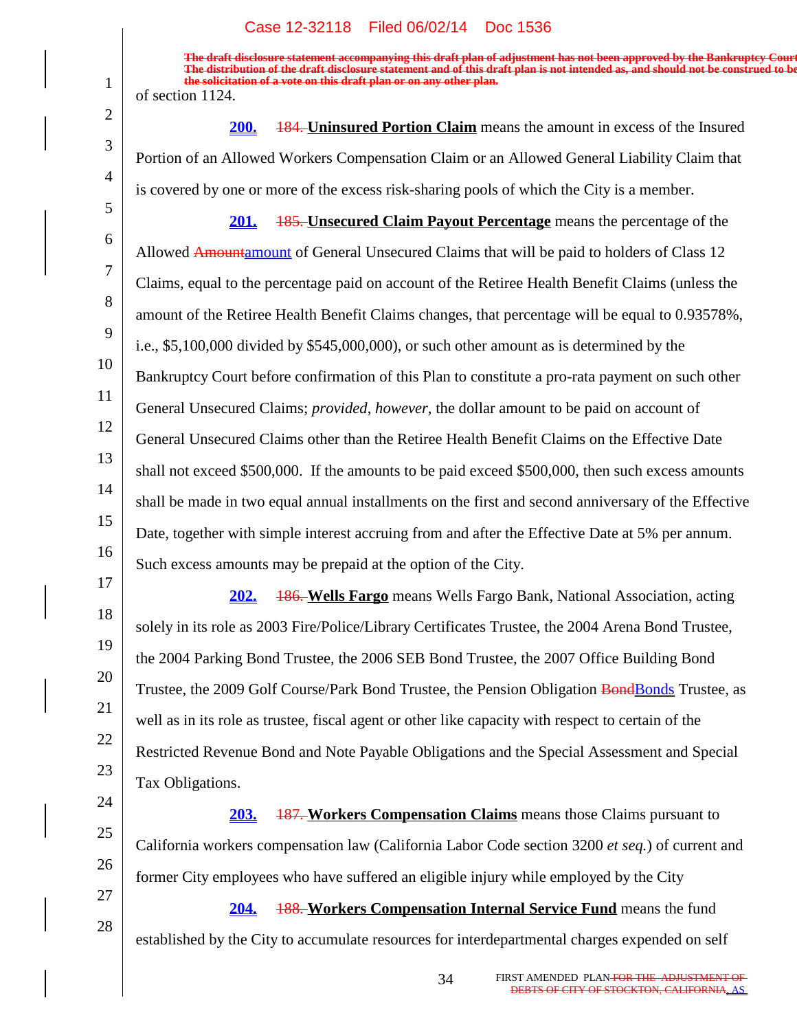of section 1124.

**200.** ~~184.~~ **Uninsured Portion Claim** means the amount in excess of the Insured Portion of an Allowed Workers Compensation Claim or an Allowed General Liability Claim that is covered by one or more of the excess risk-sharing pools of which the City is a member.

**201.** ~~185.~~ **Unsecured Claim Payout Percentage** means the percentage of the Allowed ~~Amount~~amount of General Unsecured Claims that will be paid to holders of Class 12 Claims, equal to the percentage paid on account of the Retiree Health Benefit Claims (unless the amount of the Retiree Health Benefit Claims changes, that percentage will be equal to 0.93578%, i.e., $5,100,000 divided by $545,000,000), or such other amount as is determined by the Bankruptcy Court before confirmation of this Plan to constitute a pro-rata payment on such other General Unsecured Claims; *provided*, *however*, the dollar amount to be paid on account of General Unsecured Claims other than the Retiree Health Benefit Claims on the Effective Date shall not exceed $500,000. If the amounts to be paid exceed $500,000, then such excess amounts shall be made in two equal annual installments on the first and second anniversary of the Effective Date, together with simple interest accruing from and after the Effective Date at 5% per annum. Such excess amounts may be prepaid at the option of the City.

**202.** ~~186.~~ **Wells Fargo** means Wells Fargo Bank, National Association, acting solely in its role as 2003 Fire/Police/Library Certificates Trustee, the 2004 Arena Bond Trustee, the 2004 Parking Bond Trustee, the 2006 SEB Bond Trustee, the 2007 Office Building Bond Trustee, the 2009 Golf Course/Park Bond Trustee, the Pension Obligation ~~Bond~~Bonds Trustee, as well as in its role as trustee, fiscal agent or other like capacity with respect to certain of the Restricted Revenue Bond and Note Payable Obligations and the Special Assessment and Special Tax Obligations.

**203.** ~~187.~~ **Workers Compensation Claims** means those Claims pursuant to California workers compensation law (California Labor Code section 3200 *et seq.*) of current and former City employees who have suffered an eligible injury while employed by the City

**204.** ~~188.~~ **Workers Compensation Internal Service Fund** means the fund established by the City to accumulate resources for interdepartmental charges expended on self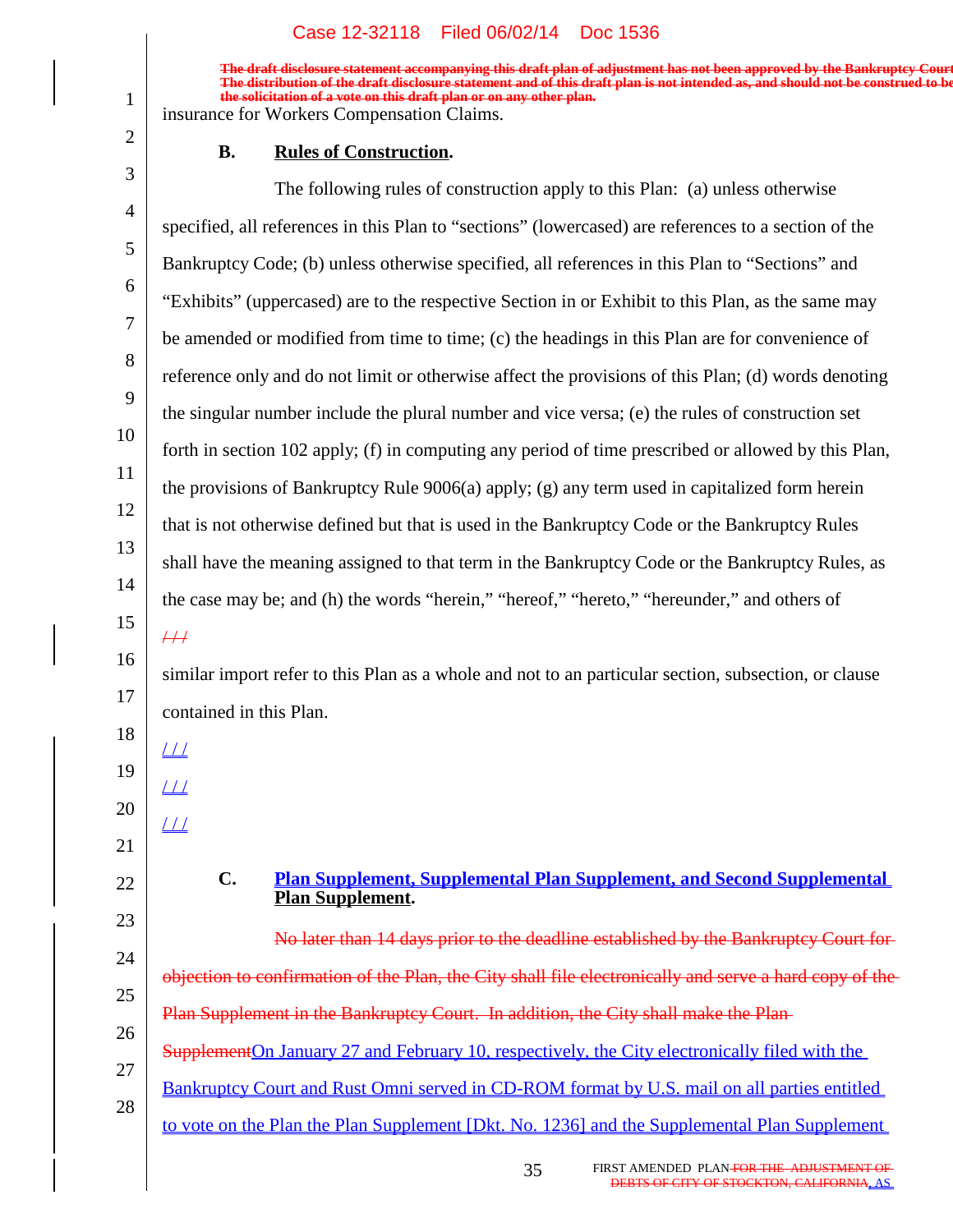The draft disclosure statement accompanying this draft plan of adjustment has not been approved by the Bankruptcy Court. The distribution of the draft disclosure statement and of this draft plan is not intended as, and should not be construed to be, the solicitation of a vote on this draft plan or on any other plan.

insurance for Workers Compensation Claims.

**B. Rules of Construction.**

The following rules of construction apply to this Plan: (a) unless otherwise specified, all references in this Plan to "sections" (lowercased) are references to a section of the Bankruptcy Code; (b) unless otherwise specified, all references in this Plan to "Sections" and "Exhibits" (uppercased) are to the respective Section in or Exhibit to this Plan, as the same may be amended or modified from time to time; (c) the headings in this Plan are for convenience of reference only and do not limit or otherwise affect the provisions of this Plan; (d) words denoting the singular number include the plural number and vice versa; (e) the rules of construction set forth in section 102 apply; (f) in computing any period of time prescribed or allowed by this Plan, the provisions of Bankruptcy Rule 9006(a) apply; (g) any term used in capitalized form herein that is not otherwise defined but that is used in the Bankruptcy Code or the Bankruptcy Rules shall have the meaning assigned to that term in the Bankruptcy Code or the Bankruptcy Rules, as the case may be; and (h) the words "herein," "hereof," "hereto," "hereunder," and others of

/ / /

similar import refer to this Plan as a whole and not to an particular section, subsection, or clause contained in this Plan.

/ / /

/ / /

/ / /

**C. Plan Supplement, Supplemental Plan Supplement, and Second Supplemental Plan Supplement.**

No later than 14 days prior to the deadline established by the Bankruptcy Court for objection to confirmation of the Plan, the City shall file electronically and serve a hard copy of the Plan Supplement in the Bankruptcy Court. In addition, the City shall make the Plan SupplementOn January 27 and February 10, respectively, the City electronically filed with the Bankruptcy Court and Rust Omni served in CD-ROM format by U.S. mail on all parties entitled to vote on the Plan the Plan Supplement [Dkt. No. 1236] and the Supplemental Plan Supplement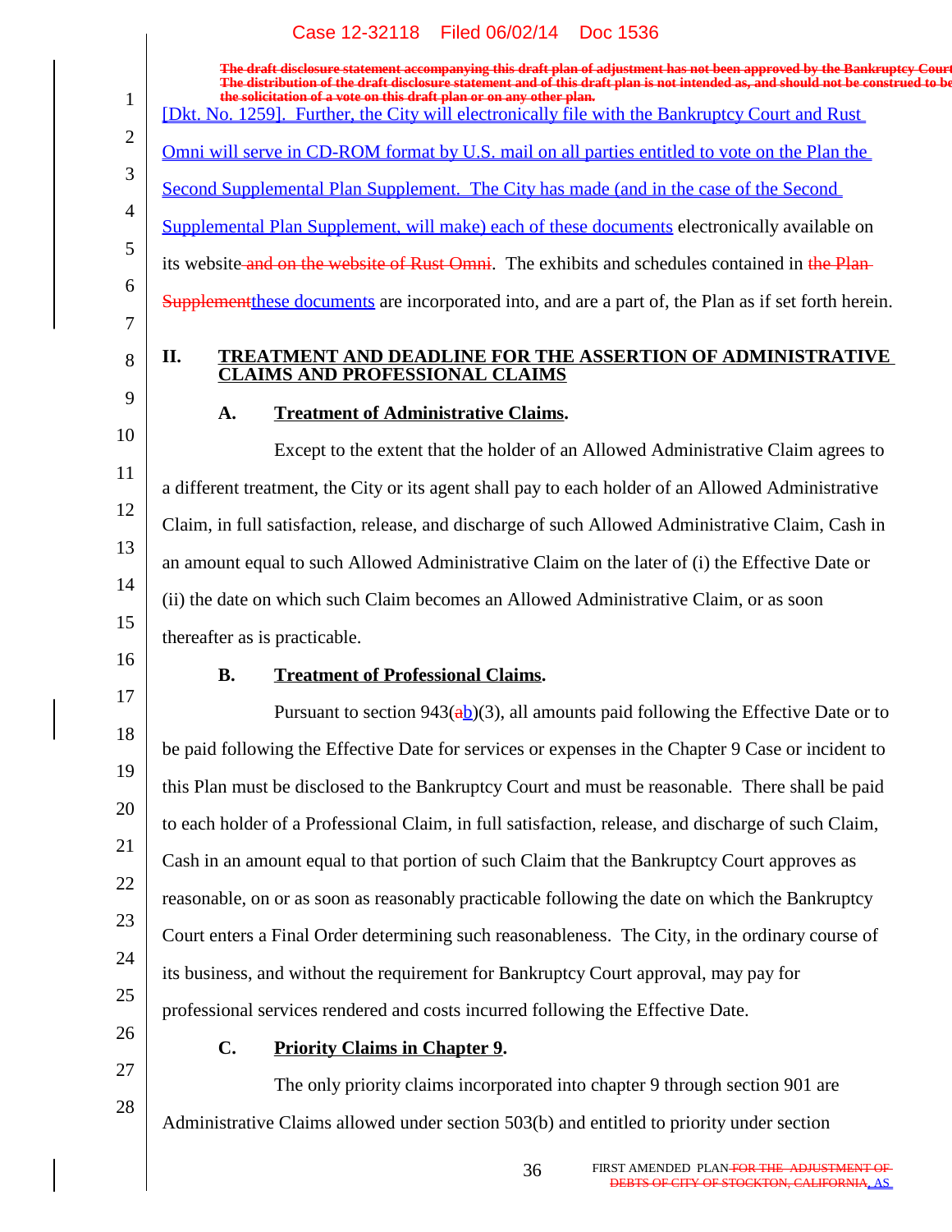[Dkt. No. 1259]. Further, the City will electronically file with the Bankruptcy Court and Rust Omni will serve in CD-ROM format by U.S. mail on all parties entitled to vote on the Plan the Second Supplemental Plan Supplement. The City has made (and in the case of the Second Supplemental Plan Supplement, will make) each of these documents electronically available on its website and on the website of Rust Omni. The exhibits and schedules contained in the Plan Supplementthese documents are incorporated into, and are a part of, the Plan as if set forth herein.

## II. TREATMENT AND DEADLINE FOR THE ASSERTION OF ADMINISTRATIVE CLAIMS AND PROFESSIONAL CLAIMS

### A. Treatment of Administrative Claims.

Except to the extent that the holder of an Allowed Administrative Claim agrees to a different treatment, the City or its agent shall pay to each holder of an Allowed Administrative Claim, in full satisfaction, release, and discharge of such Allowed Administrative Claim, Cash in an amount equal to such Allowed Administrative Claim on the later of (i) the Effective Date or (ii) the date on which such Claim becomes an Allowed Administrative Claim, or as soon thereafter as is practicable.

### B. Treatment of Professional Claims.

Pursuant to section 943(ab)(3), all amounts paid following the Effective Date or to be paid following the Effective Date for services or expenses in the Chapter 9 Case or incident to this Plan must be disclosed to the Bankruptcy Court and must be reasonable. There shall be paid to each holder of a Professional Claim, in full satisfaction, release, and discharge of such Claim, Cash in an amount equal to that portion of such Claim that the Bankruptcy Court approves as reasonable, on or as soon as reasonably practicable following the date on which the Bankruptcy Court enters a Final Order determining such reasonableness. The City, in the ordinary course of its business, and without the requirement for Bankruptcy Court approval, may pay for professional services rendered and costs incurred following the Effective Date.

### C. Priority Claims in Chapter 9.

The only priority claims incorporated into chapter 9 through section 901 are Administrative Claims allowed under section 503(b) and entitled to priority under section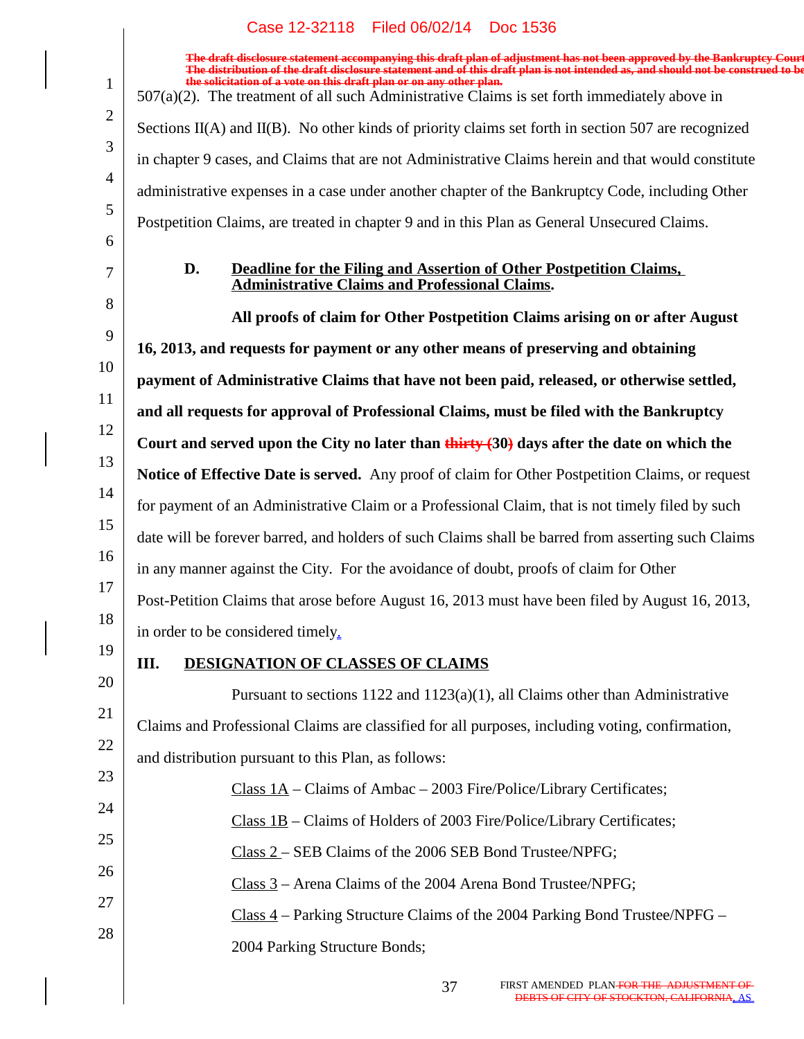507(a)(2). The treatment of all such Administrative Claims is set forth immediately above in Sections II(A) and II(B). No other kinds of priority claims set forth in section 507 are recognized in chapter 9 cases, and Claims that are not Administrative Claims herein and that would constitute administrative expenses in a case under another chapter of the Bankruptcy Code, including Other Postpetition Claims, are treated in chapter 9 and in this Plan as General Unsecured Claims.

**D. Deadline for the Filing and Assertion of Other Postpetition Claims, Administrative Claims and Professional Claims.**

**All proofs of claim for Other Postpetition Claims arising on or after August 16, 2013, and requests for payment or any other means of preserving and obtaining payment of Administrative Claims that have not been paid, released, or otherwise settled, and all requests for approval of Professional Claims, must be filed with the Bankruptcy Court and served upon the City no later than ~~thirty (~~30~~)~~ days after the date on which the Notice of Effective Date is served.** Any proof of claim for Other Postpetition Claims, or request for payment of an Administrative Claim or a Professional Claim, that is not timely filed by such date will be forever barred, and holders of such Claims shall be barred from asserting such Claims in any manner against the City. For the avoidance of doubt, proofs of claim for Other Post-Petition Claims that arose before August 16, 2013 must have been filed by August 16, 2013, in order to be considered timely.

## III. DESIGNATION OF CLASSES OF CLAIMS

Pursuant to sections 1122 and 1123(a)(1), all Claims other than Administrative Claims and Professional Claims are classified for all purposes, including voting, confirmation, and distribution pursuant to this Plan, as follows:

Class 1A – Claims of Ambac – 2003 Fire/Police/Library Certificates;

Class 1B – Claims of Holders of 2003 Fire/Police/Library Certificates;

Class 2 – SEB Claims of the 2006 SEB Bond Trustee/NPFG;

Class 3 – Arena Claims of the 2004 Arena Bond Trustee/NPFG;

Class 4 – Parking Structure Claims of the 2004 Parking Bond Trustee/NPFG – 2004 Parking Structure Bonds;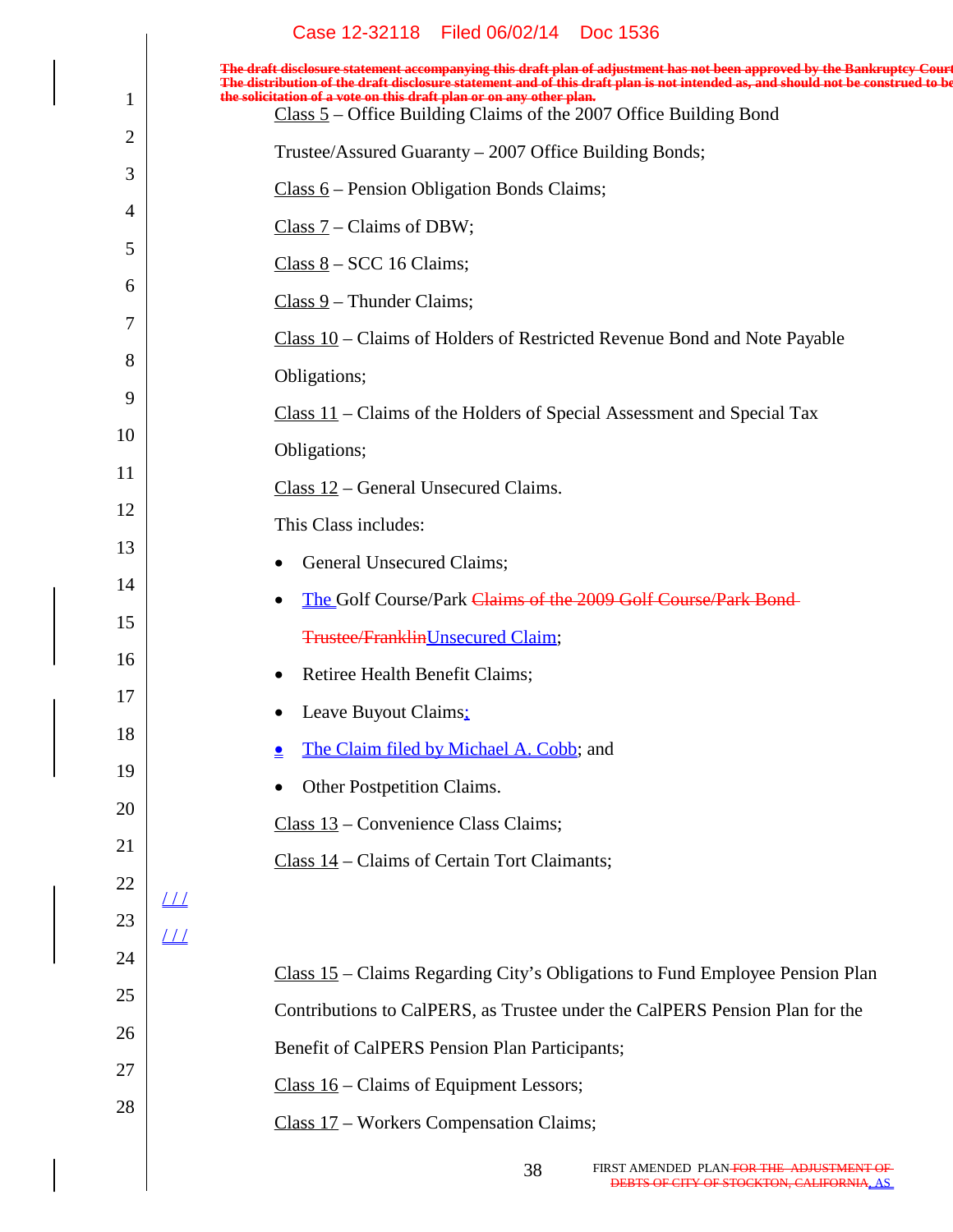The draft disclosure statement accompanying this draft plan of adjustment has not been approved by the Bankruptcy Court. The distribution of the draft disclosure statement and of this draft plan is not intended as, and should not be construed to be the solicitation of a vote on this draft plan or on any other plan.

Class 5 – Office Building Claims of the 2007 Office Building Bond Trustee/Assured Guaranty – 2007 Office Building Bonds;

Class 6 – Pension Obligation Bonds Claims;

Class 7 – Claims of DBW;

Class 8 – SCC 16 Claims;

Class 9 – Thunder Claims;

Class 10 – Claims of Holders of Restricted Revenue Bond and Note Payable Obligations;

Class 11 – Claims of the Holders of Special Assessment and Special Tax Obligations;

Class 12 – General Unsecured Claims.

This Class includes:

- General Unsecured Claims;
- The Golf Course/Park ~~Claims of the 2009 Golf Course/Park Bond Trustee/Franklin~~Unsecured Claim;
- Retiree Health Benefit Claims;
- Leave Buyout Claims;
- The Claim filed by Michael A. Cobb; and
- Other Postpetition Claims.

Class 13 – Convenience Class Claims;

Class 14 – Claims of Certain Tort Claimants;

/ / /

/ / /

Class 15 – Claims Regarding City's Obligations to Fund Employee Pension Plan Contributions to CalPERS, as Trustee under the CalPERS Pension Plan for the Benefit of CalPERS Pension Plan Participants;

Class 16 – Claims of Equipment Lessors;

Class 17 – Workers Compensation Claims;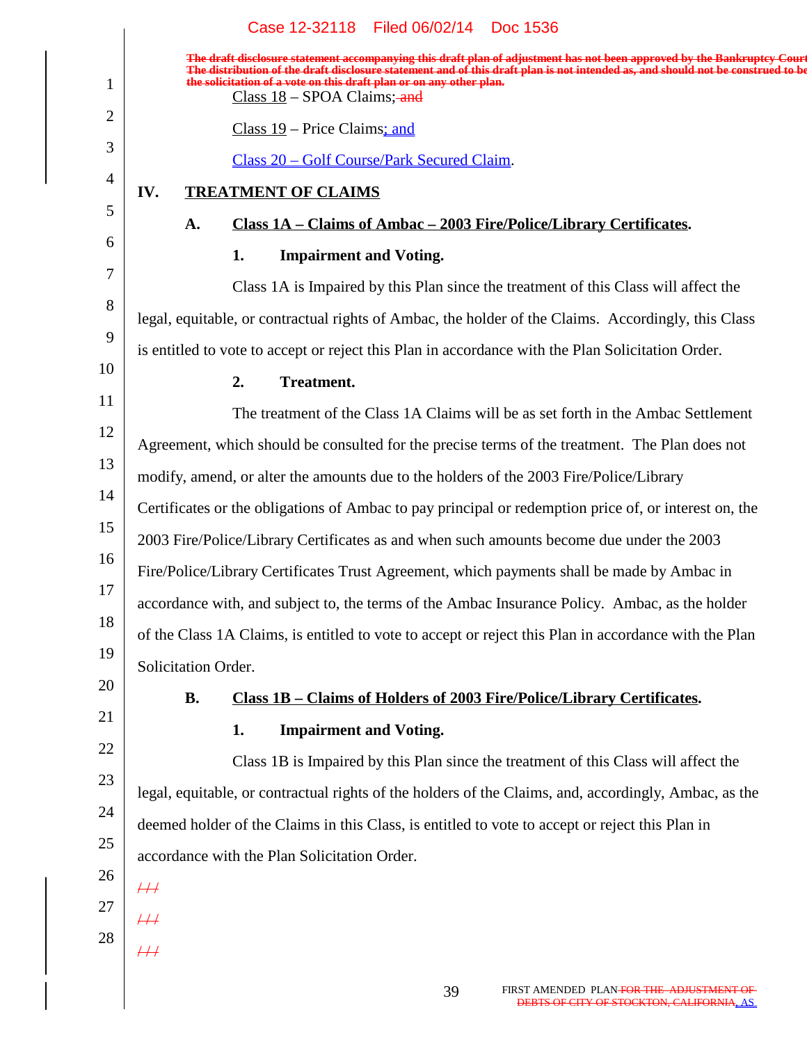The draft disclosure statement accompanying this draft plan of adjustment has not been approved by the Bankruptcy Court. The distribution of the draft disclosure statement and of this draft plan is not intended as, and should not be construed to be the solicitation of a vote on this draft plan or on any other plan.

Class 18 – SPOA Claims; and

Class 19 – Price Claims; and

Class 20 – Golf Course/Park Secured Claim.

## IV. TREATMENT OF CLAIMS

### A. Class 1A – Claims of Ambac – 2003 Fire/Police/Library Certificates.

#### 1. Impairment and Voting.

Class 1A is Impaired by this Plan since the treatment of this Class will affect the legal, equitable, or contractual rights of Ambac, the holder of the Claims. Accordingly, this Class is entitled to vote to accept or reject this Plan in accordance with the Plan Solicitation Order.

#### 2. Treatment.

The treatment of the Class 1A Claims will be as set forth in the Ambac Settlement Agreement, which should be consulted for the precise terms of the treatment. The Plan does not modify, amend, or alter the amounts due to the holders of the 2003 Fire/Police/Library Certificates or the obligations of Ambac to pay principal or redemption price of, or interest on, the 2003 Fire/Police/Library Certificates as and when such amounts become due under the 2003 Fire/Police/Library Certificates Trust Agreement, which payments shall be made by Ambac in accordance with, and subject to, the terms of the Ambac Insurance Policy. Ambac, as the holder of the Class 1A Claims, is entitled to vote to accept or reject this Plan in accordance with the Plan Solicitation Order.

### B. Class 1B – Claims of Holders of 2003 Fire/Police/Library Certificates.

#### 1. Impairment and Voting.

Class 1B is Impaired by this Plan since the treatment of this Class will affect the legal, equitable, or contractual rights of the holders of the Claims, and, accordingly, Ambac, as the deemed holder of the Claims in this Class, is entitled to vote to accept or reject this Plan in accordance with the Plan Solicitation Order.

///

///

///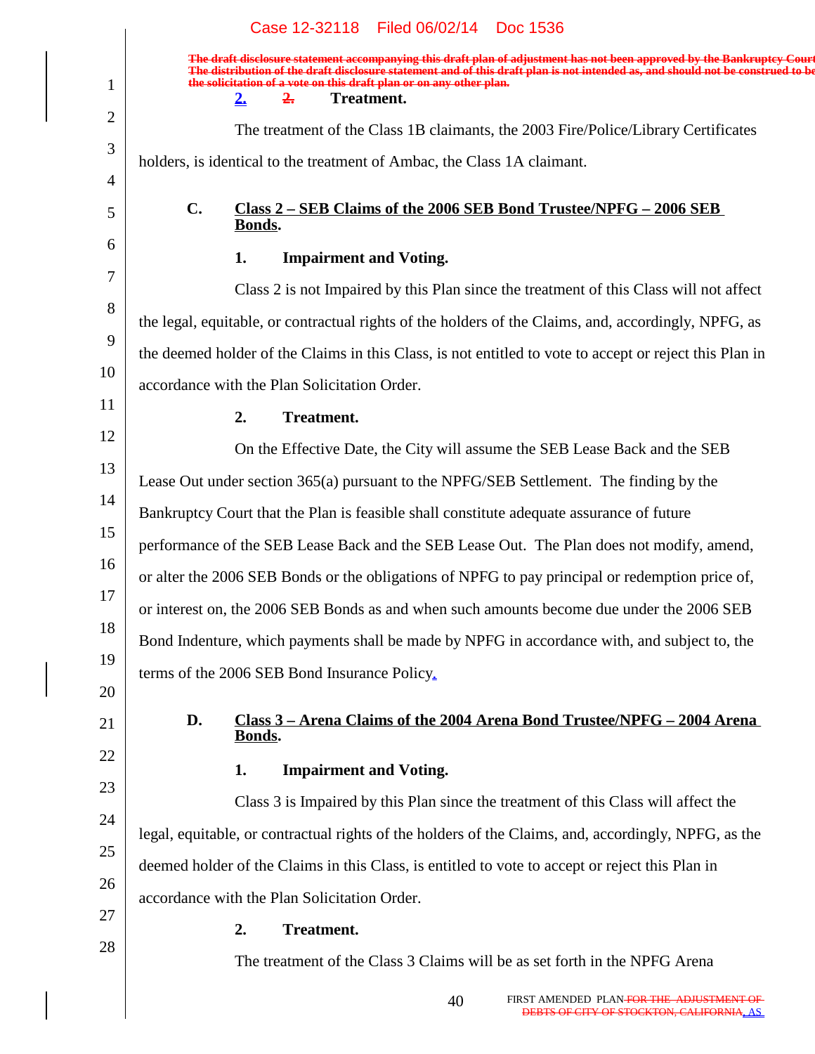#### 2. Treatment.

The treatment of the Class 1B claimants, the 2003 Fire/Police/Library Certificates holders, is identical to the treatment of Ambac, the Class 1A claimant.

### C. Class 2 – SEB Claims of the 2006 SEB Bond Trustee/NPFG – 2006 SEB Bonds.

#### 1. Impairment and Voting.

Class 2 is not Impaired by this Plan since the treatment of this Class will not affect the legal, equitable, or contractual rights of the holders of the Claims, and, accordingly, NPFG, as the deemed holder of the Claims in this Class, is not entitled to vote to accept or reject this Plan in accordance with the Plan Solicitation Order.

#### 2. Treatment.

On the Effective Date, the City will assume the SEB Lease Back and the SEB Lease Out under section 365(a) pursuant to the NPFG/SEB Settlement. The finding by the Bankruptcy Court that the Plan is feasible shall constitute adequate assurance of future performance of the SEB Lease Back and the SEB Lease Out. The Plan does not modify, amend, or alter the 2006 SEB Bonds or the obligations of NPFG to pay principal or redemption price of, or interest on, the 2006 SEB Bonds as and when such amounts become due under the 2006 SEB Bond Indenture, which payments shall be made by NPFG in accordance with, and subject to, the terms of the 2006 SEB Bond Insurance Policy.

### D. Class 3 – Arena Claims of the 2004 Arena Bond Trustee/NPFG – 2004 Arena Bonds.

#### 1. Impairment and Voting.

Class 3 is Impaired by this Plan since the treatment of this Class will affect the legal, equitable, or contractual rights of the holders of the Claims, and, accordingly, NPFG, as the deemed holder of the Claims in this Class, is entitled to vote to accept or reject this Plan in accordance with the Plan Solicitation Order.

#### 2. Treatment.

The treatment of the Class 3 Claims will be as set forth in the NPFG Arena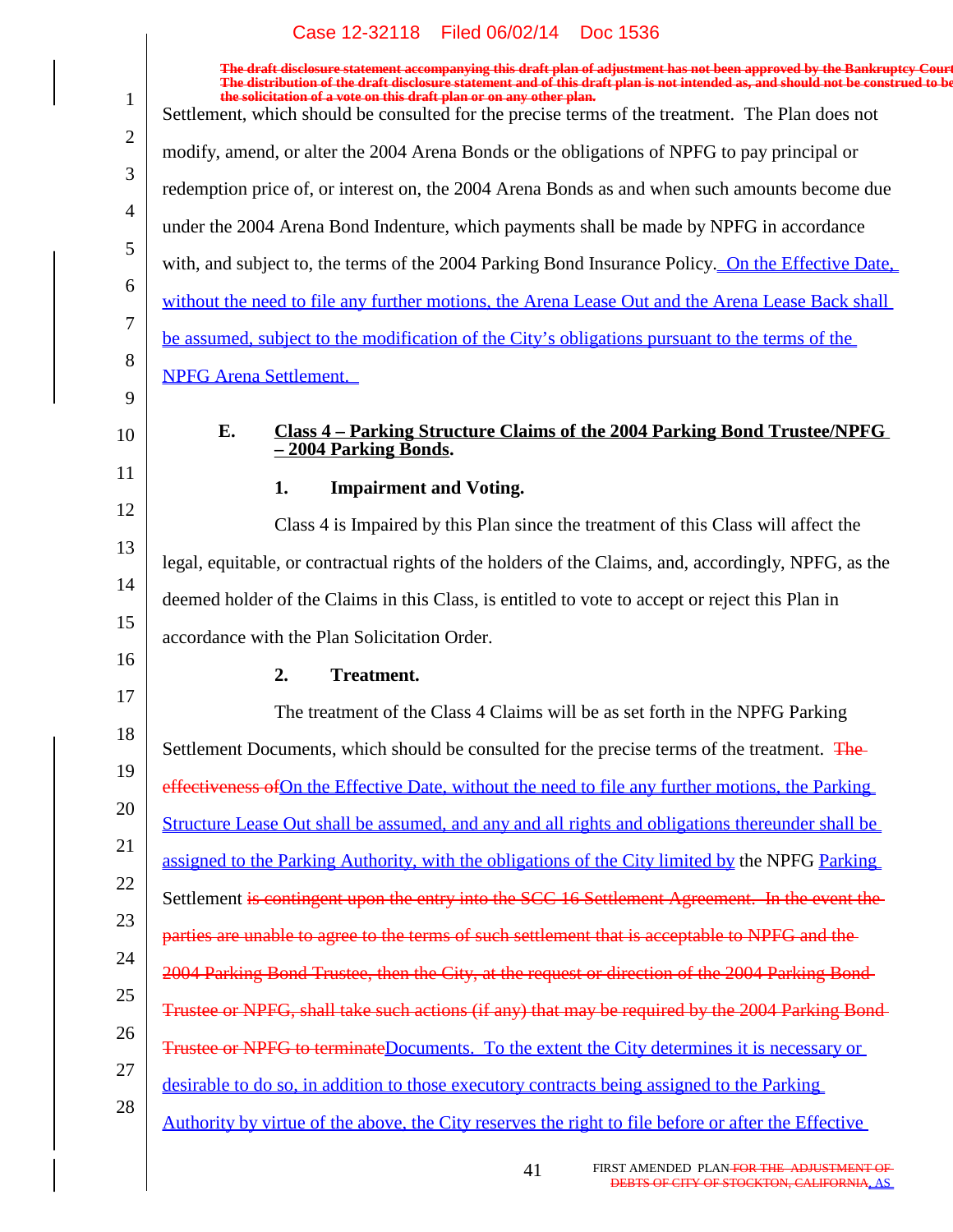The draft disclosure statement accompanying this draft plan of adjustment has not been approved by the Bankruptcy Court. The distribution of the draft disclosure statement and of this draft plan is not intended as, and should not be construed to be, the solicitation of a vote on this draft plan or on any other plan.

Settlement, which should be consulted for the precise terms of the treatment. The Plan does not modify, amend, or alter the 2004 Arena Bonds or the obligations of NPFG to pay principal or redemption price of, or interest on, the 2004 Arena Bonds as and when such amounts become due under the 2004 Arena Bond Indenture, which payments shall be made by NPFG in accordance with, and subject to, the terms of the 2004 Parking Bond Insurance Policy. On the Effective Date, without the need to file any further motions, the Arena Lease Out and the Arena Lease Back shall be assumed, subject to the modification of the City's obligations pursuant to the terms of the NPFG Arena Settlement.

### E. Class 4 – Parking Structure Claims of the 2004 Parking Bond Trustee/NPFG – 2004 Parking Bonds.

#### 1. Impairment and Voting.

Class 4 is Impaired by this Plan since the treatment of this Class will affect the legal, equitable, or contractual rights of the holders of the Claims, and, accordingly, NPFG, as the deemed holder of the Claims in this Class, is entitled to vote to accept or reject this Plan in accordance with the Plan Solicitation Order.

#### 2. Treatment.

The treatment of the Class 4 Claims will be as set forth in the NPFG Parking Settlement Documents, which should be consulted for the precise terms of the treatment. ~~The effectiveness of~~On the Effective Date, without the need to file any further motions, the Parking Structure Lease Out shall be assumed, and any and all rights and obligations thereunder shall be assigned to the Parking Authority, with the obligations of the City limited by the NPFG Parking Settlement ~~is contingent upon the entry into the SCC 16 Settlement Agreement. In the event the parties are unable to agree to the terms of such settlement that is acceptable to NPFG and the 2004 Parking Bond Trustee, then the City, at the request or direction of the 2004 Parking Bond Trustee or NPFG, shall take such actions (if any) that may be required by the 2004 Parking Bond Trustee or NPFG to terminate~~Documents. To the extent the City determines it is necessary or desirable to do so, in addition to those executory contracts being assigned to the Parking Authority by virtue of the above, the City reserves the right to file before or after the Effective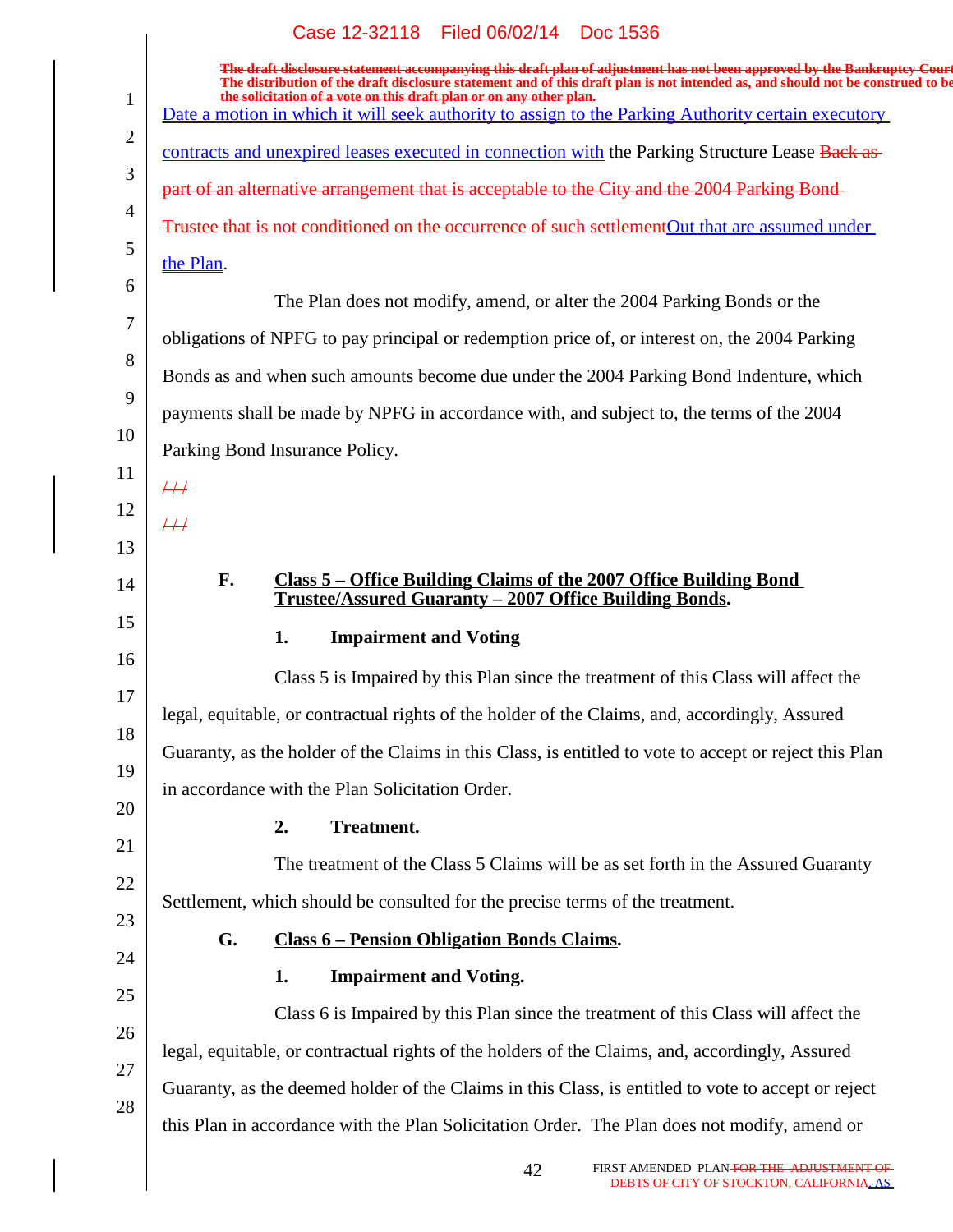The draft disclosure statement accompanying this draft plan of adjustment has not been approved by the Bankruptcy Court. The distribution of the draft disclosure statement and of this draft plan is not intended as, and should not be construed to be the solicitation of a vote on this draft plan or on any other plan.

Date a motion in which it will seek authority to assign to the Parking Authority certain executory contracts and unexpired leases executed in connection with the Parking Structure Lease Back as part of an alternative arrangement that is acceptable to the City and the 2004 Parking Bond Trustee that is not conditioned on the occurrence of such settlementOut that are assumed under the Plan.

The Plan does not modify, amend, or alter the 2004 Parking Bonds or the obligations of NPFG to pay principal or redemption price of, or interest on, the 2004 Parking Bonds as and when such amounts become due under the 2004 Parking Bond Indenture, which payments shall be made by NPFG in accordance with, and subject to, the terms of the 2004 Parking Bond Insurance Policy.

/ / /

/ / /

### F. Class 5 – Office Building Claims of the 2007 Office Building Bond Trustee/Assured Guaranty – 2007 Office Building Bonds.

#### 1. Impairment and Voting

Class 5 is Impaired by this Plan since the treatment of this Class will affect the legal, equitable, or contractual rights of the holder of the Claims, and, accordingly, Assured Guaranty, as the holder of the Claims in this Class, is entitled to vote to accept or reject this Plan in accordance with the Plan Solicitation Order.

#### 2. Treatment.

The treatment of the Class 5 Claims will be as set forth in the Assured Guaranty Settlement, which should be consulted for the precise terms of the treatment.

### G. Class 6 – Pension Obligation Bonds Claims.

#### 1. Impairment and Voting.

Class 6 is Impaired by this Plan since the treatment of this Class will affect the legal, equitable, or contractual rights of the holders of the Claims, and, accordingly, Assured Guaranty, as the deemed holder of the Claims in this Class, is entitled to vote to accept or reject this Plan in accordance with the Plan Solicitation Order. The Plan does not modify, amend or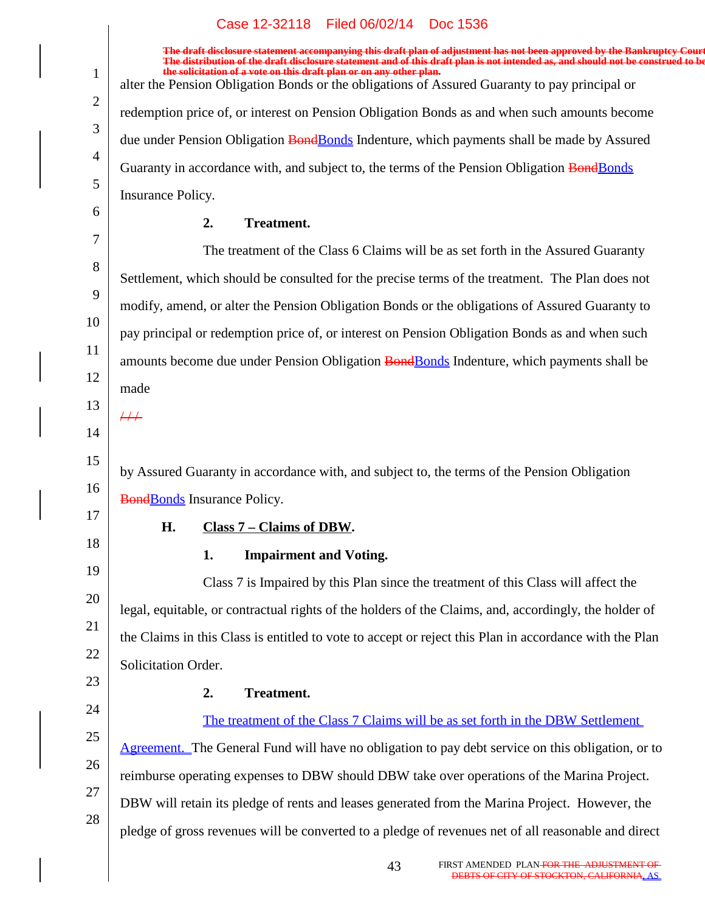alter the Pension Obligation Bonds or the obligations of Assured Guaranty to pay principal or redemption price of, or interest on Pension Obligation Bonds as and when such amounts become due under Pension Obligation ~~Bond~~Bonds Indenture, which payments shall be made by Assured Guaranty in accordance with, and subject to, the terms of the Pension Obligation ~~Bond~~Bonds Insurance Policy.

**2. Treatment.**

The treatment of the Class 6 Claims will be as set forth in the Assured Guaranty Settlement, which should be consulted for the precise terms of the treatment. The Plan does not modify, amend, or alter the Pension Obligation Bonds or the obligations of Assured Guaranty to pay principal or redemption price of, or interest on Pension Obligation Bonds as and when such amounts become due under Pension Obligation ~~Bond~~Bonds Indenture, which payments shall be made

~~///~~

by Assured Guaranty in accordance with, and subject to, the terms of the Pension Obligation ~~Bond~~Bonds Insurance Policy.

**H. Class 7 – Claims of DBW.**

**1. Impairment and Voting.**

Class 7 is Impaired by this Plan since the treatment of this Class will affect the legal, equitable, or contractual rights of the holders of the Claims, and, accordingly, the holder of the Claims in this Class is entitled to vote to accept or reject this Plan in accordance with the Plan Solicitation Order.

**2. Treatment.**

The treatment of the Class 7 Claims will be as set forth in the DBW Settlement Agreement. The General Fund will have no obligation to pay debt service on this obligation, or to reimburse operating expenses to DBW should DBW take over operations of the Marina Project. DBW will retain its pledge of rents and leases generated from the Marina Project. However, the pledge of gross revenues will be converted to a pledge of revenues net of all reasonable and direct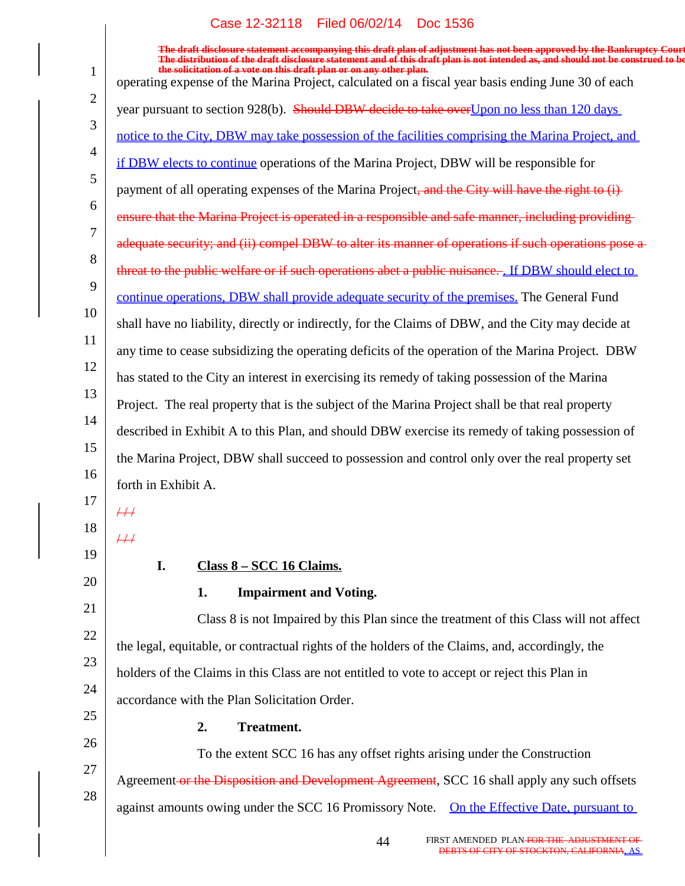operating expense of the Marina Project, calculated on a fiscal year basis ending June 30 of each year pursuant to section 928(b). ~~Should DBW decide to take over~~Upon no less than 120 days notice to the City, DBW may take possession of the facilities comprising the Marina Project, and if DBW elects to continue operations of the Marina Project, DBW will be responsible for payment of all operating expenses of the Marina Project~~, and the City will have the right to (i) ensure that the Marina Project is operated in a responsible and safe manner, including providing adequate security; and (ii) compel DBW to alter its manner of operations if such operations pose a threat to the public welfare or if such operations abet a public nuisance.~~. If DBW should elect to continue operations, DBW shall provide adequate security of the premises. The General Fund shall have no liability, directly or indirectly, for the Claims of DBW, and the City may decide at any time to cease subsidizing the operating deficits of the operation of the Marina Project. DBW has stated to the City an interest in exercising its remedy of taking possession of the Marina Project. The real property that is the subject of the Marina Project shall be that real property described in Exhibit A to this Plan, and should DBW exercise its remedy of taking possession of the Marina Project, DBW shall succeed to possession and control only over the real property set forth in Exhibit A.

~~///~~

~~///~~

### I. Class 8 – SCC 16 Claims.

#### 1. Impairment and Voting.

Class 8 is not Impaired by this Plan since the treatment of this Class will not affect the legal, equitable, or contractual rights of the holders of the Claims, and, accordingly, the holders of the Claims in this Class are not entitled to vote to accept or reject this Plan in accordance with the Plan Solicitation Order.

#### 2. Treatment.

To the extent SCC 16 has any offset rights arising under the Construction Agreement ~~or the Disposition and Development Agreement~~, SCC 16 shall apply any such offsets against amounts owing under the SCC 16 Promissory Note. On the Effective Date, pursuant to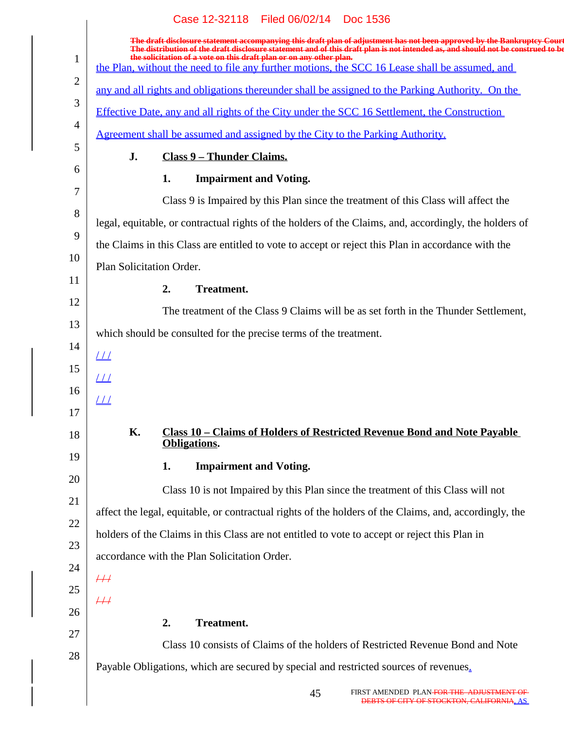the Plan, without the need to file any further motions, the SCC 16 Lease shall be assumed, and any and all rights and obligations thereunder shall be assigned to the Parking Authority. On the Effective Date, any and all rights of the City under the SCC 16 Settlement, the Construction Agreement shall be assumed and assigned by the City to the Parking Authority.

### J. Class 9 – Thunder Claims.

#### 1. Impairment and Voting.

Class 9 is Impaired by this Plan since the treatment of this Class will affect the legal, equitable, or contractual rights of the holders of the Claims, and, accordingly, the holders of the Claims in this Class are entitled to vote to accept or reject this Plan in accordance with the Plan Solicitation Order.

#### 2. Treatment.

The treatment of the Class 9 Claims will be as set forth in the Thunder Settlement, which should be consulted for the precise terms of the treatment.

/ / /

/ / /

/ / /

### K. Class 10 – Claims of Holders of Restricted Revenue Bond and Note Payable Obligations.

#### 1. Impairment and Voting.

Class 10 is not Impaired by this Plan since the treatment of this Class will not affect the legal, equitable, or contractual rights of the holders of the Claims, and, accordingly, the holders of the Claims in this Class are not entitled to vote to accept or reject this Plan in accordance with the Plan Solicitation Order.

#### 2. Treatment.

Class 10 consists of Claims of the holders of Restricted Revenue Bond and Note Payable Obligations, which are secured by special and restricted sources of revenues.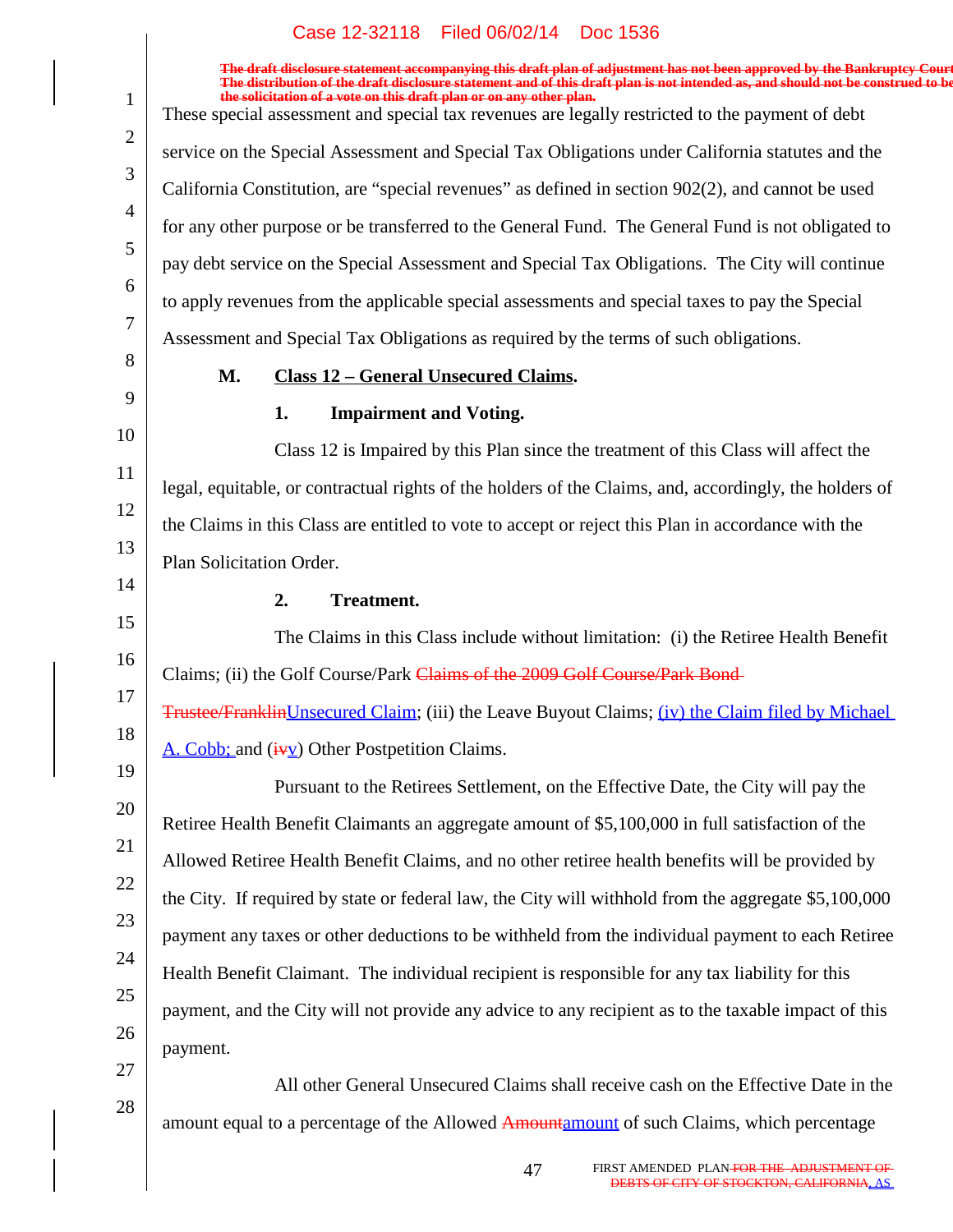The draft disclosure statement accompanying this draft plan of adjustment has not been approved by the Bankruptcy Court. The distribution of the draft disclosure statement and of this draft plan is not intended as, and should not be construed to be the solicitation of a vote on this draft plan or on any other plan.

These special assessment and special tax revenues are legally restricted to the payment of debt service on the Special Assessment and Special Tax Obligations under California statutes and the California Constitution, are "special revenues" as defined in section 902(2), and cannot be used for any other purpose or be transferred to the General Fund. The General Fund is not obligated to pay debt service on the Special Assessment and Special Tax Obligations. The City will continue to apply revenues from the applicable special assessments and special taxes to pay the Special Assessment and Special Tax Obligations as required by the terms of such obligations.

### M. Class 12 – General Unsecured Claims.

#### 1. Impairment and Voting.

Class 12 is Impaired by this Plan since the treatment of this Class will affect the legal, equitable, or contractual rights of the holders of the Claims, and, accordingly, the holders of the Claims in this Class are entitled to vote to accept or reject this Plan in accordance with the Plan Solicitation Order.

#### 2. Treatment.

The Claims in this Class include without limitation: (i) the Retiree Health Benefit Claims; (ii) the Golf Course/Park ~~Claims of the 2009 Golf Course/Park Bond Trustee/Franklin~~Unsecured Claim; (iii) the Leave Buyout Claims; (iv) the Claim filed by Michael A. Cobb; and (~~iv~~v) Other Postpetition Claims.

Pursuant to the Retirees Settlement, on the Effective Date, the City will pay the Retiree Health Benefit Claimants an aggregate amount of $5,100,000 in full satisfaction of the Allowed Retiree Health Benefit Claims, and no other retiree health benefits will be provided by the City. If required by state or federal law, the City will withhold from the aggregate $5,100,000 payment any taxes or other deductions to be withheld from the individual payment to each Retiree Health Benefit Claimant. The individual recipient is responsible for any tax liability for this payment, and the City will not provide any advice to any recipient as to the taxable impact of this payment.

All other General Unsecured Claims shall receive cash on the Effective Date in the amount equal to a percentage of the Allowed ~~Amount~~amount of such Claims, which percentage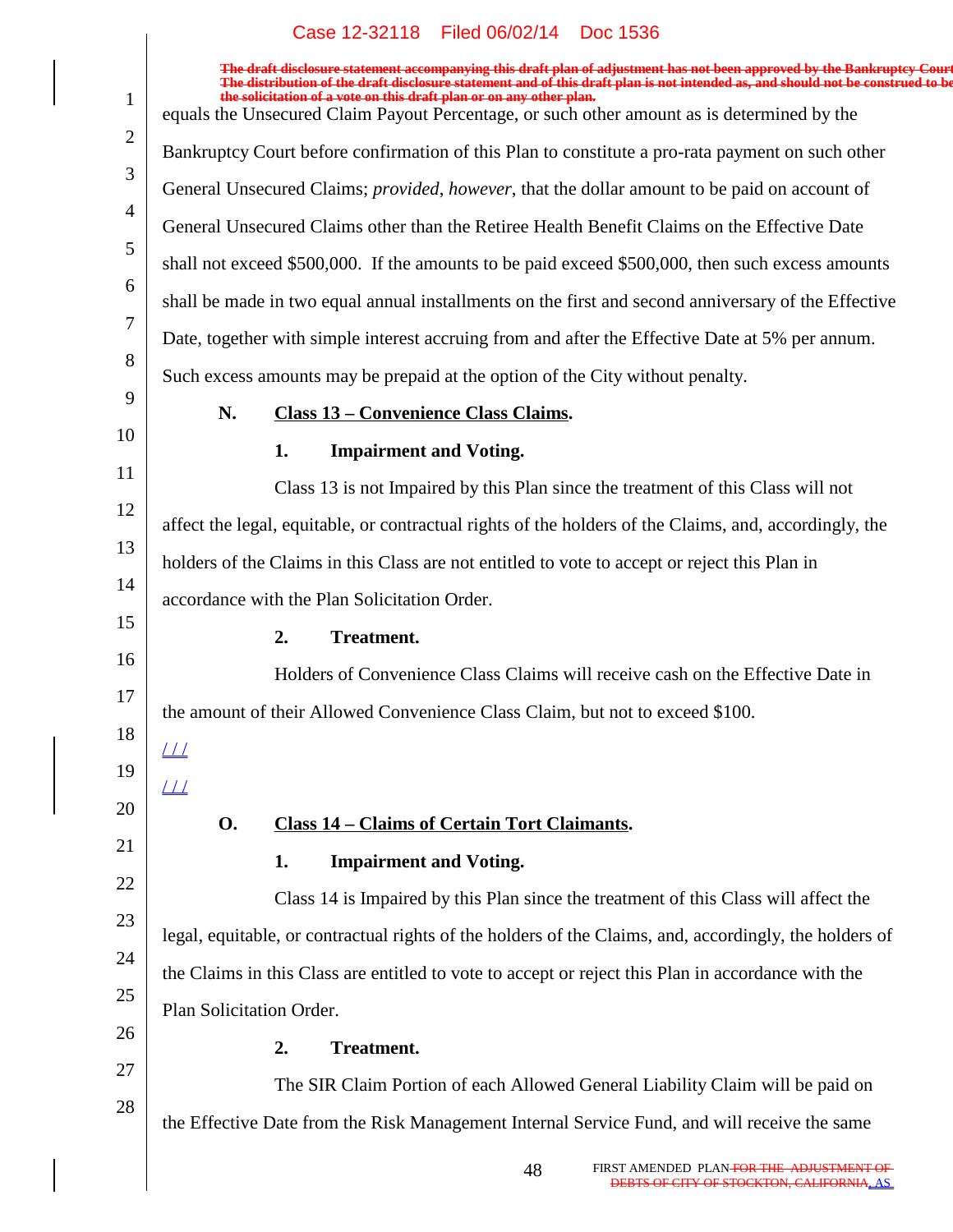equals the Unsecured Claim Payout Percentage, or such other amount as is determined by the Bankruptcy Court before confirmation of this Plan to constitute a pro-rata payment on such other General Unsecured Claims; *provided*, *however*, that the dollar amount to be paid on account of General Unsecured Claims other than the Retiree Health Benefit Claims on the Effective Date shall not exceed $500,000. If the amounts to be paid exceed $500,000, then such excess amounts shall be made in two equal annual installments on the first and second anniversary of the Effective Date, together with simple interest accruing from and after the Effective Date at 5% per annum. Such excess amounts may be prepaid at the option of the City without penalty.

**N. Class 13 – Convenience Class Claims.**

**1. Impairment and Voting.**

Class 13 is not Impaired by this Plan since the treatment of this Class will not affect the legal, equitable, or contractual rights of the holders of the Claims, and, accordingly, the holders of the Claims in this Class are not entitled to vote to accept or reject this Plan in accordance with the Plan Solicitation Order.

**2. Treatment.**

Holders of Convenience Class Claims will receive cash on the Effective Date in the amount of their Allowed Convenience Class Claim, but not to exceed $100.

/ / /

/ / /

**O. Class 14 – Claims of Certain Tort Claimants.**

**1. Impairment and Voting.**

Class 14 is Impaired by this Plan since the treatment of this Class will affect the legal, equitable, or contractual rights of the holders of the Claims, and, accordingly, the holders of the Claims in this Class are entitled to vote to accept or reject this Plan in accordance with the Plan Solicitation Order.

**2. Treatment.**

The SIR Claim Portion of each Allowed General Liability Claim will be paid on the Effective Date from the Risk Management Internal Service Fund, and will receive the same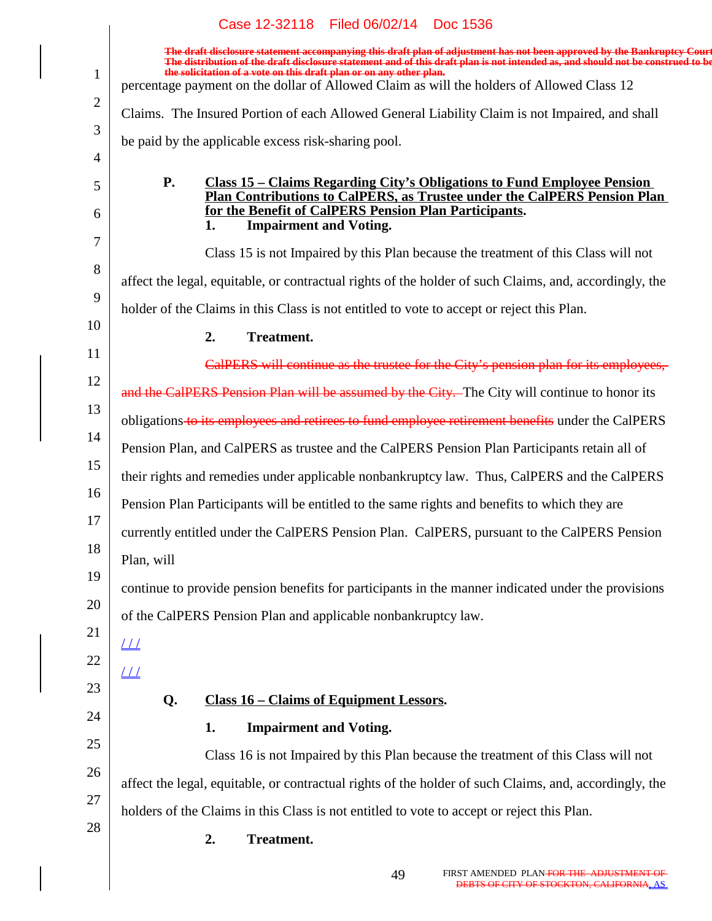~~The draft disclosure statement accompanying this draft plan of adjustment has not been approved by the Bankruptcy Court. The distribution of the draft disclosure statement and of this draft plan is not intended as, and should not be construed to be the solicitation of a vote on this draft plan or on any other plan.~~

percentage payment on the dollar of Allowed Claim as will the holders of Allowed Class 12 Claims. The Insured Portion of each Allowed General Liability Claim is not Impaired, and shall be paid by the applicable excess risk-sharing pool.

**P. Class 15 – Claims Regarding City's Obligations to Fund Employee Pension Plan Contributions to CalPERS, as Trustee under the CalPERS Pension Plan for the Benefit of CalPERS Pension Plan Participants.**

**1. Impairment and Voting.**

Class 15 is not Impaired by this Plan because the treatment of this Class will not affect the legal, equitable, or contractual rights of the holder of such Claims, and, accordingly, the holder of the Claims in this Class is not entitled to vote to accept or reject this Plan.

**2. Treatment.**

~~CalPERS will continue as the trustee for the City's pension plan for its employees, and the CalPERS Pension Plan will be assumed by the City.~~ The City will continue to honor its obligations ~~to its employees and retirees to fund employee retirement benefits~~ under the CalPERS Pension Plan, and CalPERS as trustee and the CalPERS Pension Plan Participants retain all of their rights and remedies under applicable nonbankruptcy law. Thus, CalPERS and the CalPERS Pension Plan Participants will be entitled to the same rights and benefits to which they are currently entitled under the CalPERS Pension Plan. CalPERS, pursuant to the CalPERS Pension Plan, will continue to provide pension benefits for participants in the manner indicated under the provisions of the CalPERS Pension Plan and applicable nonbankruptcy law.

/ / /

/ / /

**Q. Class 16 – Claims of Equipment Lessors.**

**1. Impairment and Voting.**

Class 16 is not Impaired by this Plan because the treatment of this Class will not affect the legal, equitable, or contractual rights of the holder of such Claims, and, accordingly, the holders of the Claims in this Class is not entitled to vote to accept or reject this Plan.

**2. Treatment.**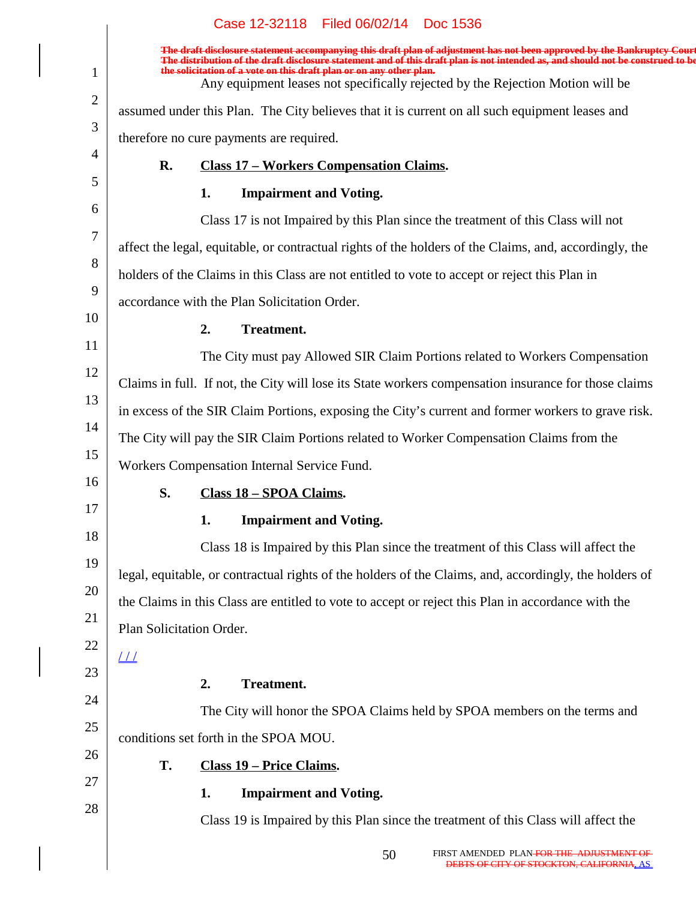The draft disclosure statement accompanying this draft plan of adjustment has not been approved by the Bankruptcy Court. The distribution of the draft disclosure statement and of this draft plan is not intended as, and should not be construed to be the solicitation of a vote on this draft plan or on any other plan.

Any equipment leases not specifically rejected by the Rejection Motion will be assumed under this Plan. The City believes that it is current on all such equipment leases and therefore no cure payments are required.

### R. Class 17 – Workers Compensation Claims.

#### 1. Impairment and Voting.

Class 17 is not Impaired by this Plan since the treatment of this Class will not affect the legal, equitable, or contractual rights of the holders of the Claims, and, accordingly, the holders of the Claims in this Class are not entitled to vote to accept or reject this Plan in accordance with the Plan Solicitation Order.

#### 2. Treatment.

The City must pay Allowed SIR Claim Portions related to Workers Compensation Claims in full. If not, the City will lose its State workers compensation insurance for those claims in excess of the SIR Claim Portions, exposing the City's current and former workers to grave risk. The City will pay the SIR Claim Portions related to Worker Compensation Claims from the Workers Compensation Internal Service Fund.

### S. Class 18 – SPOA Claims.

#### 1. Impairment and Voting.

Class 18 is Impaired by this Plan since the treatment of this Class will affect the legal, equitable, or contractual rights of the holders of the Claims, and, accordingly, the holders of the Claims in this Class are entitled to vote to accept or reject this Plan in accordance with the Plan Solicitation Order.

/ / /

#### 2. Treatment.

The City will honor the SPOA Claims held by SPOA members on the terms and conditions set forth in the SPOA MOU.

### T. Class 19 – Price Claims.

#### 1. Impairment and Voting.

Class 19 is Impaired by this Plan since the treatment of this Class will affect the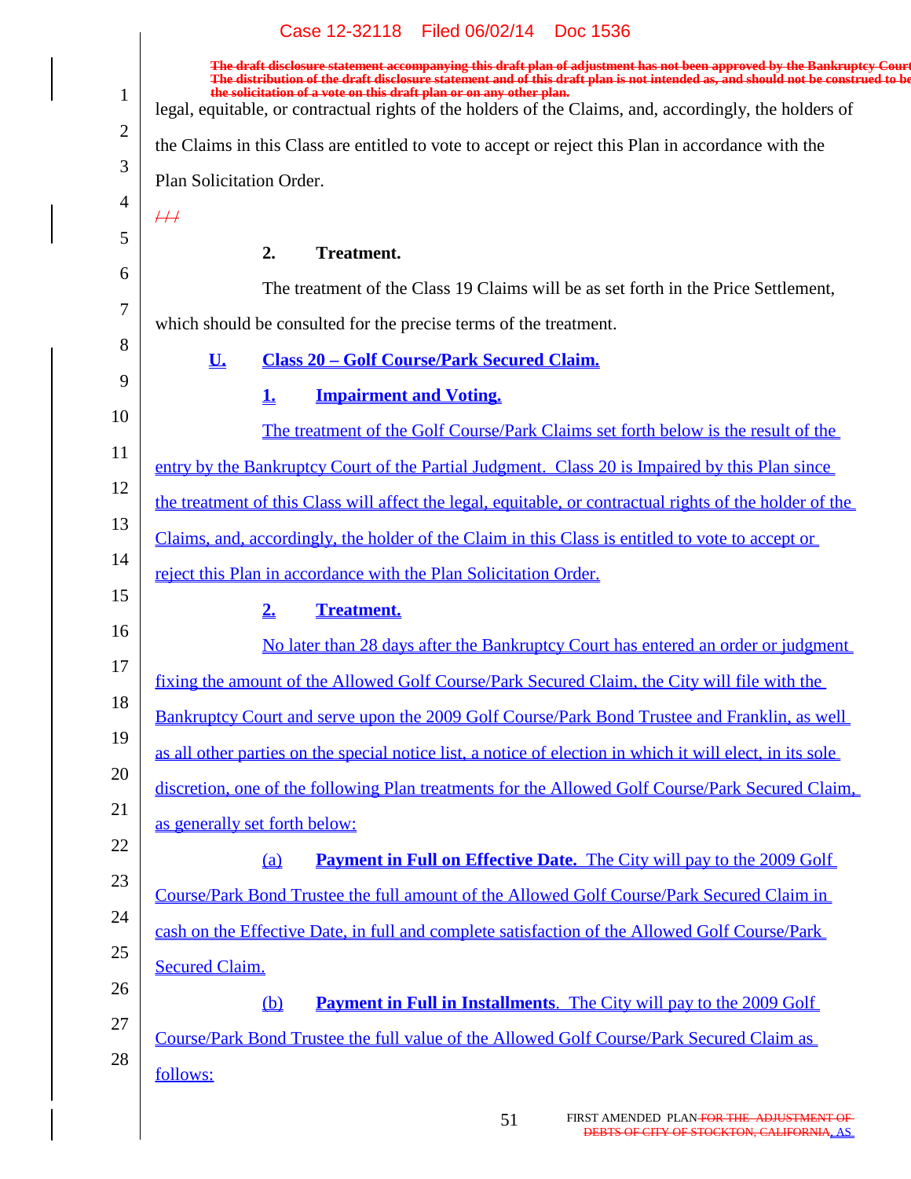legal, equitable, or contractual rights of the holders of the Claims, and, accordingly, the holders of the Claims in this Class are entitled to vote to accept or reject this Plan in accordance with the Plan Solicitation Order.

///

**2. Treatment.**

The treatment of the Class 19 Claims will be as set forth in the Price Settlement, which should be consulted for the precise terms of the treatment.

**U. Class 20 – Golf Course/Park Secured Claim.**

**1. Impairment and Voting.**

The treatment of the Golf Course/Park Claims set forth below is the result of the entry by the Bankruptcy Court of the Partial Judgment. Class 20 is Impaired by this Plan since the treatment of this Class will affect the legal, equitable, or contractual rights of the holder of the Claims, and, accordingly, the holder of the Claim in this Class is entitled to vote to accept or reject this Plan in accordance with the Plan Solicitation Order.

**2. Treatment.**

No later than 28 days after the Bankruptcy Court has entered an order or judgment fixing the amount of the Allowed Golf Course/Park Secured Claim, the City will file with the Bankruptcy Court and serve upon the 2009 Golf Course/Park Bond Trustee and Franklin, as well as all other parties on the special notice list, a notice of election in which it will elect, in its sole discretion, one of the following Plan treatments for the Allowed Golf Course/Park Secured Claim, as generally set forth below:

(a) **Payment in Full on Effective Date.** The City will pay to the 2009 Golf Course/Park Bond Trustee the full amount of the Allowed Golf Course/Park Secured Claim in cash on the Effective Date, in full and complete satisfaction of the Allowed Golf Course/Park Secured Claim.

(b) **Payment in Full in Installments**. The City will pay to the 2009 Golf Course/Park Bond Trustee the full value of the Allowed Golf Course/Park Secured Claim as follows: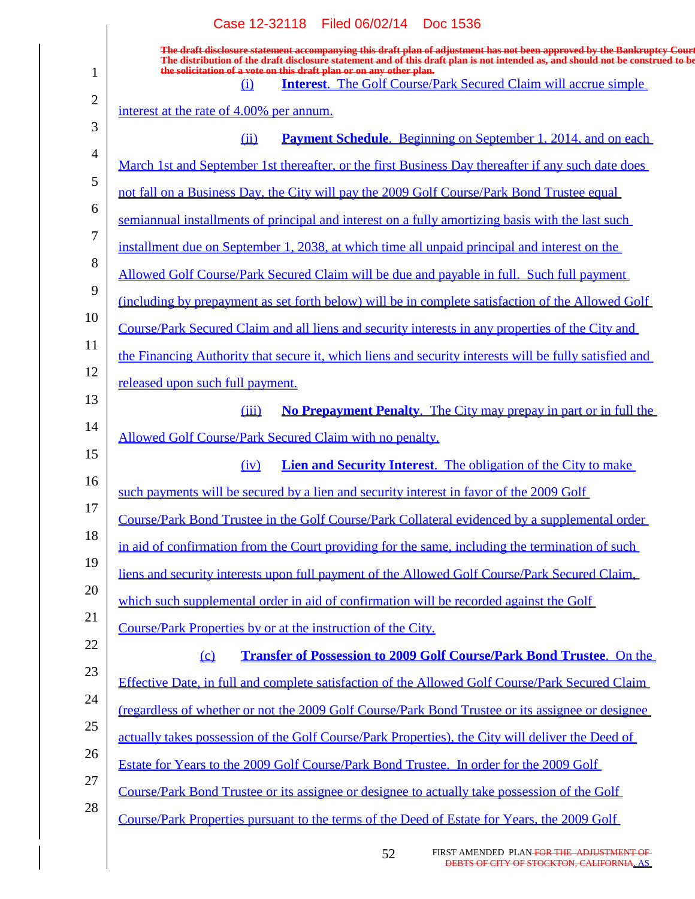The draft disclosure statement accompanying this draft plan of adjustment has not been approved by the Bankruptcy Court. The distribution of the draft disclosure statement and of this draft plan is not intended as, and should not be construed to be, the solicitation of a vote on this draft plan or on any other plan.

(i) **Interest**. The Golf Course/Park Secured Claim will accrue simple interest at the rate of 4.00% per annum.

(ii) **Payment Schedule**. Beginning on September 1, 2014, and on each March 1st and September 1st thereafter, or the first Business Day thereafter if any such date does not fall on a Business Day, the City will pay the 2009 Golf Course/Park Bond Trustee equal semiannual installments of principal and interest on a fully amortizing basis with the last such installment due on September 1, 2038, at which time all unpaid principal and interest on the Allowed Golf Course/Park Secured Claim will be due and payable in full. Such full payment (including by prepayment as set forth below) will be in complete satisfaction of the Allowed Golf Course/Park Secured Claim and all liens and security interests in any properties of the City and the Financing Authority that secure it, which liens and security interests will be fully satisfied and released upon such full payment.

(iii) **No Prepayment Penalty**. The City may prepay in part or in full the Allowed Golf Course/Park Secured Claim with no penalty.

(iv) **Lien and Security Interest**. The obligation of the City to make such payments will be secured by a lien and security interest in favor of the 2009 Golf Course/Park Bond Trustee in the Golf Course/Park Collateral evidenced by a supplemental order in aid of confirmation from the Court providing for the same, including the termination of such liens and security interests upon full payment of the Allowed Golf Course/Park Secured Claim, which such supplemental order in aid of confirmation will be recorded against the Golf Course/Park Properties by or at the instruction of the City.

(c) **Transfer of Possession to 2009 Golf Course/Park Bond Trustee**. On the Effective Date, in full and complete satisfaction of the Allowed Golf Course/Park Secured Claim (regardless of whether or not the 2009 Golf Course/Park Bond Trustee or its assignee or designee actually takes possession of the Golf Course/Park Properties), the City will deliver the Deed of Estate for Years to the 2009 Golf Course/Park Bond Trustee. In order for the 2009 Golf Course/Park Bond Trustee or its assignee or designee to actually take possession of the Golf Course/Park Properties pursuant to the terms of the Deed of Estate for Years, the 2009 Golf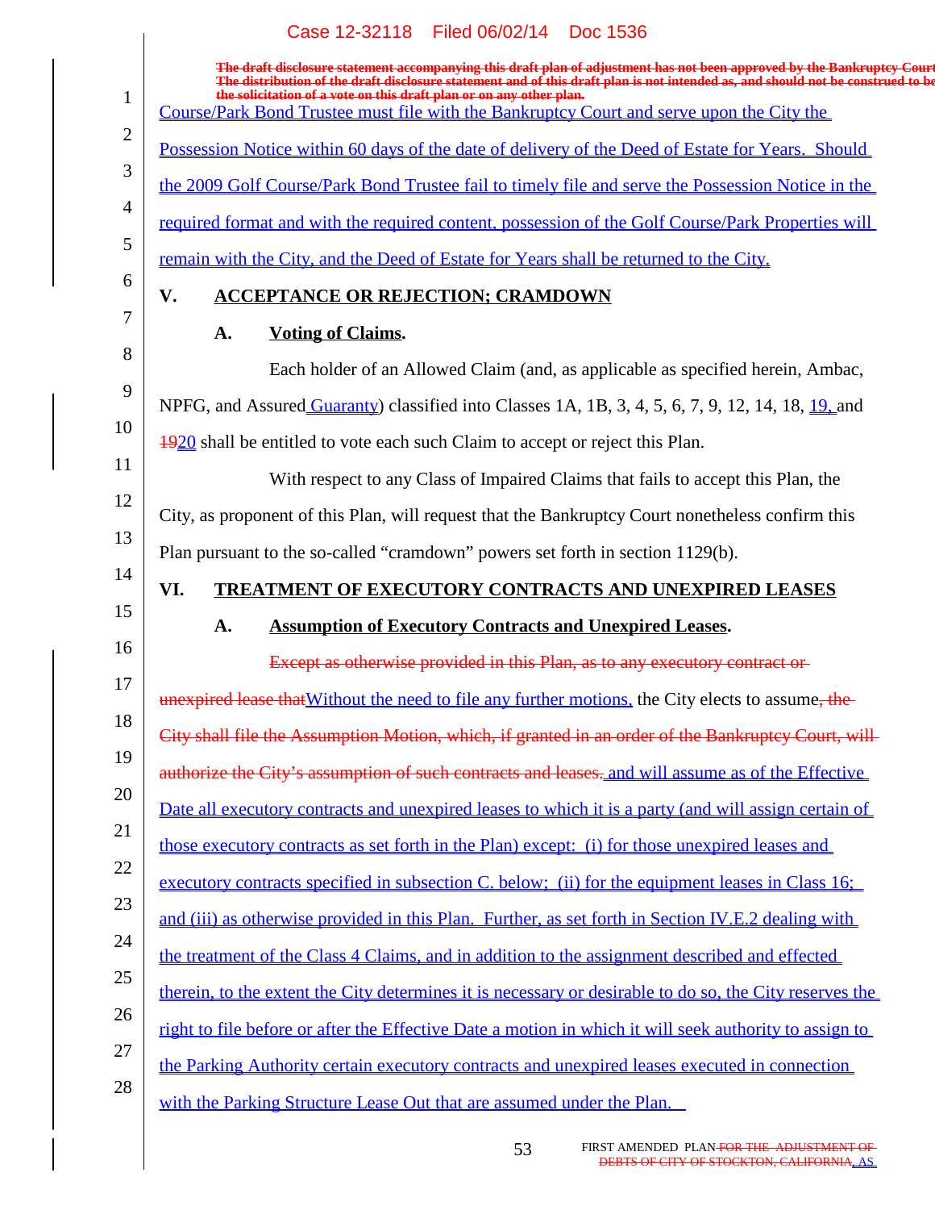Course/Park Bond Trustee must file with the Bankruptcy Court and serve upon the City the Possession Notice within 60 days of the date of delivery of the Deed of Estate for Years. Should the 2009 Golf Course/Park Bond Trustee fail to timely file and serve the Possession Notice in the required format and with the required content, possession of the Golf Course/Park Properties will remain with the City, and the Deed of Estate for Years shall be returned to the City.

## V. ACCEPTANCE OR REJECTION; CRAMDOWN

### A. Voting of Claims.

Each holder of an Allowed Claim (and, as applicable as specified herein, Ambac, NPFG, and Assured Guaranty) classified into Classes 1A, 1B, 3, 4, 5, 6, 7, 9, 12, 14, 18, 19, and ~~19~~20 shall be entitled to vote each such Claim to accept or reject this Plan.

With respect to any Class of Impaired Claims that fails to accept this Plan, the City, as proponent of this Plan, will request that the Bankruptcy Court nonetheless confirm this Plan pursuant to the so-called "cramdown" powers set forth in section 1129(b).

## VI. TREATMENT OF EXECUTORY CONTRACTS AND UNEXPIRED LEASES

### A. Assumption of Executory Contracts and Unexpired Leases.

~~Except as otherwise provided in this Plan, as to any executory contract or unexpired lease that~~Without the need to file any further motions, the City elects to assume~~, the City shall file the Assumption Motion, which, if granted in an order of the Bankruptcy Court, will authorize the City's assumption of such contracts and leases.~~ and will assume as of the Effective Date all executory contracts and unexpired leases to which it is a party (and will assign certain of those executory contracts as set forth in the Plan) except: (i) for those unexpired leases and executory contracts specified in subsection C. below; (ii) for the equipment leases in Class 16; and (iii) as otherwise provided in this Plan. Further, as set forth in Section IV.E.2 dealing with the treatment of the Class 4 Claims, and in addition to the assignment described and effected therein, to the extent the City determines it is necessary or desirable to do so, the City reserves the right to file before or after the Effective Date a motion in which it will seek authority to assign to the Parking Authority certain executory contracts and unexpired leases executed in connection with the Parking Structure Lease Out that are assumed under the Plan.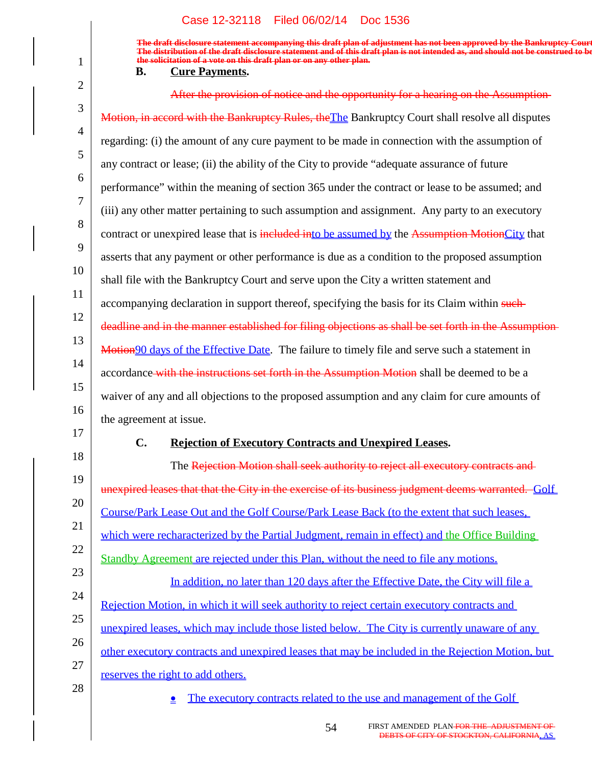The draft disclosure statement accompanying this draft plan of adjustment has not been approved by the Bankruptcy Court. The distribution of the draft disclosure statement and of this draft plan is not intended as, and should not be construed to be the solicitation of a vote on this draft plan or on any other plan.

**B. Cure Payments.**

After the provision of notice and the opportunity for a hearing on the Assumption Motion, in accord with the Bankruptcy Rules, theThe Bankruptcy Court shall resolve all disputes regarding: (i) the amount of any cure payment to be made in connection with the assumption of any contract or lease; (ii) the ability of the City to provide "adequate assurance of future performance" within the meaning of section 365 under the contract or lease to be assumed; and (iii) any other matter pertaining to such assumption and assignment. Any party to an executory contract or unexpired lease that is included into be assumed by the Assumption MotionCity that asserts that any payment or other performance is due as a condition to the proposed assumption shall file with the Bankruptcy Court and serve upon the City a written statement and accompanying declaration in support thereof, specifying the basis for its Claim within such deadline and in the manner established for filing objections as shall be set forth in the Assumption Motion90 days of the Effective Date. The failure to timely file and serve such a statement in accordance with the instructions set forth in the Assumption Motion shall be deemed to be a waiver of any and all objections to the proposed assumption and any claim for cure amounts of the agreement at issue.

**C. Rejection of Executory Contracts and Unexpired Leases.**

The Rejection Motion shall seek authority to reject all executory contracts and unexpired leases that that the City in the exercise of its business judgment deems warranted. Golf Course/Park Lease Out and the Golf Course/Park Lease Back (to the extent that such leases, which were recharacterized by the Partial Judgment, remain in effect) and the Office Building Standby Agreement are rejected under this Plan, without the need to file any motions.

In addition, no later than 120 days after the Effective Date, the City will file a Rejection Motion, in which it will seek authority to reject certain executory contracts and unexpired leases, which may include those listed below. The City is currently unaware of any other executory contracts and unexpired leases that may be included in the Rejection Motion, but reserves the right to add others.

- The executory contracts related to the use and management of the Golf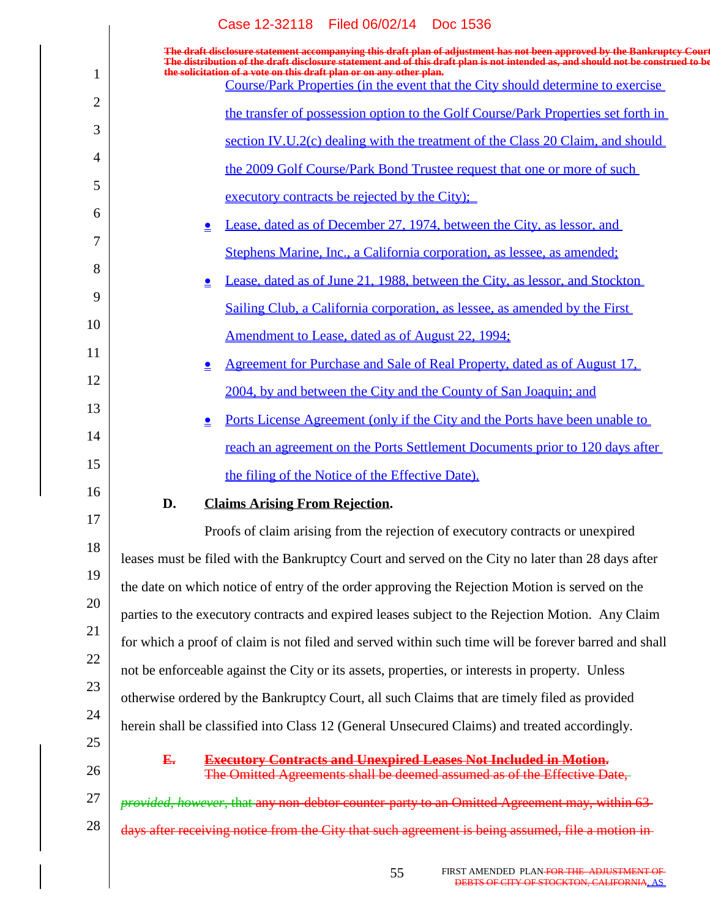The draft disclosure statement accompanying this draft plan of adjustment has not been approved by the Bankruptcy Court. The distribution of the draft disclosure statement and of this draft plan is not intended as, and should not be construed to be the solicitation of a vote on this draft plan or on any other plan.

Course/Park Properties (in the event that the City should determine to exercise the transfer of possession option to the Golf Course/Park Properties set forth in section IV.U.2(c) dealing with the treatment of the Class 20 Claim, and should the 2009 Golf Course/Park Bond Trustee request that one or more of such executory contracts be rejected by the City);

- Lease, dated as of December 27, 1974, between the City, as lessor, and Stephens Marine, Inc., a California corporation, as lessee, as amended;
- Lease, dated as of June 21, 1988, between the City, as lessor, and Stockton Sailing Club, a California corporation, as lessee, as amended by the First Amendment to Lease, dated as of August 22, 1994;
- Agreement for Purchase and Sale of Real Property, dated as of August 17, 2004, by and between the City and the County of San Joaquin; and
- Ports License Agreement (only if the City and the Ports have been unable to reach an agreement on the Ports Settlement Documents prior to 120 days after the filing of the Notice of the Effective Date).

**D. Claims Arising From Rejection.**

Proofs of claim arising from the rejection of executory contracts or unexpired leases must be filed with the Bankruptcy Court and served on the City no later than 28 days after the date on which notice of entry of the order approving the Rejection Motion is served on the parties to the executory contracts and expired leases subject to the Rejection Motion. Any Claim for which a proof of claim is not filed and served within such time will be forever barred and shall not be enforceable against the City or its assets, properties, or interests in property. Unless otherwise ordered by the Bankruptcy Court, all such Claims that are timely filed as provided herein shall be classified into Class 12 (General Unsecured Claims) and treated accordingly.

~~**E. Executory Contracts and Unexpired Leases Not Included in Motion.**~~

~~The Omitted Agreements shall be deemed assumed as of the Effective Date, *provided, however*, that any non-debtor counter-party to an Omitted Agreement may, within 63 days after receiving notice from the City that such agreement is being assumed, file a motion in~~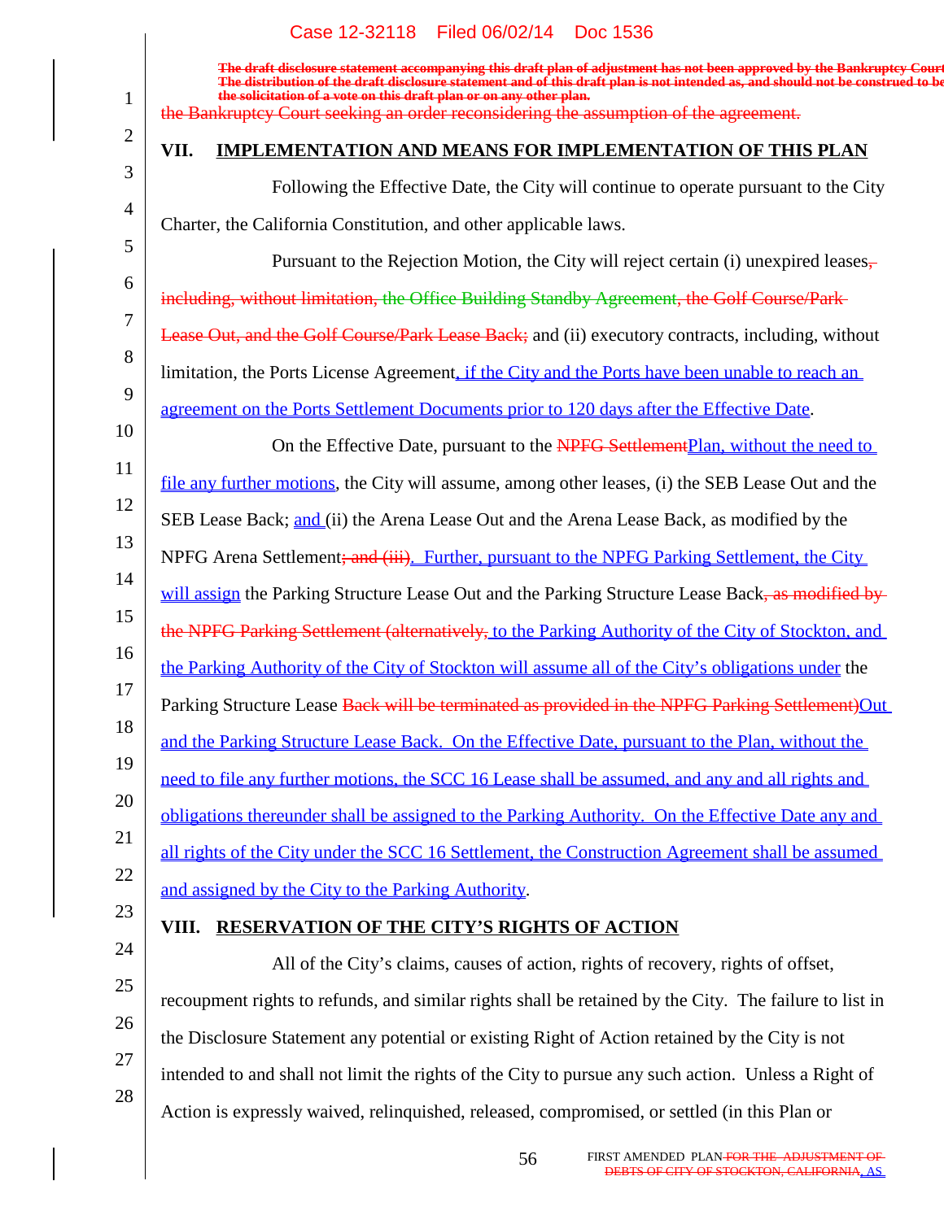The draft disclosure statement accompanying this draft plan of adjustment has not been approved by the Bankruptcy Court. The distribution of the draft disclosure statement and of this draft plan is not intended as, and should not be construed to be the solicitation of a vote on this draft plan or on any other plan.

the Bankruptcy Court seeking an order reconsidering the assumption of the agreement.

## VII. IMPLEMENTATION AND MEANS FOR IMPLEMENTATION OF THIS PLAN

Following the Effective Date, the City will continue to operate pursuant to the City Charter, the California Constitution, and other applicable laws.

Pursuant to the Rejection Motion, the City will reject certain (i) unexpired leases, including, without limitation, the Office Building Standby Agreement, the Golf Course/Park Lease Out, and the Golf Course/Park Lease Back; and (ii) executory contracts, including, without limitation, the Ports License Agreement, if the City and the Ports have been unable to reach an agreement on the Ports Settlement Documents prior to 120 days after the Effective Date.

On the Effective Date, pursuant to the NPFG SettlementPlan, without the need to file any further motions, the City will assume, among other leases, (i) the SEB Lease Out and the SEB Lease Back; and (ii) the Arena Lease Out and the Arena Lease Back, as modified by the NPFG Arena Settlement; and (iii). Further, pursuant to the NPFG Parking Settlement, the City will assign the Parking Structure Lease Out and the Parking Structure Lease Back, as modified by the NPFG Parking Settlement (alternatively, to the Parking Authority of the City of Stockton, and the Parking Authority of the City of Stockton will assume all of the City's obligations under the Parking Structure Lease Back will be terminated as provided in the NPFG Parking Settlement)Out and the Parking Structure Lease Back. On the Effective Date, pursuant to the Plan, without the need to file any further motions, the SCC 16 Lease shall be assumed, and any and all rights and obligations thereunder shall be assigned to the Parking Authority. On the Effective Date any and all rights of the City under the SCC 16 Settlement, the Construction Agreement shall be assumed and assigned by the City to the Parking Authority.

## VIII. RESERVATION OF THE CITY'S RIGHTS OF ACTION

All of the City's claims, causes of action, rights of recovery, rights of offset, recoupment rights to refunds, and similar rights shall be retained by the City. The failure to list in the Disclosure Statement any potential or existing Right of Action retained by the City is not intended to and shall not limit the rights of the City to pursue any such action. Unless a Right of Action is expressly waived, relinquished, released, compromised, or settled (in this Plan or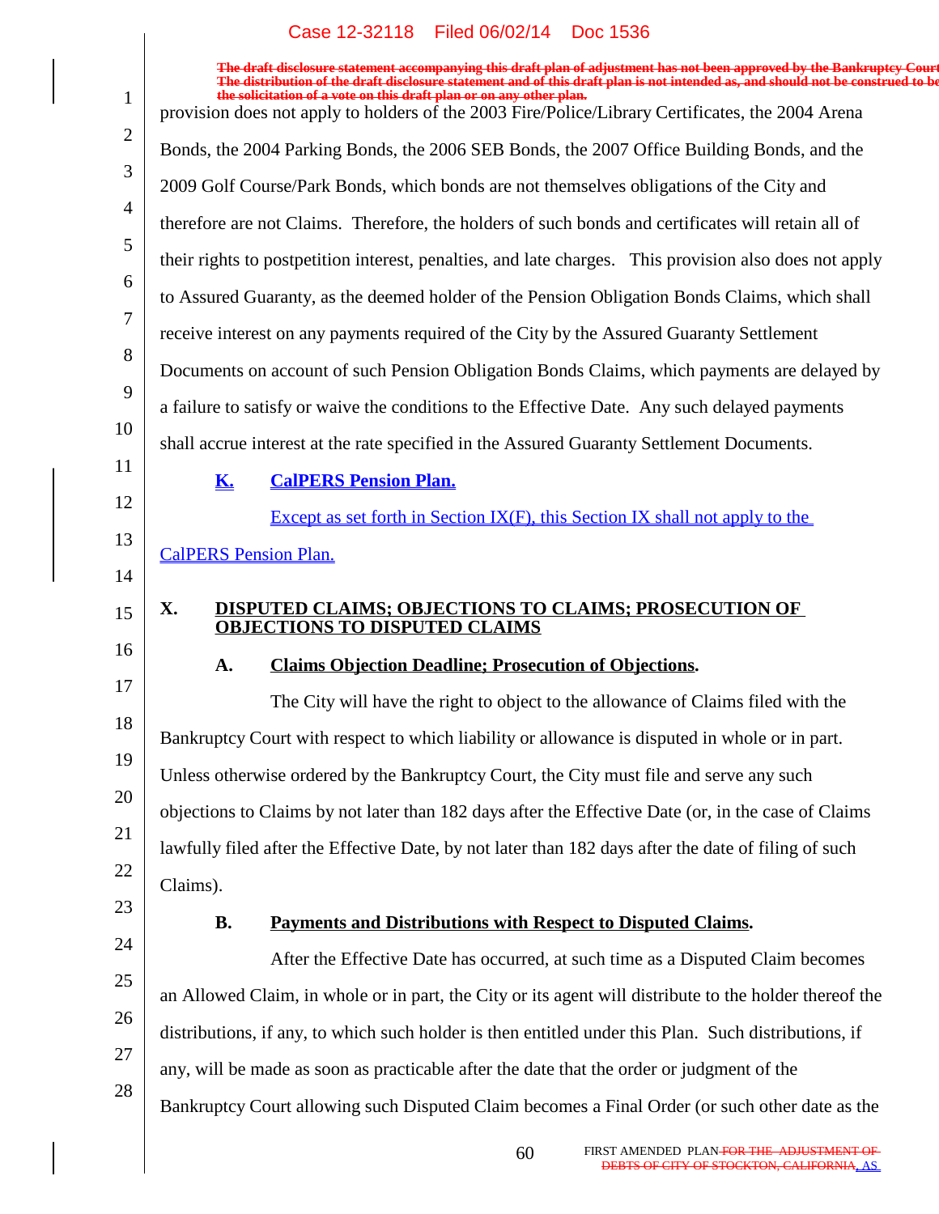provision does not apply to holders of the 2003 Fire/Police/Library Certificates, the 2004 Arena Bonds, the 2004 Parking Bonds, the 2006 SEB Bonds, the 2007 Office Building Bonds, and the 2009 Golf Course/Park Bonds, which bonds are not themselves obligations of the City and therefore are not Claims. Therefore, the holders of such bonds and certificates will retain all of their rights to postpetition interest, penalties, and late charges. This provision also does not apply to Assured Guaranty, as the deemed holder of the Pension Obligation Bonds Claims, which shall receive interest on any payments required of the City by the Assured Guaranty Settlement Documents on account of such Pension Obligation Bonds Claims, which payments are delayed by a failure to satisfy or waive the conditions to the Effective Date. Any such delayed payments shall accrue interest at the rate specified in the Assured Guaranty Settlement Documents.

### K. CalPERS Pension Plan.

Except as set forth in Section IX(F), this Section IX shall not apply to the CalPERS Pension Plan.

## X. DISPUTED CLAIMS; OBJECTIONS TO CLAIMS; PROSECUTION OF OBJECTIONS TO DISPUTED CLAIMS

### A. Claims Objection Deadline; Prosecution of Objections.

The City will have the right to object to the allowance of Claims filed with the Bankruptcy Court with respect to which liability or allowance is disputed in whole or in part. Unless otherwise ordered by the Bankruptcy Court, the City must file and serve any such objections to Claims by not later than 182 days after the Effective Date (or, in the case of Claims lawfully filed after the Effective Date, by not later than 182 days after the date of filing of such Claims).

### B. Payments and Distributions with Respect to Disputed Claims.

After the Effective Date has occurred, at such time as a Disputed Claim becomes an Allowed Claim, in whole or in part, the City or its agent will distribute to the holder thereof the distributions, if any, to which such holder is then entitled under this Plan. Such distributions, if any, will be made as soon as practicable after the date that the order or judgment of the Bankruptcy Court allowing such Disputed Claim becomes a Final Order (or such other date as the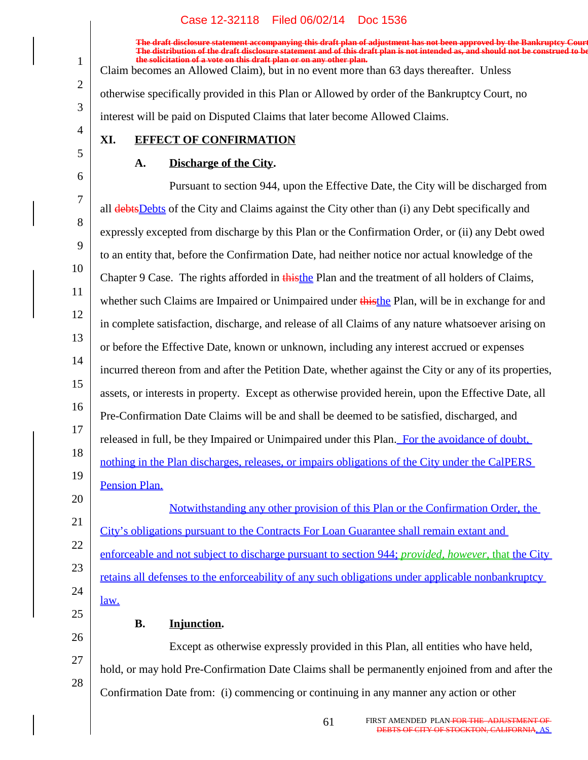Claim becomes an Allowed Claim), but in no event more than 63 days thereafter. Unless otherwise specifically provided in this Plan or Allowed by order of the Bankruptcy Court, no interest will be paid on Disputed Claims that later become Allowed Claims.

## XI. EFFECT OF CONFIRMATION

### A. Discharge of the City.

Pursuant to section 944, upon the Effective Date, the City will be discharged from all ~~debts~~Debts of the City and Claims against the City other than (i) any Debt specifically and expressly excepted from discharge by this Plan or the Confirmation Order, or (ii) any Debt owed to an entity that, before the Confirmation Date, had neither notice nor actual knowledge of the Chapter 9 Case. The rights afforded in ~~this~~the Plan and the treatment of all holders of Claims, whether such Claims are Impaired or Unimpaired under ~~this~~the Plan, will be in exchange for and in complete satisfaction, discharge, and release of all Claims of any nature whatsoever arising on or before the Effective Date, known or unknown, including any interest accrued or expenses incurred thereon from and after the Petition Date, whether against the City or any of its properties, assets, or interests in property. Except as otherwise provided herein, upon the Effective Date, all Pre-Confirmation Date Claims will be and shall be deemed to be satisfied, discharged, and released in full, be they Impaired or Unimpaired under this Plan. For the avoidance of doubt, nothing in the Plan discharges, releases, or impairs obligations of the City under the CalPERS Pension Plan.

Notwithstanding any other provision of this Plan or the Confirmation Order, the City's obligations pursuant to the Contracts For Loan Guarantee shall remain extant and enforceable and not subject to discharge pursuant to section 944; *provided, however*, that the City retains all defenses to the enforceability of any such obligations under applicable nonbankruptcy law.

### B. Injunction.

Except as otherwise expressly provided in this Plan, all entities who have held, hold, or may hold Pre-Confirmation Date Claims shall be permanently enjoined from and after the Confirmation Date from: (i) commencing or continuing in any manner any action or other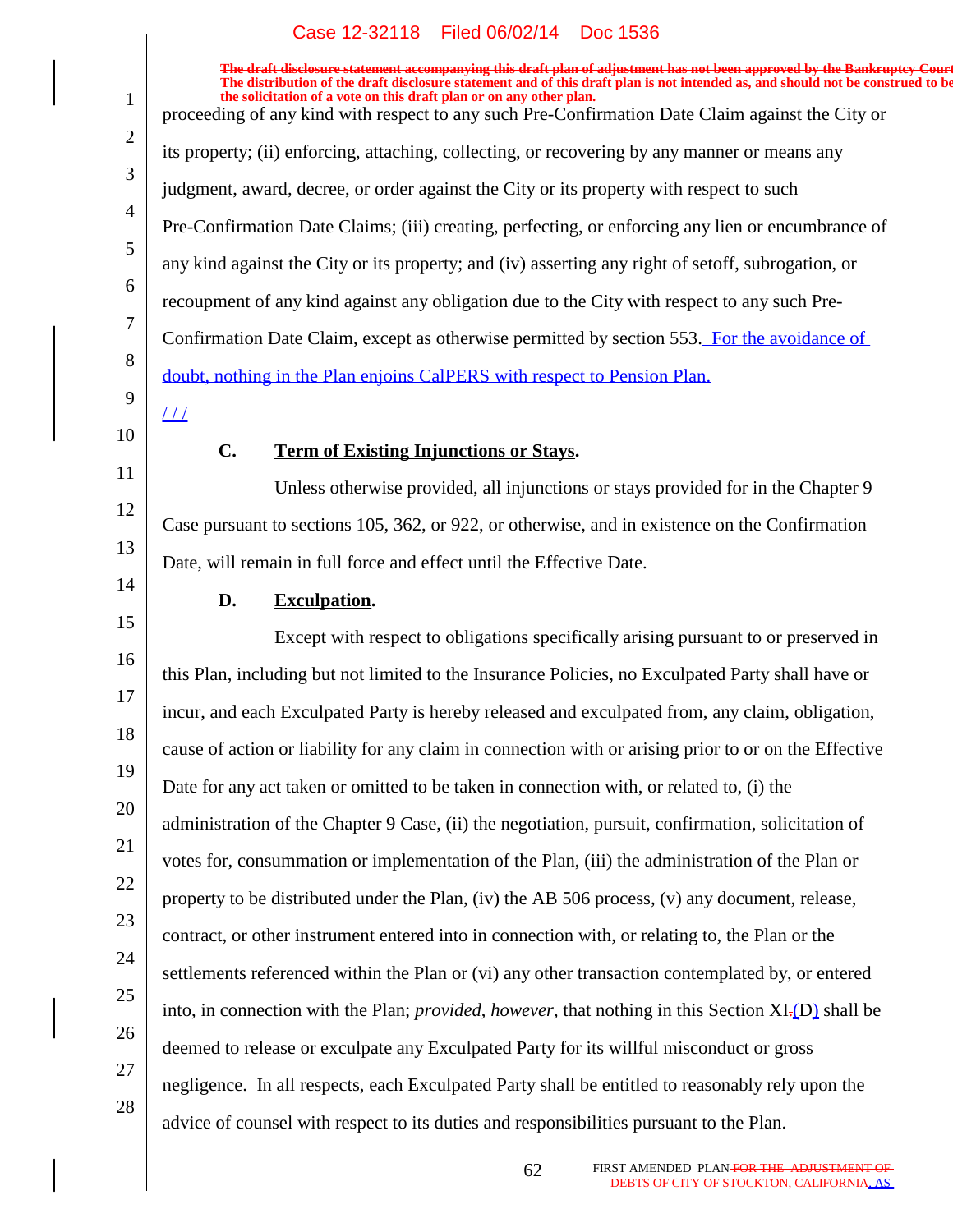proceeding of any kind with respect to any such Pre-Confirmation Date Claim against the City or its property; (ii) enforcing, attaching, collecting, or recovering by any manner or means any judgment, award, decree, or order against the City or its property with respect to such Pre-Confirmation Date Claims; (iii) creating, perfecting, or enforcing any lien or encumbrance of any kind against the City or its property; and (iv) asserting any right of setoff, subrogation, or recoupment of any kind against any obligation due to the City with respect to any such Pre-Confirmation Date Claim, except as otherwise permitted by section 553. For the avoidance of doubt, nothing in the Plan enjoins CalPERS with respect to Pension Plan.

/ / /

### C. Term of Existing Injunctions or Stays.

Unless otherwise provided, all injunctions or stays provided for in the Chapter 9 Case pursuant to sections 105, 362, or 922, or otherwise, and in existence on the Confirmation Date, will remain in full force and effect until the Effective Date.

### D. Exculpation.

Except with respect to obligations specifically arising pursuant to or preserved in this Plan, including but not limited to the Insurance Policies, no Exculpated Party shall have or incur, and each Exculpated Party is hereby released and exculpated from, any claim, obligation, cause of action or liability for any claim in connection with or arising prior to or on the Effective Date for any act taken or omitted to be taken in connection with, or related to, (i) the administration of the Chapter 9 Case, (ii) the negotiation, pursuit, confirmation, solicitation of votes for, consummation or implementation of the Plan, (iii) the administration of the Plan or property to be distributed under the Plan, (iv) the AB 506 process, (v) any document, release, contract, or other instrument entered into in connection with, or relating to, the Plan or the settlements referenced within the Plan or (vi) any other transaction contemplated by, or entered into, in connection with the Plan; *provided, however*, that nothing in this Section XI(D) shall be deemed to release or exculpate any Exculpated Party for its willful misconduct or gross negligence. In all respects, each Exculpated Party shall be entitled to reasonably rely upon the advice of counsel with respect to its duties and responsibilities pursuant to the Plan.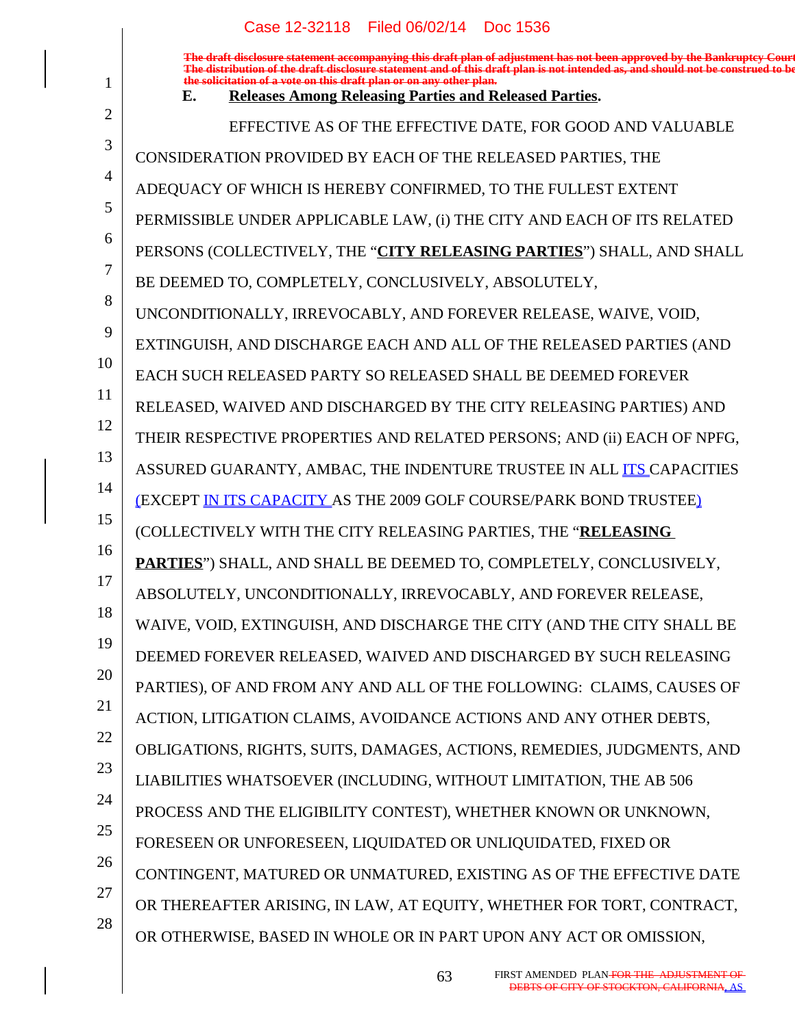The draft disclosure statement accompanying this draft plan of adjustment has not been approved by the Bankruptcy Court. The distribution of the draft disclosure statement and of this draft plan is not intended as, and should not be construed to be the solicitation of a vote on this draft plan or on any other plan.

**E. Releases Among Releasing Parties and Released Parties.**

EFFECTIVE AS OF THE EFFECTIVE DATE, FOR GOOD AND VALUABLE CONSIDERATION PROVIDED BY EACH OF THE RELEASED PARTIES, THE ADEQUACY OF WHICH IS HEREBY CONFIRMED, TO THE FULLEST EXTENT PERMISSIBLE UNDER APPLICABLE LAW, (i) THE CITY AND EACH OF ITS RELATED PERSONS (COLLECTIVELY, THE "**CITY RELEASING PARTIES**") SHALL, AND SHALL BE DEEMED TO, COMPLETELY, CONCLUSIVELY, ABSOLUTELY, UNCONDITIONALLY, IRREVOCABLY, AND FOREVER RELEASE, WAIVE, VOID, EXTINGUISH, AND DISCHARGE EACH AND ALL OF THE RELEASED PARTIES (AND EACH SUCH RELEASED PARTY SO RELEASED SHALL BE DEEMED FOREVER RELEASED, WAIVED AND DISCHARGED BY THE CITY RELEASING PARTIES) AND THEIR RESPECTIVE PROPERTIES AND RELATED PERSONS; AND (ii) EACH OF NPFG, ASSURED GUARANTY, AMBAC, THE INDENTURE TRUSTEE IN ALL ITS CAPACITIES (EXCEPT IN ITS CAPACITY AS THE 2009 GOLF COURSE/PARK BOND TRUSTEE) (COLLECTIVELY WITH THE CITY RELEASING PARTIES, THE "**RELEASING PARTIES**") SHALL, AND SHALL BE DEEMED TO, COMPLETELY, CONCLUSIVELY, ABSOLUTELY, UNCONDITIONALLY, IRREVOCABLY, AND FOREVER RELEASE, WAIVE, VOID, EXTINGUISH, AND DISCHARGE THE CITY (AND THE CITY SHALL BE DEEMED FOREVER RELEASED, WAIVED AND DISCHARGED BY SUCH RELEASING PARTIES), OF AND FROM ANY AND ALL OF THE FOLLOWING: CLAIMS, CAUSES OF ACTION, LITIGATION CLAIMS, AVOIDANCE ACTIONS AND ANY OTHER DEBTS, OBLIGATIONS, RIGHTS, SUITS, DAMAGES, ACTIONS, REMEDIES, JUDGMENTS, AND LIABILITIES WHATSOEVER (INCLUDING, WITHOUT LIMITATION, THE AB 506 PROCESS AND THE ELIGIBILITY CONTEST), WHETHER KNOWN OR UNKNOWN, FORESEEN OR UNFORESEEN, LIQUIDATED OR UNLIQUIDATED, FIXED OR CONTINGENT, MATURED OR UNMATURED, EXISTING AS OF THE EFFECTIVE DATE OR THEREAFTER ARISING, IN LAW, AT EQUITY, WHETHER FOR TORT, CONTRACT, OR OTHERWISE, BASED IN WHOLE OR IN PART UPON ANY ACT OR OMISSION,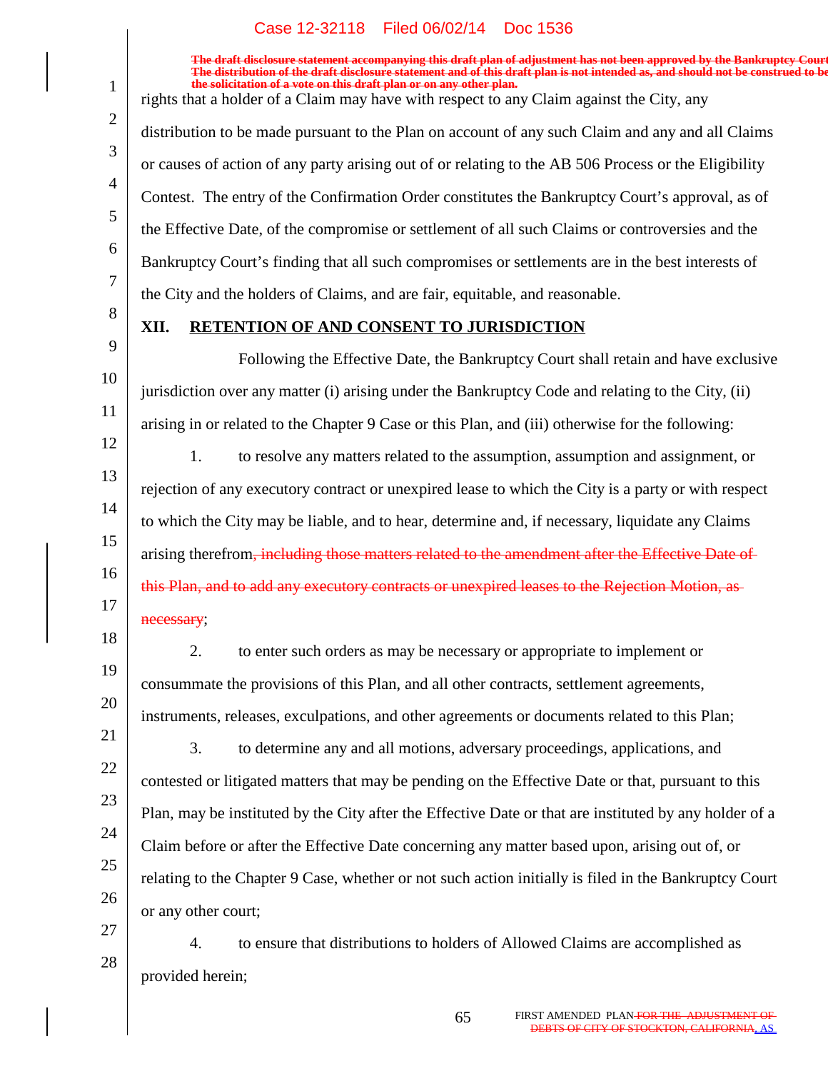rights that a holder of a Claim may have with respect to any Claim against the City, any distribution to be made pursuant to the Plan on account of any such Claim and any and all Claims or causes of action of any party arising out of or relating to the AB 506 Process or the Eligibility Contest. The entry of the Confirmation Order constitutes the Bankruptcy Court's approval, as of the Effective Date, of the compromise or settlement of all such Claims or controversies and the Bankruptcy Court's finding that all such compromises or settlements are in the best interests of the City and the holders of Claims, and are fair, equitable, and reasonable.

## XII. RETENTION OF AND CONSENT TO JURISDICTION

Following the Effective Date, the Bankruptcy Court shall retain and have exclusive jurisdiction over any matter (i) arising under the Bankruptcy Code and relating to the City, (ii) arising in or related to the Chapter 9 Case or this Plan, and (iii) otherwise for the following:

1. to resolve any matters related to the assumption, assumption and assignment, or rejection of any executory contract or unexpired lease to which the City is a party or with respect to which the City may be liable, and to hear, determine and, if necessary, liquidate any Claims arising therefrom~~, including those matters related to the amendment after the Effective Date of this Plan, and to add any executory contracts or unexpired leases to the Rejection Motion, as necessary~~;

2. to enter such orders as may be necessary or appropriate to implement or consummate the provisions of this Plan, and all other contracts, settlement agreements, instruments, releases, exculpations, and other agreements or documents related to this Plan;

3. to determine any and all motions, adversary proceedings, applications, and contested or litigated matters that may be pending on the Effective Date or that, pursuant to this Plan, may be instituted by the City after the Effective Date or that are instituted by any holder of a Claim before or after the Effective Date concerning any matter based upon, arising out of, or relating to the Chapter 9 Case, whether or not such action initially is filed in the Bankruptcy Court or any other court;

4. to ensure that distributions to holders of Allowed Claims are accomplished as provided herein;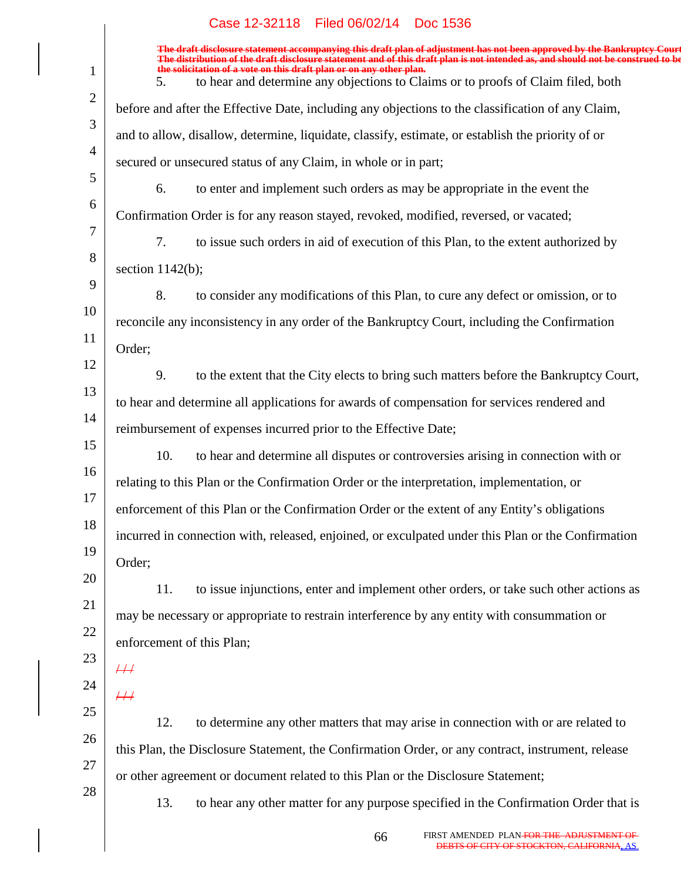~~The draft disclosure statement accompanying this draft plan of adjustment has not been approved by the Bankruptcy Court. The distribution of the draft disclosure statement and of this draft plan is not intended as, and should not be construed to be the solicitation of a vote on this draft plan or on any other plan.~~

5. to hear and determine any objections to Claims or to proofs of Claim filed, both before and after the Effective Date, including any objections to the classification of any Claim, and to allow, disallow, determine, liquidate, classify, estimate, or establish the priority of or secured or unsecured status of any Claim, in whole or in part;

6. to enter and implement such orders as may be appropriate in the event the Confirmation Order is for any reason stayed, revoked, modified, reversed, or vacated;

7. to issue such orders in aid of execution of this Plan, to the extent authorized by section 1142(b);

8. to consider any modifications of this Plan, to cure any defect or omission, or to reconcile any inconsistency in any order of the Bankruptcy Court, including the Confirmation Order;

9. to the extent that the City elects to bring such matters before the Bankruptcy Court, to hear and determine all applications for awards of compensation for services rendered and reimbursement of expenses incurred prior to the Effective Date;

10. to hear and determine all disputes or controversies arising in connection with or relating to this Plan or the Confirmation Order or the interpretation, implementation, or enforcement of this Plan or the Confirmation Order or the extent of any Entity's obligations incurred in connection with, released, enjoined, or exculpated under this Plan or the Confirmation Order;

11. to issue injunctions, enter and implement other orders, or take such other actions as may be necessary or appropriate to restrain interference by any entity with consummation or enforcement of this Plan;

~~///~~

~~///~~

12. to determine any other matters that may arise in connection with or are related to this Plan, the Disclosure Statement, the Confirmation Order, or any contract, instrument, release or other agreement or document related to this Plan or the Disclosure Statement;

13. to hear any other matter for any purpose specified in the Confirmation Order that is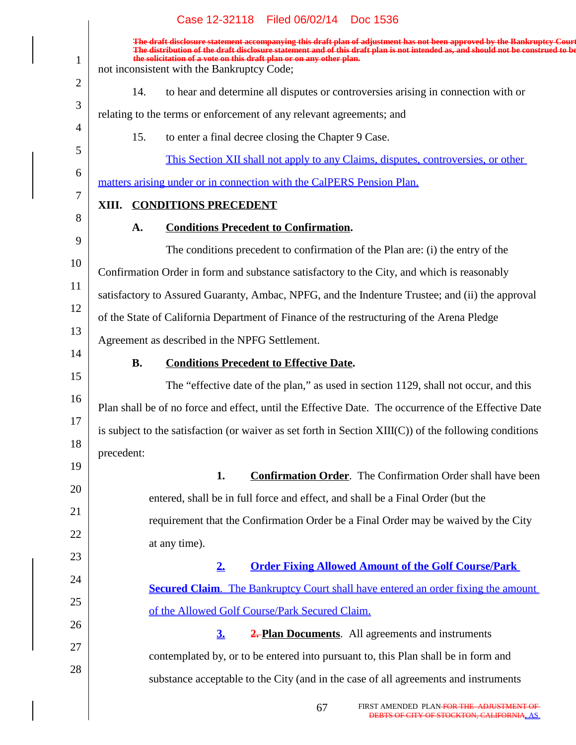~~The draft disclosure statement accompanying this draft plan of adjustment has not been approved by the Bankruptcy Court. The distribution of the draft disclosure statement and of this draft plan is not intended as, and should not be construed to be the solicitation of a vote on this draft plan or on any other plan.~~

not inconsistent with the Bankruptcy Code;

14. to hear and determine all disputes or controversies arising in connection with or relating to the terms or enforcement of any relevant agreements; and

15. to enter a final decree closing the Chapter 9 Case.

This Section XII shall not apply to any Claims, disputes, controversies, or other matters arising under or in connection with the CalPERS Pension Plan.

## XIII. CONDITIONS PRECEDENT

### A. Conditions Precedent to Confirmation.

The conditions precedent to confirmation of the Plan are: (i) the entry of the Confirmation Order in form and substance satisfactory to the City, and which is reasonably satisfactory to Assured Guaranty, Ambac, NPFG, and the Indenture Trustee; and (ii) the approval of the State of California Department of Finance of the restructuring of the Arena Pledge Agreement as described in the NPFG Settlement.

### B. Conditions Precedent to Effective Date.

The "effective date of the plan," as used in section 1129, shall not occur, and this Plan shall be of no force and effect, until the Effective Date. The occurrence of the Effective Date is subject to the satisfaction (or waiver as set forth in Section XIII(C)) of the following conditions precedent:

1. **Confirmation Order**. The Confirmation Order shall have been entered, shall be in full force and effect, and shall be a Final Order (but the requirement that the Confirmation Order be a Final Order may be waived by the City at any time).

2. **Order Fixing Allowed Amount of the Golf Course/Park Secured Claim**. The Bankruptcy Court shall have entered an order fixing the amount of the Allowed Golf Course/Park Secured Claim.

3. ~~2.~~ **Plan Documents**. All agreements and instruments contemplated by, or to be entered into pursuant to, this Plan shall be in form and substance acceptable to the City (and in the case of all agreements and instruments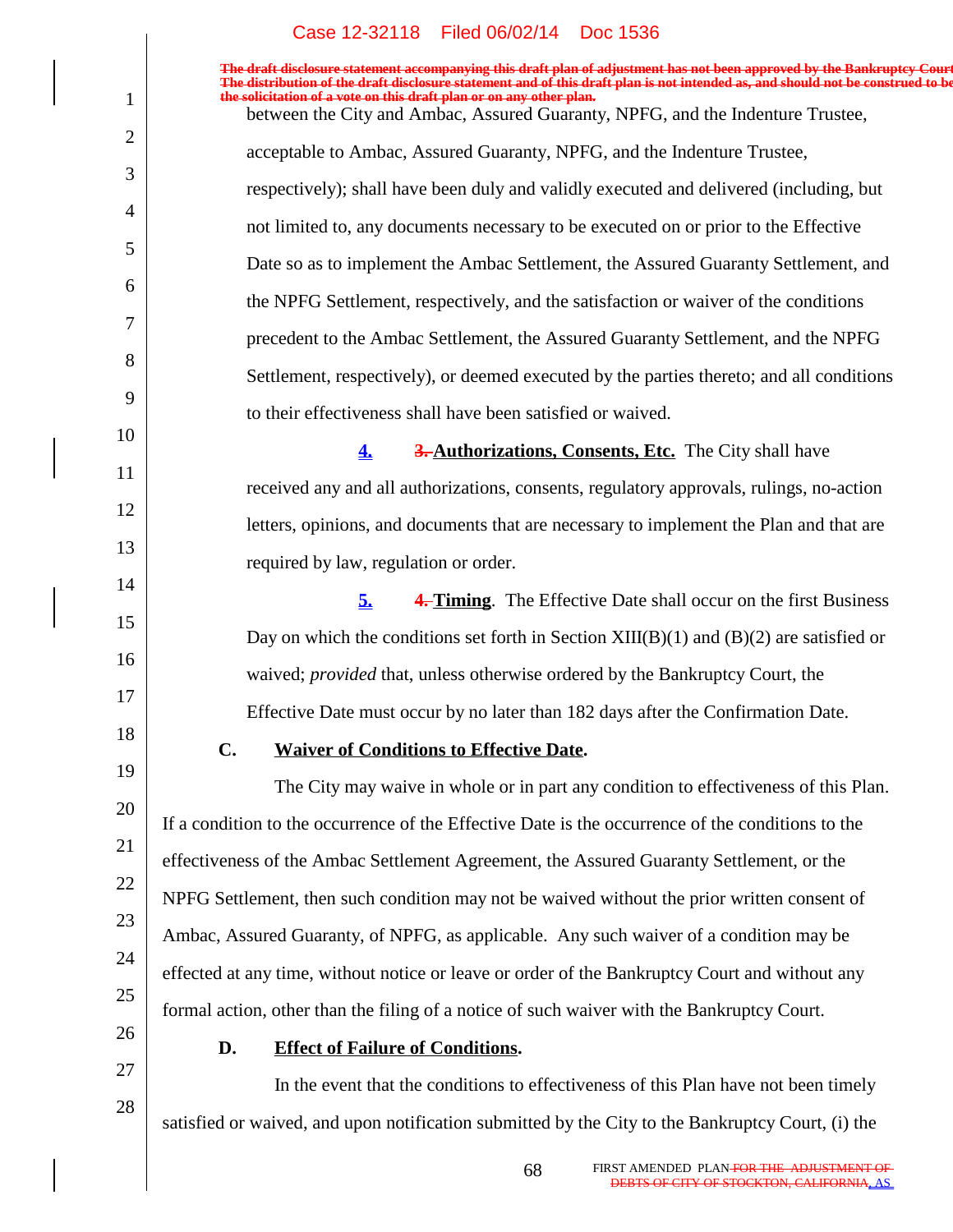between the City and Ambac, Assured Guaranty, NPFG, and the Indenture Trustee, acceptable to Ambac, Assured Guaranty, NPFG, and the Indenture Trustee, respectively); shall have been duly and validly executed and delivered (including, but not limited to, any documents necessary to be executed on or prior to the Effective Date so as to implement the Ambac Settlement, the Assured Guaranty Settlement, and the NPFG Settlement, respectively, and the satisfaction or waiver of the conditions precedent to the Ambac Settlement, the Assured Guaranty Settlement, and the NPFG Settlement, respectively), or deemed executed by the parties thereto; and all conditions to their effectiveness shall have been satisfied or waived.

**4.** ~~3.~~ **Authorizations, Consents, Etc.** The City shall have received any and all authorizations, consents, regulatory approvals, rulings, no-action letters, opinions, and documents that are necessary to implement the Plan and that are required by law, regulation or order.

**5.** ~~4.~~ **Timing**. The Effective Date shall occur on the first Business Day on which the conditions set forth in Section XIII(B)(1) and (B)(2) are satisfied or waived; *provided* that, unless otherwise ordered by the Bankruptcy Court, the Effective Date must occur by no later than 182 days after the Confirmation Date.

**C. Waiver of Conditions to Effective Date.**

The City may waive in whole or in part any condition to effectiveness of this Plan. If a condition to the occurrence of the Effective Date is the occurrence of the conditions to the effectiveness of the Ambac Settlement Agreement, the Assured Guaranty Settlement, or the NPFG Settlement, then such condition may not be waived without the prior written consent of Ambac, Assured Guaranty, of NPFG, as applicable. Any such waiver of a condition may be effected at any time, without notice or leave or order of the Bankruptcy Court and without any formal action, other than the filing of a notice of such waiver with the Bankruptcy Court.

**D. Effect of Failure of Conditions.**

In the event that the conditions to effectiveness of this Plan have not been timely satisfied or waived, and upon notification submitted by the City to the Bankruptcy Court, (i) the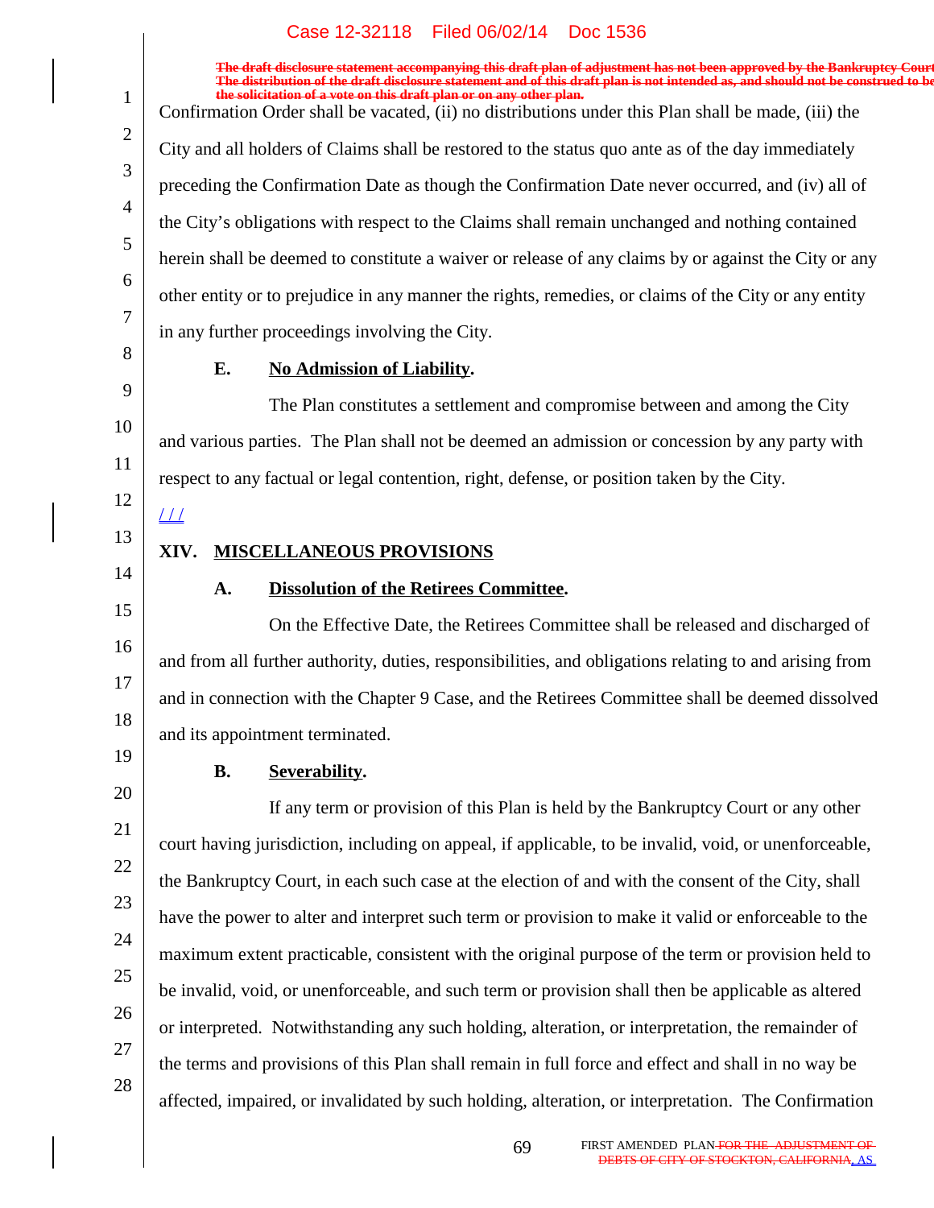Confirmation Order shall be vacated, (ii) no distributions under this Plan shall be made, (iii) the City and all holders of Claims shall be restored to the status quo ante as of the day immediately preceding the Confirmation Date as though the Confirmation Date never occurred, and (iv) all of the City's obligations with respect to the Claims shall remain unchanged and nothing contained herein shall be deemed to constitute a waiver or release of any claims by or against the City or any other entity or to prejudice in any manner the rights, remedies, or claims of the City or any entity in any further proceedings involving the City.

### E. No Admission of Liability.

The Plan constitutes a settlement and compromise between and among the City and various parties. The Plan shall not be deemed an admission or concession by any party with respect to any factual or legal contention, right, defense, or position taken by the City.

/ / /

## XIV. MISCELLANEOUS PROVISIONS

### A. Dissolution of the Retirees Committee.

On the Effective Date, the Retirees Committee shall be released and discharged of and from all further authority, duties, responsibilities, and obligations relating to and arising from and in connection with the Chapter 9 Case, and the Retirees Committee shall be deemed dissolved and its appointment terminated.

### B. Severability.

If any term or provision of this Plan is held by the Bankruptcy Court or any other court having jurisdiction, including on appeal, if applicable, to be invalid, void, or unenforceable, the Bankruptcy Court, in each such case at the election of and with the consent of the City, shall have the power to alter and interpret such term or provision to make it valid or enforceable to the maximum extent practicable, consistent with the original purpose of the term or provision held to be invalid, void, or unenforceable, and such term or provision shall then be applicable as altered or interpreted. Notwithstanding any such holding, alteration, or interpretation, the remainder of the terms and provisions of this Plan shall remain in full force and effect and shall in no way be affected, impaired, or invalidated by such holding, alteration, or interpretation. The Confirmation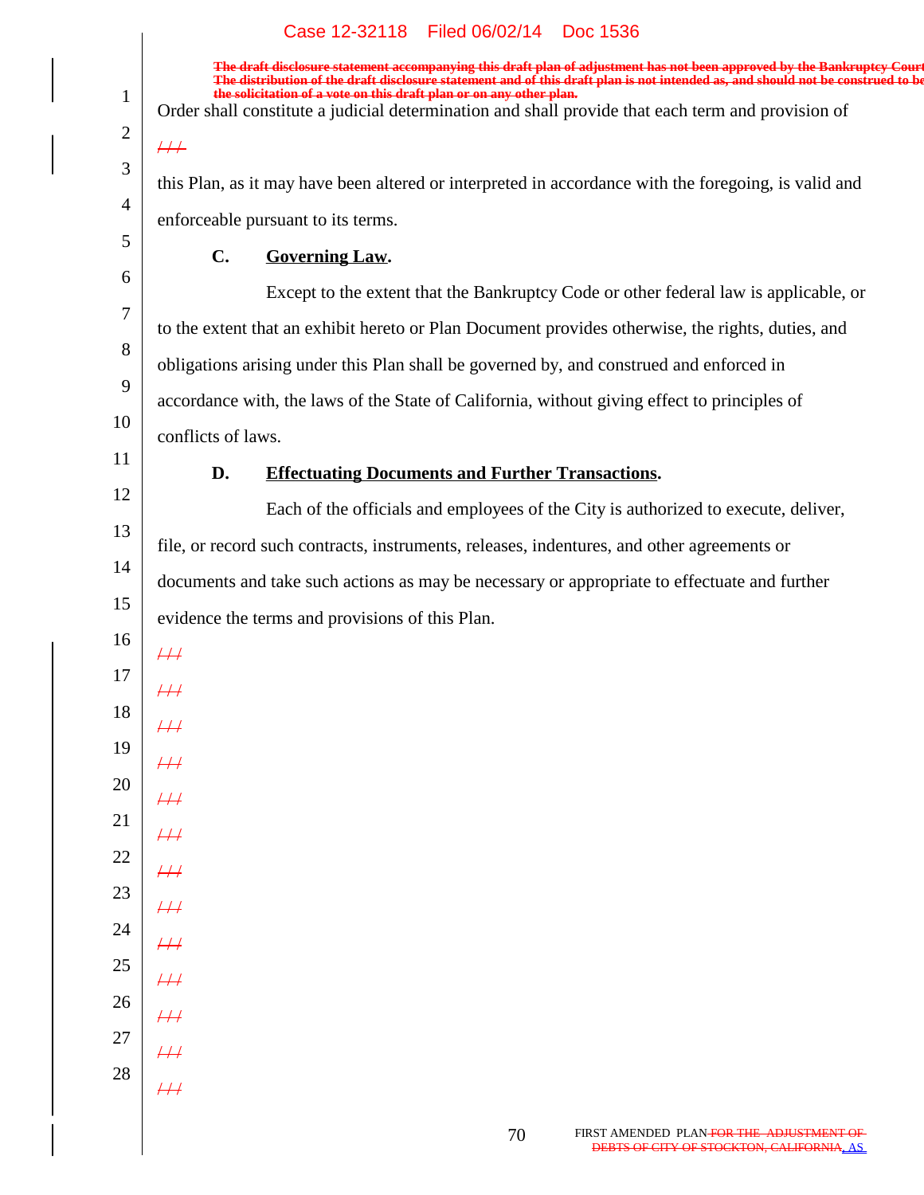Order shall constitute a judicial determination and shall provide that each term and provision of

this Plan, as it may have been altered or interpreted in accordance with the foregoing, is valid and enforceable pursuant to its terms.

**C. Governing Law.**

Except to the extent that the Bankruptcy Code or other federal law is applicable, or to the extent that an exhibit hereto or Plan Document provides otherwise, the rights, duties, and obligations arising under this Plan shall be governed by, and construed and enforced in accordance with, the laws of the State of California, without giving effect to principles of conflicts of laws.

**D. Effectuating Documents and Further Transactions.**

Each of the officials and employees of the City is authorized to execute, deliver, file, or record such contracts, instruments, releases, indentures, and other agreements or documents and take such actions as may be necessary or appropriate to effectuate and further evidence the terms and provisions of this Plan.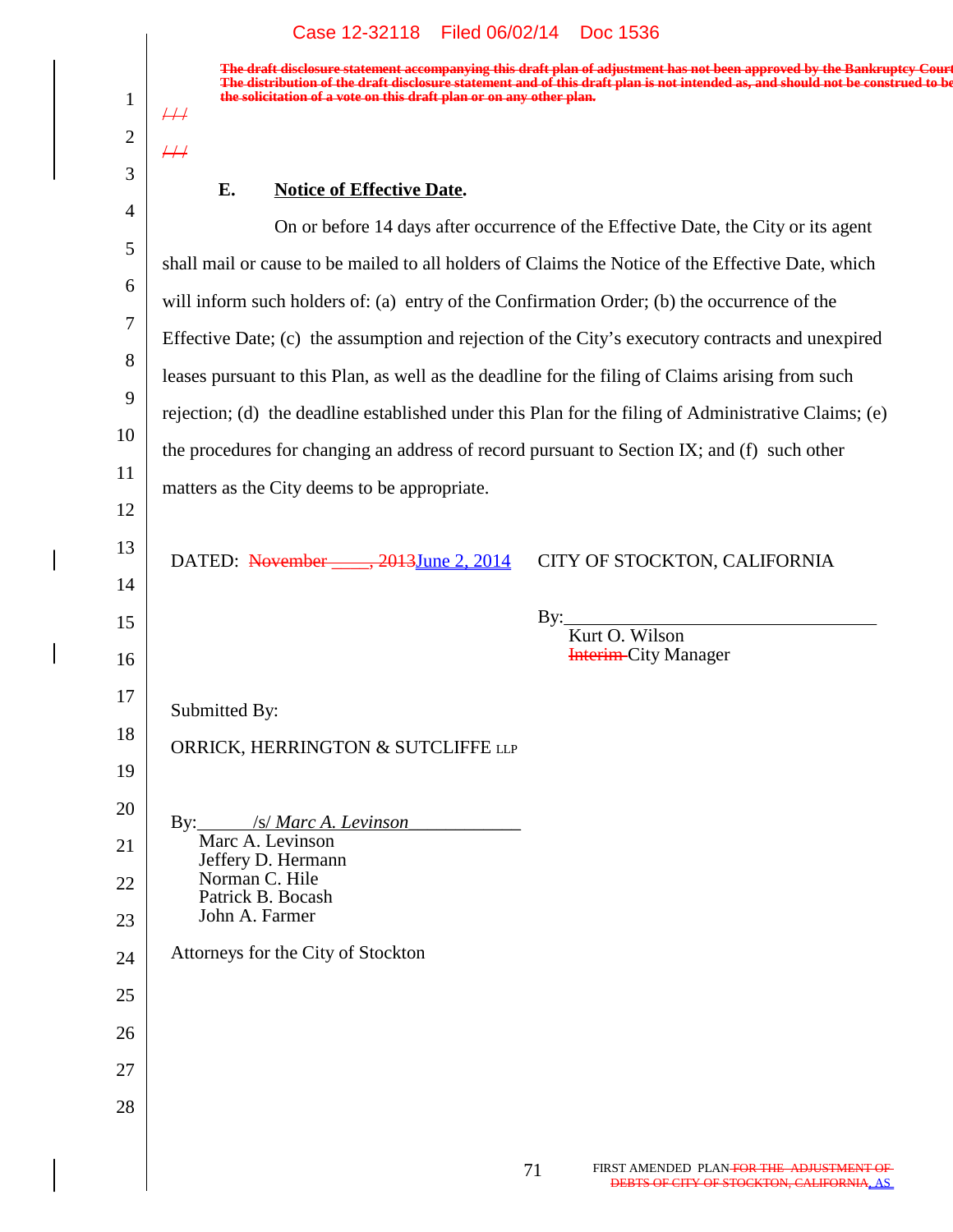The draft disclosure statement accompanying this draft plan of adjustment has not been approved by the Bankruptcy Court. The distribution of the draft disclosure statement and of this draft plan is not intended as, and should not be construed to be the solicitation of a vote on this draft plan or on any other plan.

/ / /

/ / /

**E. Notice of Effective Date.**

On or before 14 days after occurrence of the Effective Date, the City or its agent shall mail or cause to be mailed to all holders of Claims the Notice of the Effective Date, which will inform such holders of: (a) entry of the Confirmation Order; (b) the occurrence of the Effective Date; (c) the assumption and rejection of the City's executory contracts and unexpired leases pursuant to this Plan, as well as the deadline for the filing of Claims arising from such rejection; (d) the deadline established under this Plan for the filing of Administrative Claims; (e) the procedures for changing an address of record pursuant to Section IX; and (f) such other matters as the City deems to be appropriate.

DATED: ~~November \_\_\_\_, 2013~~June 2, 2014

CITY OF STOCKTON, CALIFORNIA

By:\_\_\_\_\_\_\_\_\_\_\_\_\_\_\_\_\_\_\_\_\_\_\_\_\_\_\_\_\_\_\_\_
Kurt O. Wilson
~~Interim~~ City Manager

Submitted By:

ORRICK, HERRINGTON & SUTCLIFFE LLP

By: /s/ *Marc A. Levinson*
Marc A. Levinson
Jeffery D. Hermann
Norman C. Hile
Patrick B. Bocash
John A. Farmer

Attorneys for the City of Stockton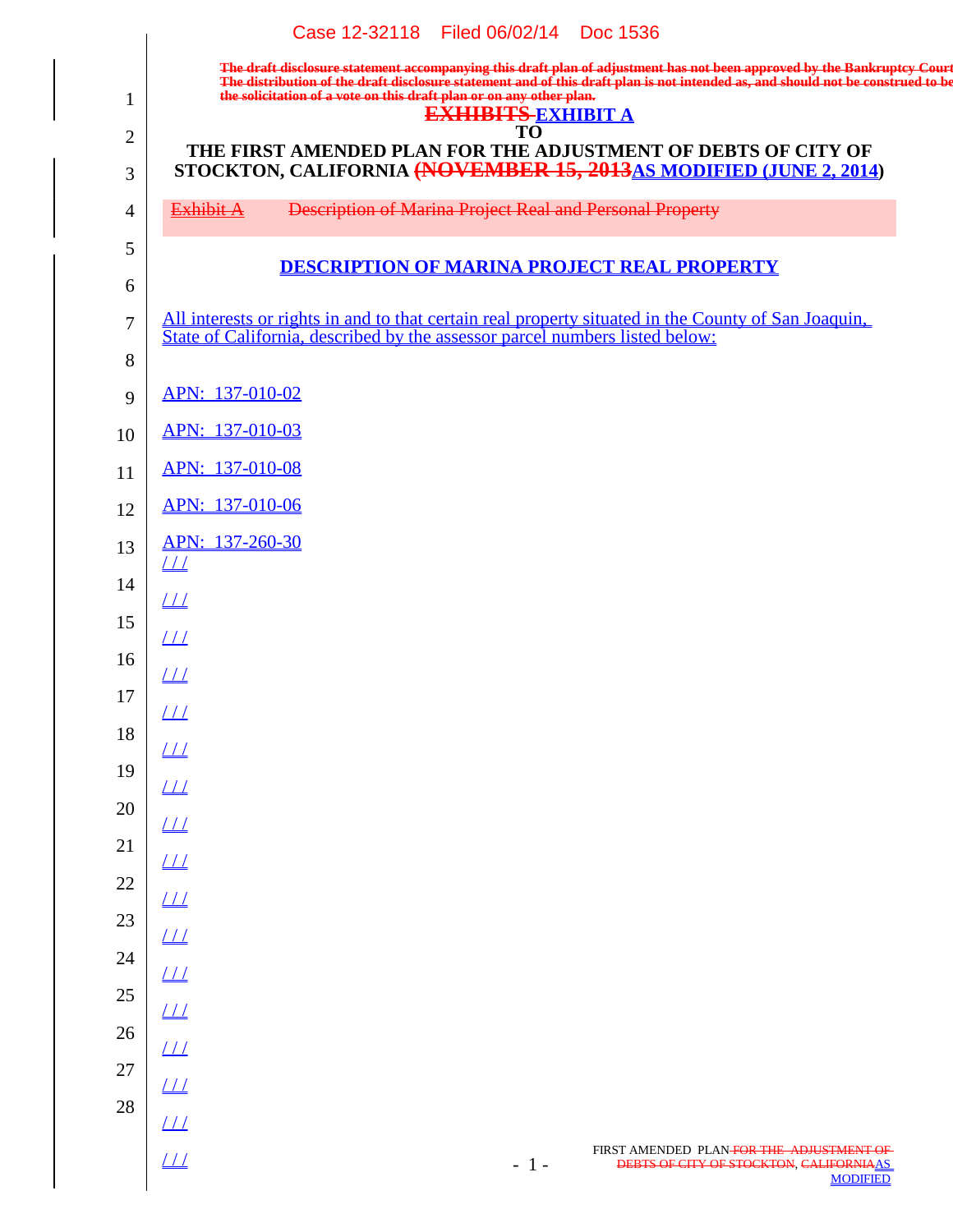The draft disclosure statement accompanying this draft plan of adjustment has not been approved by the Bankruptcy Court. The distribution of the draft disclosure statement and of this draft plan is not intended as, and should not be construed to be the solicitation of a vote on this draft plan or on any other plan.

# ~~EXHIBITS~~ EXHIBIT A
# TO
# THE FIRST AMENDED PLAN FOR THE ADJUSTMENT OF DEBTS OF CITY OF STOCKTON, CALIFORNIA ~~(NOVEMBER 15, 2013~~AS MODIFIED (JUNE 2, 2014)

~~Exhibit A Description of Marina Project Real and Personal Property~~

## DESCRIPTION OF MARINA PROJECT REAL PROPERTY

All interests or rights in and to that certain real property situated in the County of San Joaquin, State of California, described by the assessor parcel numbers listed below:

APN: 137-010-02

APN: 137-010-03

APN: 137-010-08

APN: 137-010-06

APN: 137-260-30

/ / /

/ / /

/ / /

/ / /

/ / /

/ / /

/ / /

/ / /

/ / /

/ / /

/ / /

/ / /

/ / /

/ / /

/ / /

/ / /

/ / /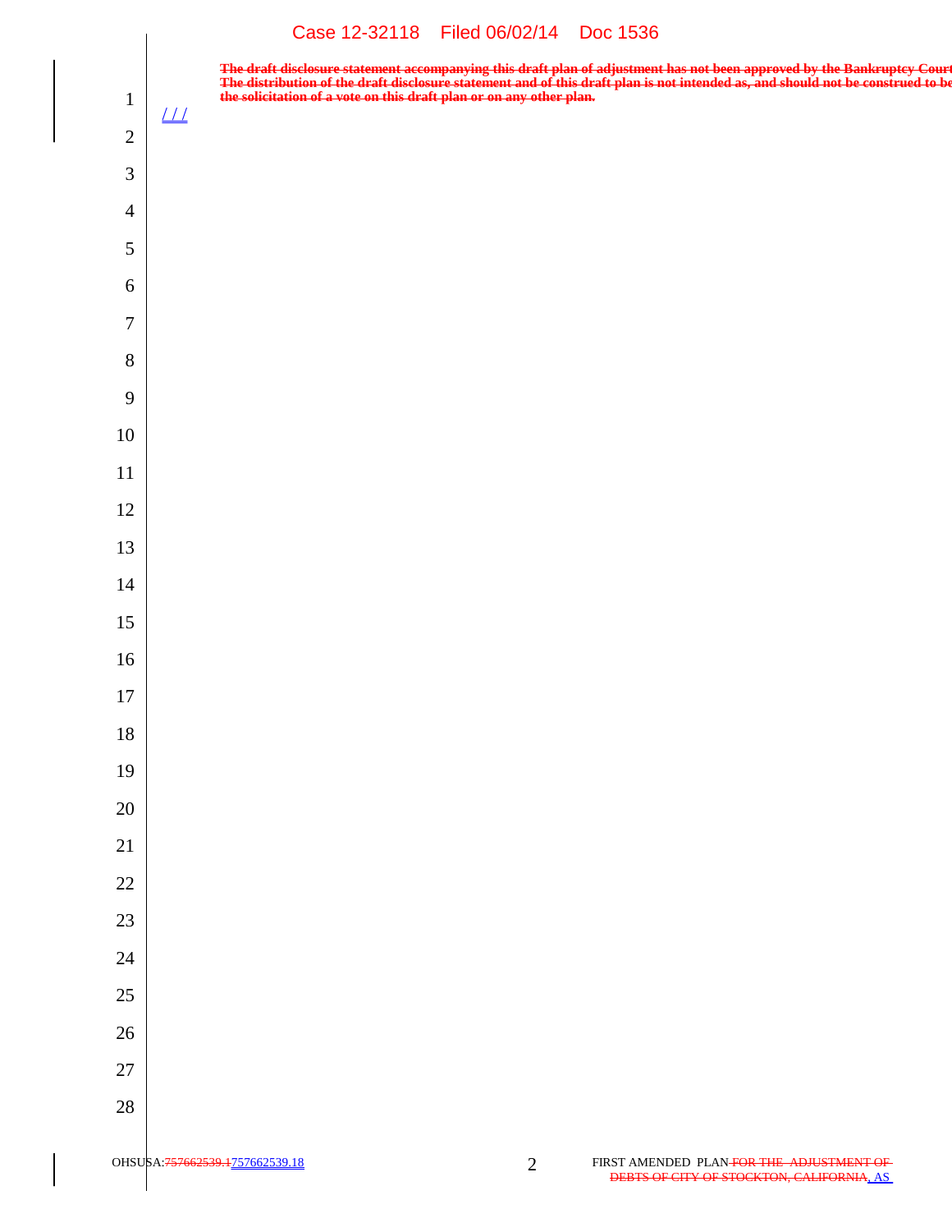~~The draft disclosure statement accompanying this draft plan of adjustment has not been approved by the Bankruptcy Court. The distribution of the draft disclosure statement and of this draft plan is not intended as, and should not be construed to be the solicitation of a vote on this draft plan or on any other plan.~~

/ / /